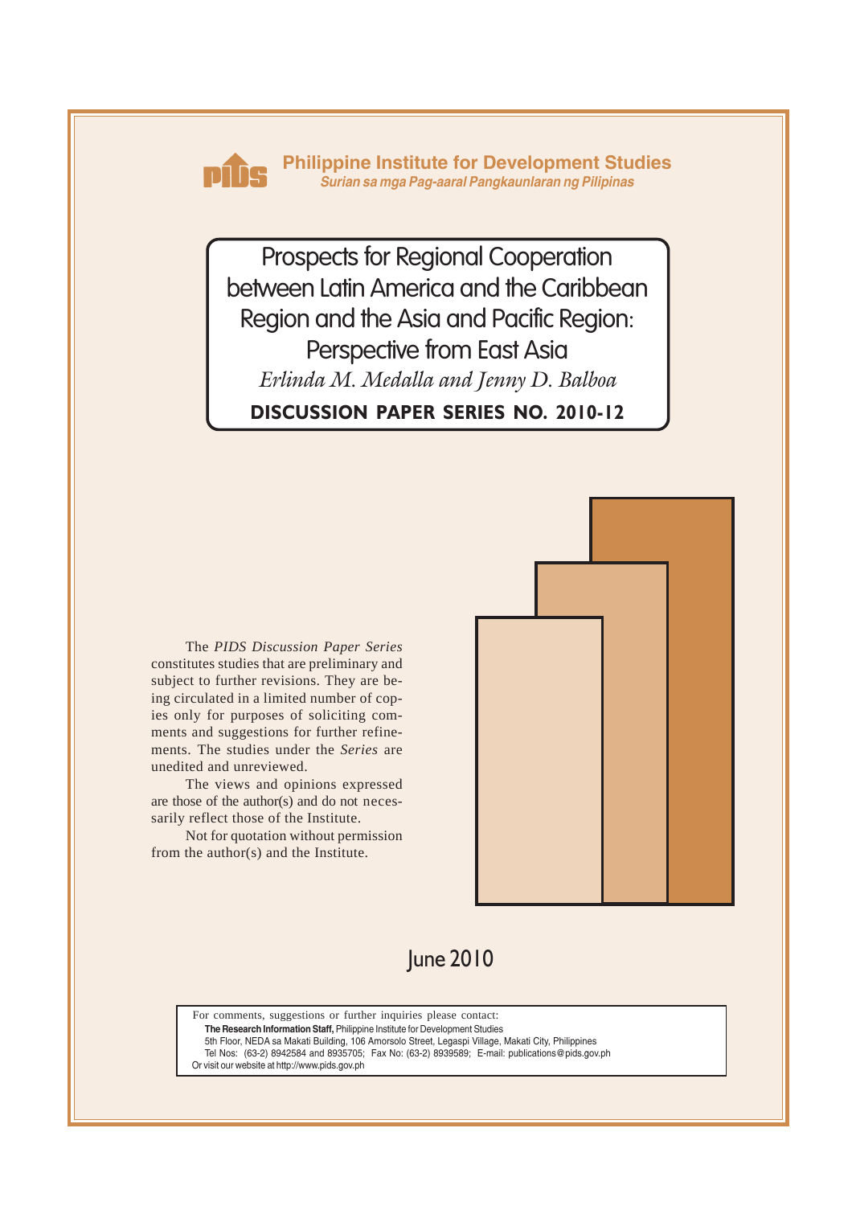**Philippine Institute for Development Studies**

*Surian sa mga Pag-aaral Pangkaunlaran ng Pilipinas*

# Prospects for Regional Cooperation between Latin America and the Caribbean Region and the Asia and Pacific Region: Perspective from East Asia

*Erlinda M. Medalla and Jenny D. Balboa*

**DISCUSSION PAPER SERIES NO. 2010-12**

The *PIDS Discussion Paper Series* constitutes studies that are preliminary and subject to further revisions. They are being circulated in a limited number of copies only for purposes of soliciting comments and suggestions for further refinements. The studies under the *Series* are unedited and unreviewed.

The views and opinions expressed are those of the author(s) and do not necessarily reflect those of the Institute.

Not for quotation without permission from the author(s) and the Institute.

June 2010

For comments, suggestions or further inquiries please contact:

**The Research Information Staff,** Philippine Institute for Development Studies
5th Floor, NEDA sa Makati Building, 106 Amorsolo Street, Legaspi Village, Makati City, Philippines
Tel Nos: (63-2) 8942584 and 8935705; Fax No: (63-2) 8939589; E-mail: publications@pids.gov.ph
Or visit our website at http://www.pids.gov.ph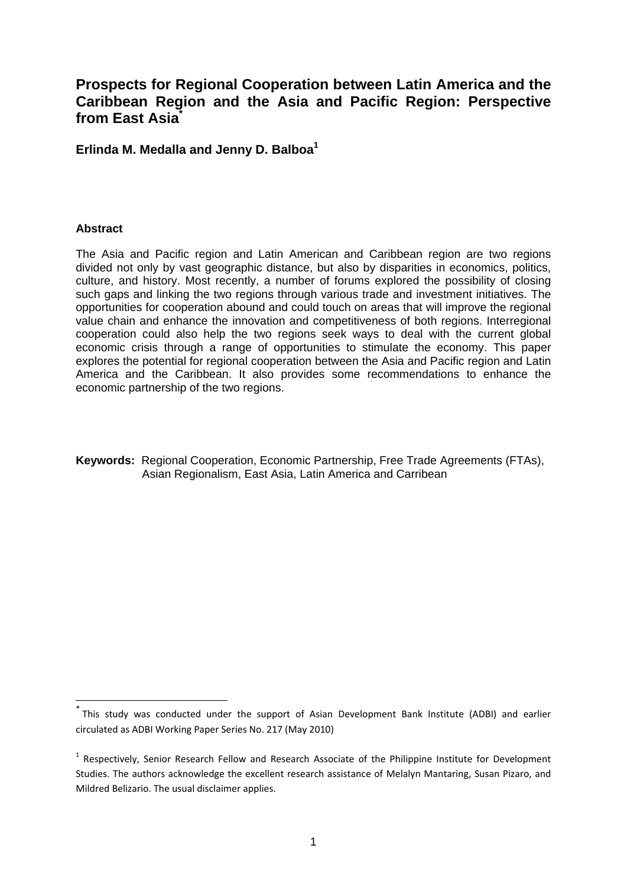# Prospects for Regional Cooperation between Latin America and the Caribbean Region and the Asia and Pacific Region: Perspective from East Asia[*]

**Erlinda M. Medalla and Jenny D. Balboa[1]**

**Abstract**

The Asia and Pacific region and Latin American and Caribbean region are two regions divided not only by vast geographic distance, but also by disparities in economics, politics, culture, and history. Most recently, a number of forums explored the possibility of closing such gaps and linking the two regions through various trade and investment initiatives. The opportunities for cooperation abound and could touch on areas that will improve the regional value chain and enhance the innovation and competitiveness of both regions. Interregional cooperation could also help the two regions seek ways to deal with the current global economic crisis through a range of opportunities to stimulate the economy. This paper explores the potential for regional cooperation between the Asia and Pacific region and Latin America and the Caribbean. It also provides some recommendations to enhance the economic partnership of the two regions.

**Keywords:** Regional Cooperation, Economic Partnership, Free Trade Agreements (FTAs), Asian Regionalism, East Asia, Latin America and Carribean

---

[*] This study was conducted under the support of Asian Development Bank Institute (ADBI) and earlier circulated as ADBI Working Paper Series No. 217 (May 2010)

[1] Respectively, Senior Research Fellow and Research Associate of the Philippine Institute for Development Studies. The authors acknowledge the excellent research assistance of Melalyn Mantaring, Susan Pizaro, and Mildred Belizario. The usual disclaimer applies.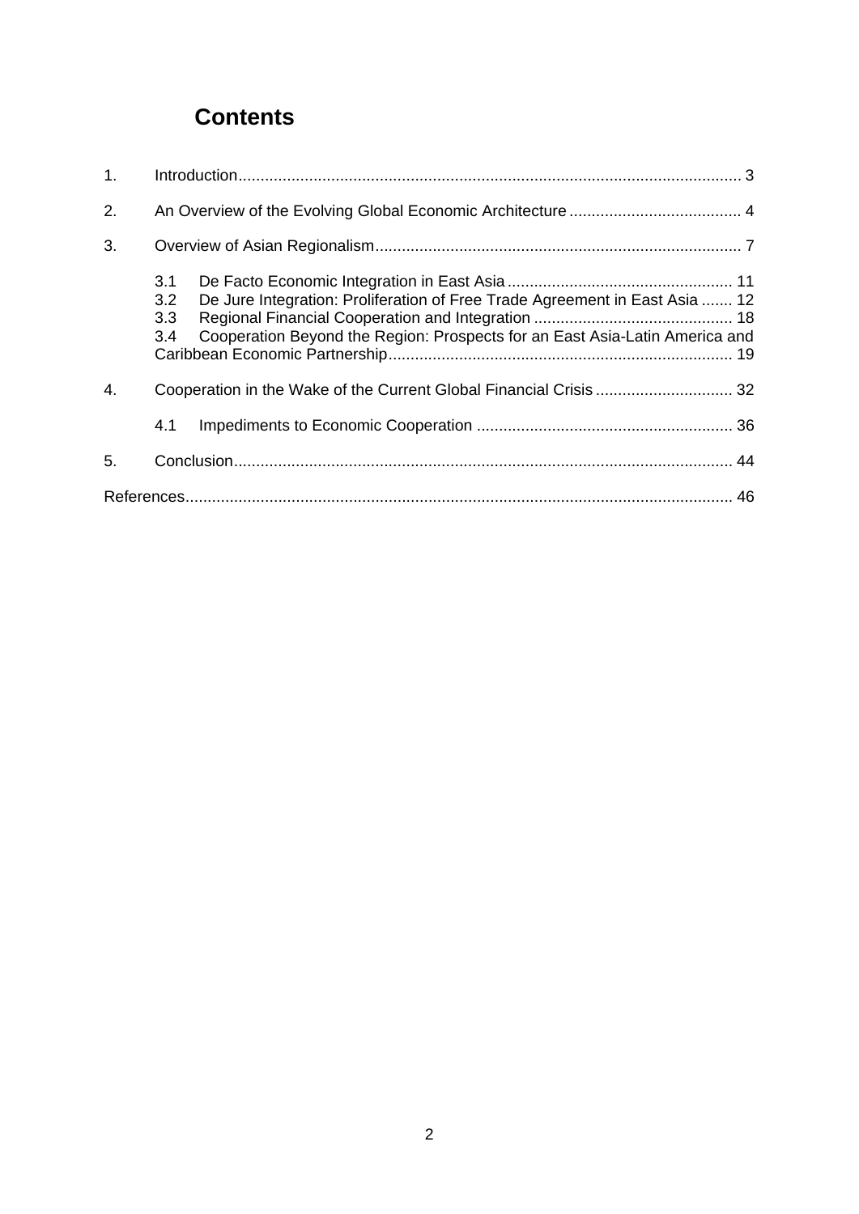# Contents

1. Introduction .......... 3
2. An Overview of the Evolving Global Economic Architecture .......... 4
3. Overview of Asian Regionalism .......... 7
   - 3.1 De Facto Economic Integration in East Asia .......... 11
   - 3.2 De Jure Integration: Proliferation of Free Trade Agreement in East Asia .......... 12
   - 3.3 Regional Financial Cooperation and Integration .......... 18
   - 3.4 Cooperation Beyond the Region: Prospects for an East Asia-Latin America and Caribbean Economic Partnership .......... 19
4. Cooperation in the Wake of the Current Global Financial Crisis .......... 32
   - 4.1 Impediments to Economic Cooperation .......... 36
5. Conclusion .......... 44

References .......... 46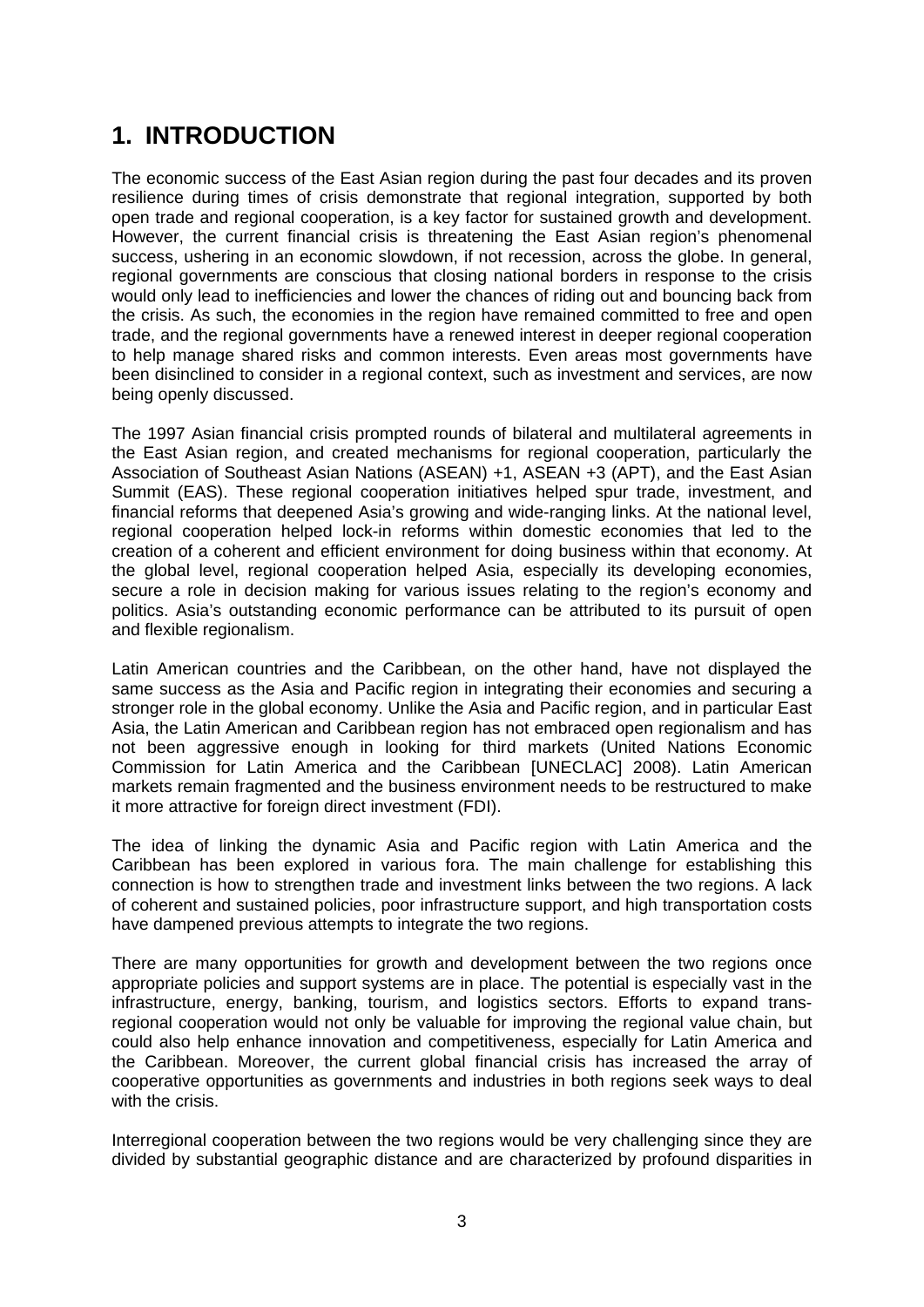# 1. INTRODUCTION

The economic success of the East Asian region during the past four decades and its proven resilience during times of crisis demonstrate that regional integration, supported by both open trade and regional cooperation, is a key factor for sustained growth and development. However, the current financial crisis is threatening the East Asian region's phenomenal success, ushering in an economic slowdown, if not recession, across the globe. In general, regional governments are conscious that closing national borders in response to the crisis would only lead to inefficiencies and lower the chances of riding out and bouncing back from the crisis. As such, the economies in the region have remained committed to free and open trade, and the regional governments have a renewed interest in deeper regional cooperation to help manage shared risks and common interests. Even areas most governments have been disinclined to consider in a regional context, such as investment and services, are now being openly discussed.

The 1997 Asian financial crisis prompted rounds of bilateral and multilateral agreements in the East Asian region, and created mechanisms for regional cooperation, particularly the Association of Southeast Asian Nations (ASEAN) +1, ASEAN +3 (APT), and the East Asian Summit (EAS). These regional cooperation initiatives helped spur trade, investment, and financial reforms that deepened Asia's growing and wide-ranging links. At the national level, regional cooperation helped lock-in reforms within domestic economies that led to the creation of a coherent and efficient environment for doing business within that economy. At the global level, regional cooperation helped Asia, especially its developing economies, secure a role in decision making for various issues relating to the region's economy and politics. Asia's outstanding economic performance can be attributed to its pursuit of open and flexible regionalism.

Latin American countries and the Caribbean, on the other hand, have not displayed the same success as the Asia and Pacific region in integrating their economies and securing a stronger role in the global economy. Unlike the Asia and Pacific region, and in particular East Asia, the Latin American and Caribbean region has not embraced open regionalism and has not been aggressive enough in looking for third markets (United Nations Economic Commission for Latin America and the Caribbean [UNECLAC] 2008). Latin American markets remain fragmented and the business environment needs to be restructured to make it more attractive for foreign direct investment (FDI).

The idea of linking the dynamic Asia and Pacific region with Latin America and the Caribbean has been explored in various fora. The main challenge for establishing this connection is how to strengthen trade and investment links between the two regions. A lack of coherent and sustained policies, poor infrastructure support, and high transportation costs have dampened previous attempts to integrate the two regions.

There are many opportunities for growth and development between the two regions once appropriate policies and support systems are in place. The potential is especially vast in the infrastructure, energy, banking, tourism, and logistics sectors. Efforts to expand trans-regional cooperation would not only be valuable for improving the regional value chain, but could also help enhance innovation and competitiveness, especially for Latin America and the Caribbean. Moreover, the current global financial crisis has increased the array of cooperative opportunities as governments and industries in both regions seek ways to deal with the crisis.

Interregional cooperation between the two regions would be very challenging since they are divided by substantial geographic distance and are characterized by profound disparities in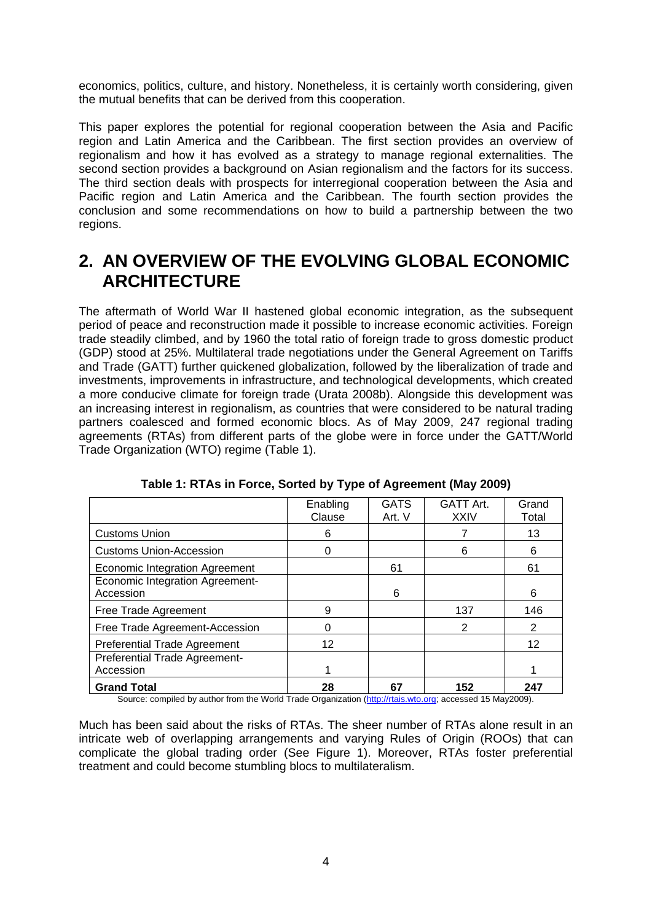economics, politics, culture, and history. Nonetheless, it is certainly worth considering, given the mutual benefits that can be derived from this cooperation.

This paper explores the potential for regional cooperation between the Asia and Pacific region and Latin America and the Caribbean. The first section provides an overview of regionalism and how it has evolved as a strategy to manage regional externalities. The second section provides a background on Asian regionalism and the factors for its success. The third section deals with prospects for interregional cooperation between the Asia and Pacific region and Latin America and the Caribbean. The fourth section provides the conclusion and some recommendations on how to build a partnership between the two regions.

## 2. AN OVERVIEW OF THE EVOLVING GLOBAL ECONOMIC ARCHITECTURE

The aftermath of World War II hastened global economic integration, as the subsequent period of peace and reconstruction made it possible to increase economic activities. Foreign trade steadily climbed, and by 1960 the total ratio of foreign trade to gross domestic product (GDP) stood at 25%. Multilateral trade negotiations under the General Agreement on Tariffs and Trade (GATT) further quickened globalization, followed by the liberalization of trade and investments, improvements in infrastructure, and technological developments, which created a more conducive climate for foreign trade (Urata 2008b). Alongside this development was an increasing interest in regionalism, as countries that were considered to be natural trading partners coalesced and formed economic blocs. As of May 2009, 247 regional trading agreements (RTAs) from different parts of the globe were in force under the GATT/World Trade Organization (WTO) regime (Table 1).

**Table 1: RTAs in Force, Sorted by Type of Agreement (May 2009)**

| | Enabling Clause | GATS Art. V | GATT Art. XXIV | Grand Total |
|---|---|---|---|---|
| Customs Union | 6 | | 7 | 13 |
| Customs Union-Accession | 0 | | 6 | 6 |
| Economic Integration Agreement | | 61 | | 61 |
| Economic Integration Agreement-Accession | | 6 | | 6 |
| Free Trade Agreement | 9 | | 137 | 146 |
| Free Trade Agreement-Accession | 0 | | 2 | 2 |
| Preferential Trade Agreement | 12 | | | 12 |
| Preferential Trade Agreement-Accession | 1 | | | 1 |
| **Grand Total** | **28** | **67** | **152** | **247** |

Source: compiled by author from the World Trade Organization (http://rtais.wto.org; accessed 15 May2009).

Much has been said about the risks of RTAs. The sheer number of RTAs alone result in an intricate web of overlapping arrangements and varying Rules of Origin (ROOs) that can complicate the global trading order (See Figure 1). Moreover, RTAs foster preferential treatment and could become stumbling blocs to multilateralism.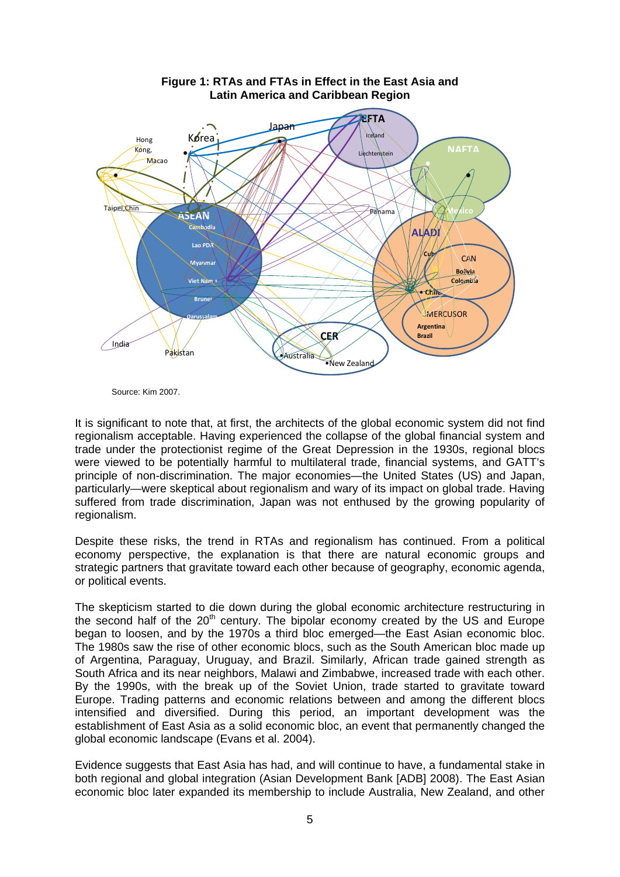**Figure 1: RTAs and FTAs in Effect in the East Asia and Latin America and Caribbean Region**

Source: Kim 2007.

It is significant to note that, at first, the architects of the global economic system did not find regionalism acceptable. Having experienced the collapse of the global financial system and trade under the protectionist regime of the Great Depression in the 1930s, regional blocs were viewed to be potentially harmful to multilateral trade, financial systems, and GATT's principle of non-discrimination. The major economies—the United States (US) and Japan, particularly—were skeptical about regionalism and wary of its impact on global trade. Having suffered from trade discrimination, Japan was not enthused by the growing popularity of regionalism.

Despite these risks, the trend in RTAs and regionalism has continued. From a political economy perspective, the explanation is that there are natural economic groups and strategic partners that gravitate toward each other because of geography, economic agenda, or political events.

The skepticism started to die down during the global economic architecture restructuring in the second half of the 20th century. The bipolar economy created by the US and Europe began to loosen, and by the 1970s a third bloc emerged—the East Asian economic bloc. The 1980s saw the rise of other economic blocs, such as the South American bloc made up of Argentina, Paraguay, Uruguay, and Brazil. Similarly, African trade gained strength as South Africa and its near neighbors, Malawi and Zimbabwe, increased trade with each other. By the 1990s, with the break up of the Soviet Union, trade started to gravitate toward Europe. Trading patterns and economic relations between and among the different blocs intensified and diversified. During this period, an important development was the establishment of East Asia as a solid economic bloc, an event that permanently changed the global economic landscape (Evans et al. 2004).

Evidence suggests that East Asia has had, and will continue to have, a fundamental stake in both regional and global integration (Asian Development Bank [ADB] 2008). The East Asian economic bloc later expanded its membership to include Australia, New Zealand, and other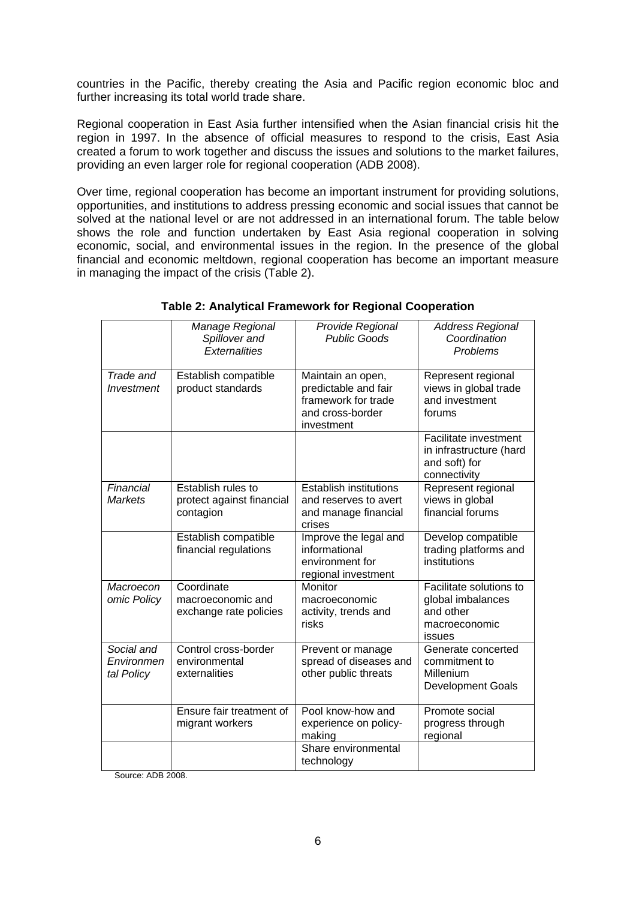countries in the Pacific, thereby creating the Asia and Pacific region economic bloc and further increasing its total world trade share.

Regional cooperation in East Asia further intensified when the Asian financial crisis hit the region in 1997. In the absence of official measures to respond to the crisis, East Asia created a forum to work together and discuss the issues and solutions to the market failures, providing an even larger role for regional cooperation (ADB 2008).

Over time, regional cooperation has become an important instrument for providing solutions, opportunities, and institutions to address pressing economic and social issues that cannot be solved at the national level or are not addressed in an international forum. The table below shows the role and function undertaken by East Asia regional cooperation in solving economic, social, and environmental issues in the region. In the presence of the global financial and economic meltdown, regional cooperation has become an important measure in managing the impact of the crisis (Table 2).

**Table 2: Analytical Framework for Regional Cooperation**

| | *Manage Regional Spillover and Externalities* | *Provide Regional Public Goods* | *Address Regional Coordination Problems* |
|---|---|---|---|
| *Trade and Investment* | Establish compatible product standards | Maintain an open, predictable and fair framework for trade and cross-border investment | Represent regional views in global trade and investment forums |
| | | | Facilitate investment in infrastructure (hard and soft) for connectivity |
| *Financial Markets* | Establish rules to protect against financial contagion | Establish institutions and reserves to avert and manage financial crises | Represent regional views in global financial forums |
| | Establish compatible financial regulations | Improve the legal and informational environment for regional investment | Develop compatible trading platforms and institutions |
| *Macroeconomic Policy* | Coordinate macroeconomic and exchange rate policies | Monitor macroeconomic activity, trends and risks | Facilitate solutions to global imbalances and other macroeconomic issues |
| *Social and Environmental Policy* | Control cross-border environmental externalities | Prevent or manage spread of diseases and other public threats | Generate concerted commitment to Millenium Development Goals |
| | Ensure fair treatment of migrant workers | Pool know-how and experience on policy-making | Promote social progress through regional |
| | | Share environmental technology | |

Source: ADB 2008.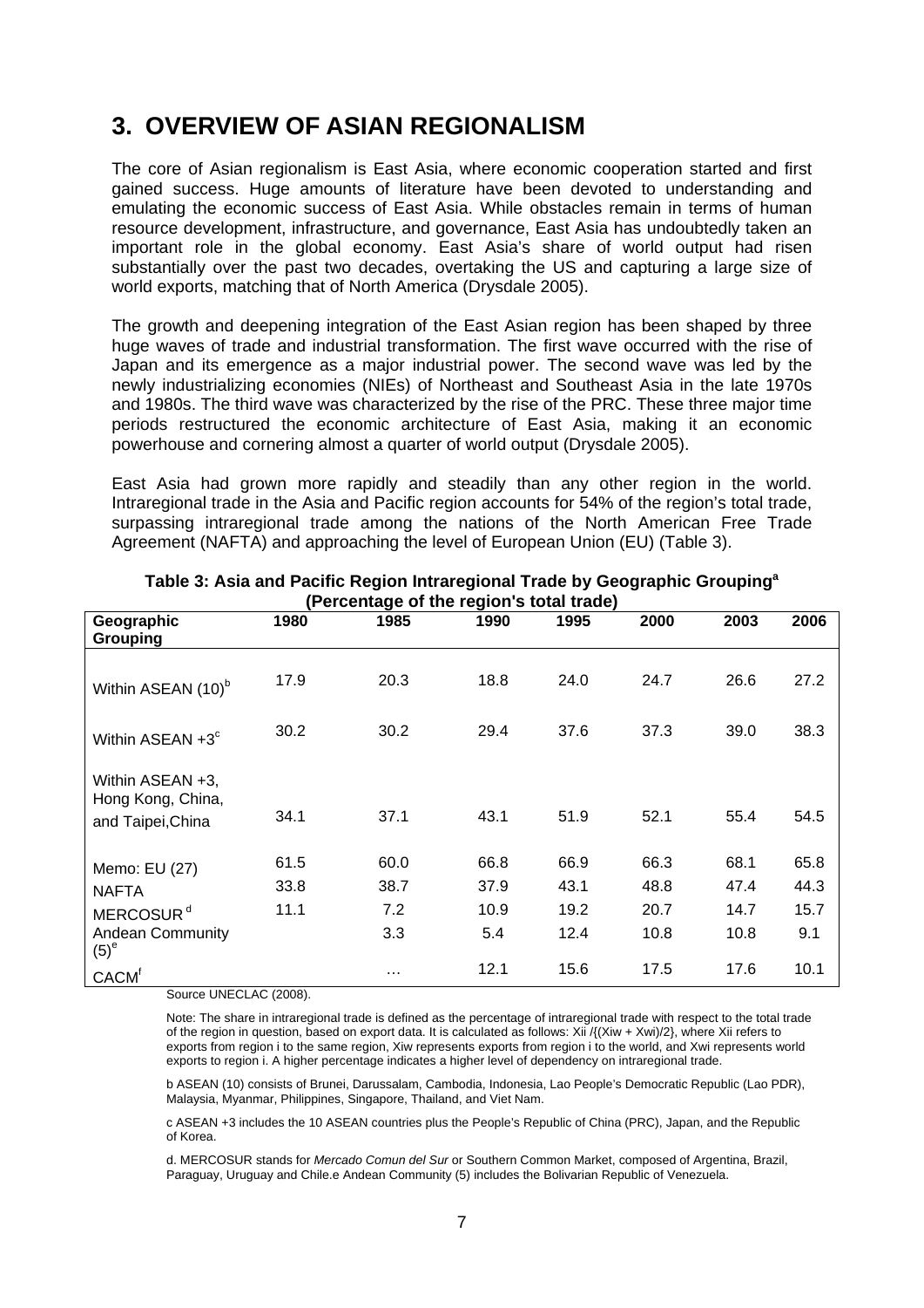## 3. OVERVIEW OF ASIAN REGIONALISM

The core of Asian regionalism is East Asia, where economic cooperation started and first gained success. Huge amounts of literature have been devoted to understanding and emulating the economic success of East Asia. While obstacles remain in terms of human resource development, infrastructure, and governance, East Asia has undoubtedly taken an important role in the global economy. East Asia's share of world output had risen substantially over the past two decades, overtaking the US and capturing a large size of world exports, matching that of North America (Drysdale 2005).

The growth and deepening integration of the East Asian region has been shaped by three huge waves of trade and industrial transformation. The first wave occurred with the rise of Japan and its emergence as a major industrial power. The second wave was led by the newly industrializing economies (NIEs) of Northeast and Southeast Asia in the late 1970s and 1980s. The third wave was characterized by the rise of the PRC. These three major time periods restructured the economic architecture of East Asia, making it an economic powerhouse and cornering almost a quarter of world output (Drysdale 2005).

East Asia had grown more rapidly and steadily than any other region in the world. Intraregional trade in the Asia and Pacific region accounts for 54% of the region's total trade, surpassing intraregional trade among the nations of the North American Free Trade Agreement (NAFTA) and approaching the level of European Union (EU) (Table 3).

**Table 3: Asia and Pacific Region Intraregional Trade by Geographic Grouping[a] (Percentage of the region's total trade)**

| Geographic Grouping | 1980 | 1985 | 1990 | 1995 | 2000 | 2003 | 2006 |
|---|---|---|---|---|---|---|---|
| Within ASEAN (10)[b] | 17.9 | 20.3 | 18.8 | 24.0 | 24.7 | 26.6 | 27.2 |
| Within ASEAN +3[c] | 30.2 | 30.2 | 29.4 | 37.6 | 37.3 | 39.0 | 38.3 |
| Within ASEAN +3, Hong Kong, China, and Taipei,China | 34.1 | 37.1 | 43.1 | 51.9 | 52.1 | 55.4 | 54.5 |
| Memo: EU (27) | 61.5 | 60.0 | 66.8 | 66.9 | 66.3 | 68.1 | 65.8 |
| NAFTA | 33.8 | 38.7 | 37.9 | 43.1 | 48.8 | 47.4 | 44.3 |
| MERCOSUR[d] | 11.1 | 7.2 | 10.9 | 19.2 | 20.7 | 14.7 | 15.7 |
| Andean Community (5)[e] | | 3.3 | 5.4 | 12.4 | 10.8 | 10.8 | 9.1 |
| CACM[f] | | … | 12.1 | 15.6 | 17.5 | 17.6 | 10.1 |

Source UNECLAC (2008).

Note: The share in intraregional trade is defined as the percentage of intraregional trade with respect to the total trade of the region in question, based on export data. It is calculated as follows: Xii /{(Xiw + Xwi)/2}, where Xii refers to exports from region i to the same region, Xiw represents exports from region i to the world, and Xwi represents world exports to region i. A higher percentage indicates a higher level of dependency on intraregional trade.

b ASEAN (10) consists of Brunei, Darussalam, Cambodia, Indonesia, Lao People's Democratic Republic (Lao PDR), Malaysia, Myanmar, Philippines, Singapore, Thailand, and Viet Nam.

c ASEAN +3 includes the 10 ASEAN countries plus the People's Republic of China (PRC), Japan, and the Republic of Korea.

d. MERCOSUR stands for *Mercado Comun del Sur* or Southern Common Market, composed of Argentina, Brazil, Paraguay, Uruguay and Chile.e Andean Community (5) includes the Bolivarian Republic of Venezuela.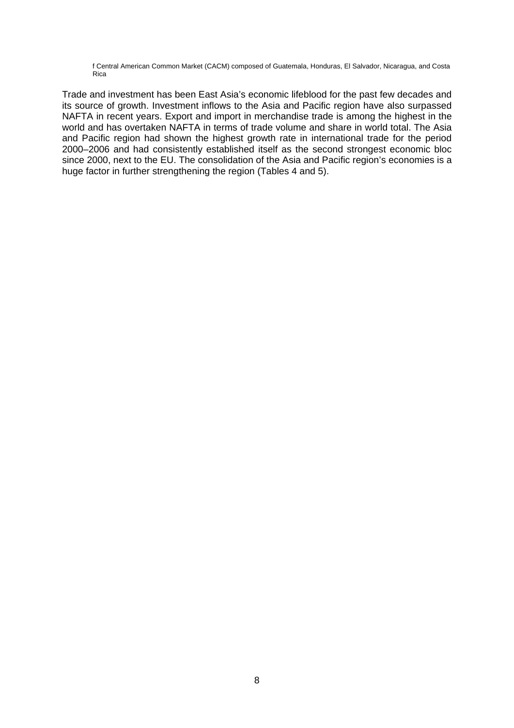f Central American Common Market (CACM) composed of Guatemala, Honduras, El Salvador, Nicaragua, and Costa Rica

Trade and investment has been East Asia's economic lifeblood for the past few decades and its source of growth. Investment inflows to the Asia and Pacific region have also surpassed NAFTA in recent years. Export and import in merchandise trade is among the highest in the world and has overtaken NAFTA in terms of trade volume and share in world total. The Asia and Pacific region had shown the highest growth rate in international trade for the period 2000–2006 and had consistently established itself as the second strongest economic bloc since 2000, next to the EU. The consolidation of the Asia and Pacific region's economies is a huge factor in further strengthening the region (Tables 4 and 5).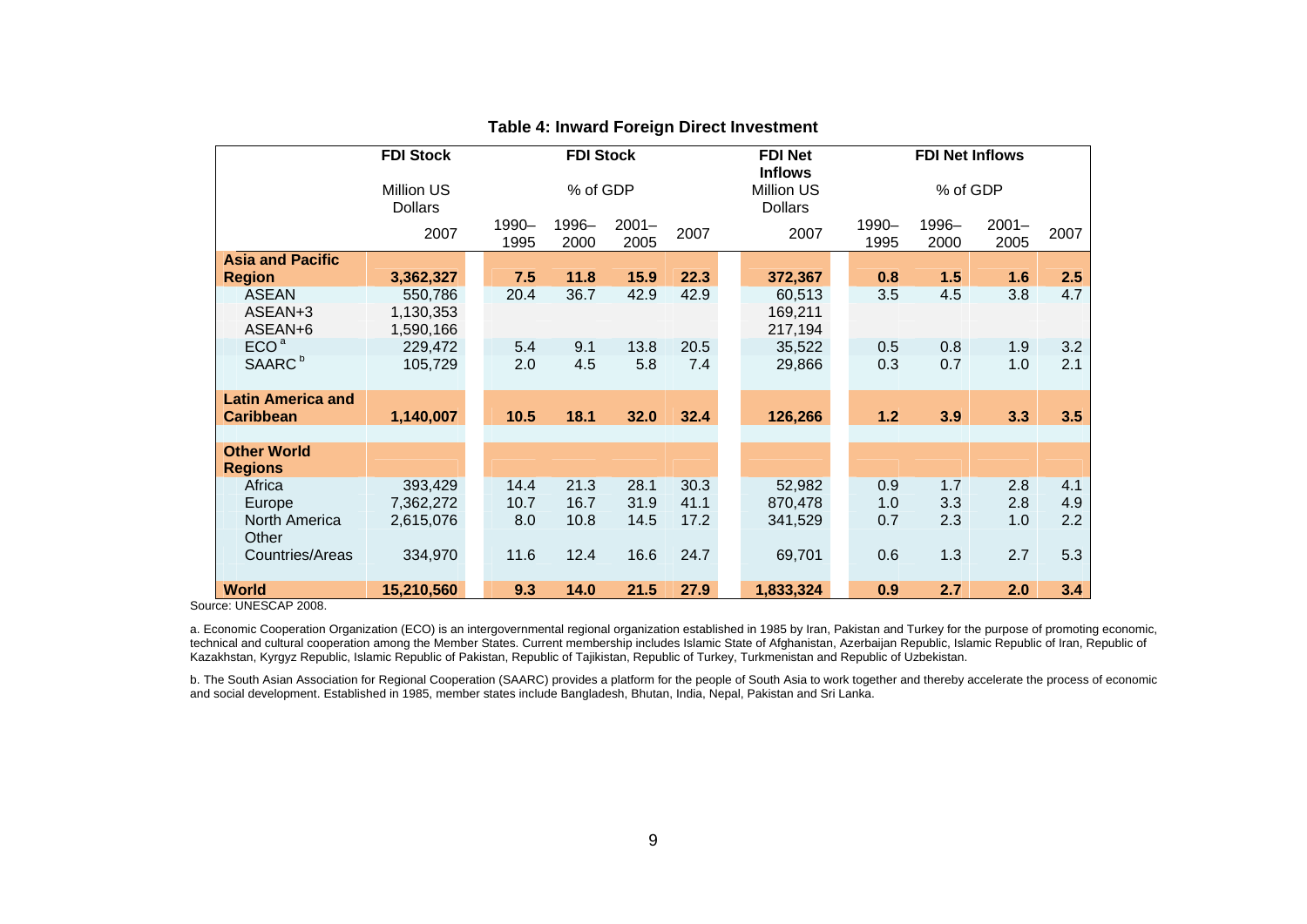**Table 4: Inward Foreign Direct Investment**

| | FDI Stock | FDI Stock | | | | FDI Net Inflows | FDI Net Inflows | | | |
|---|---|---|---|---|---|---|---|---|---|---|
| | Million US Dollars | % of GDP | | | | Million US Dollars | % of GDP | | | |
| | 2007 | 1990–1995 | 1996–2000 | 2001–2005 | 2007 | 2007 | 1990–1995 | 1996–2000 | 2001–2005 | 2007 |
| **Asia and Pacific Region** | **3,362,327** | **7.5** | **11.8** | **15.9** | **22.3** | **372,367** | **0.8** | **1.5** | **1.6** | **2.5** |
| ASEAN | 550,786 | 20.4 | 36.7 | 42.9 | 42.9 | 60,513 | 3.5 | 4.5 | 3.8 | 4.7 |
| ASEAN+3 | 1,130,353 | | | | | 169,211 | | | | |
| ASEAN+6 | 1,590,166 | | | | | 217,194 | | | | |
| ECO [a] | 229,472 | 5.4 | 9.1 | 13.8 | 20.5 | 35,522 | 0.5 | 0.8 | 1.9 | 3.2 |
| SAARC [b] | 105,729 | 2.0 | 4.5 | 5.8 | 7.4 | 29,866 | 0.3 | 0.7 | 1.0 | 2.1 |
| **Latin America and Caribbean** | **1,140,007** | **10.5** | **18.1** | **32.0** | **32.4** | **126,266** | **1.2** | **3.9** | **3.3** | **3.5** |
| **Other World Regions** | | | | | | | | | | |
| Africa | 393,429 | 14.4 | 21.3 | 28.1 | 30.3 | 52,982 | 0.9 | 1.7 | 2.8 | 4.1 |
| Europe | 7,362,272 | 10.7 | 16.7 | 31.9 | 41.1 | 870,478 | 1.0 | 3.3 | 2.8 | 4.9 |
| North America | 2,615,076 | 8.0 | 10.8 | 14.5 | 17.2 | 341,529 | 0.7 | 2.3 | 1.0 | 2.2 |
| Other Countries/Areas | 334,970 | 11.6 | 12.4 | 16.6 | 24.7 | 69,701 | 0.6 | 1.3 | 2.7 | 5.3 |
| **World** | **15,210,560** | **9.3** | **14.0** | **21.5** | **27.9** | **1,833,324** | **0.9** | **2.7** | **2.0** | **3.4** |

Source: UNESCAP 2008.

a. Economic Cooperation Organization (ECO) is an intergovernmental regional organization established in 1985 by Iran, Pakistan and Turkey for the purpose of promoting economic, technical and cultural cooperation among the Member States. Current membership includes Islamic State of Afghanistan, Azerbaijan Republic, Islamic Republic of Iran, Republic of Kazakhstan, Kyrgyz Republic, Islamic Republic of Pakistan, Republic of Tajikistan, Republic of Turkey, Turkmenistan and Republic of Uzbekistan.

b. The South Asian Association for Regional Cooperation (SAARC) provides a platform for the people of South Asia to work together and thereby accelerate the process of economic and social development. Established in 1985, member states include Bangladesh, Bhutan, India, Nepal, Pakistan and Sri Lanka.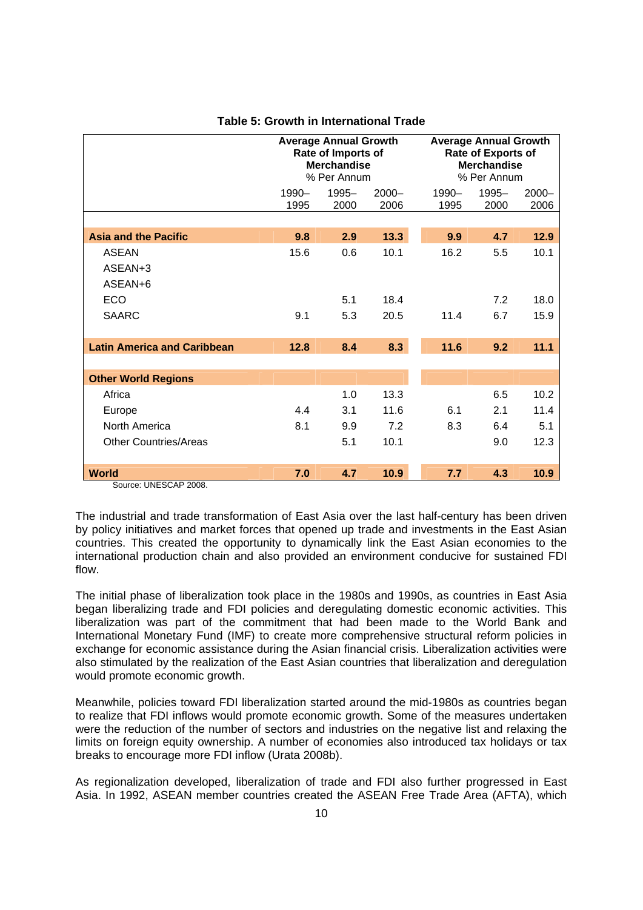**Table 5: Growth in International Trade**

| | Average Annual Growth Rate of Imports of Merchandise % Per Annum | | | Average Annual Growth Rate of Exports of Merchandise % Per Annum | | |
|---|---|---|---|---|---|---|
| | 1990–1995 | 1995–2000 | 2000–2006 | 1990–1995 | 1995–2000 | 2000–2006 |
| **Asia and the Pacific** | **9.8** | **2.9** | **13.3** | **9.9** | **4.7** | **12.9** |
| ASEAN | 15.6 | 0.6 | 10.1 | 16.2 | 5.5 | 10.1 |
| ASEAN+3 | | | | | | |
| ASEAN+6 | | | | | | |
| ECO | | 5.1 | 18.4 | | 7.2 | 18.0 |
| SAARC | 9.1 | 5.3 | 20.5 | 11.4 | 6.7 | 15.9 |
| **Latin America and Caribbean** | **12.8** | **8.4** | **8.3** | **11.6** | **9.2** | **11.1** |
| **Other World Regions** | | | | | | |
| Africa | | 1.0 | 13.3 | | 6.5 | 10.2 |
| Europe | 4.4 | 3.1 | 11.6 | 6.1 | 2.1 | 11.4 |
| North America | 8.1 | 9.9 | 7.2 | 8.3 | 6.4 | 5.1 |
| Other Countries/Areas | | 5.1 | 10.1 | | 9.0 | 12.3 |
| **World** | **7.0** | **4.7** | **10.9** | **7.7** | **4.3** | **10.9** |

Source: UNESCAP 2008.

The industrial and trade transformation of East Asia over the last half-century has been driven by policy initiatives and market forces that opened up trade and investments in the East Asian countries. This created the opportunity to dynamically link the East Asian economies to the international production chain and also provided an environment conducive for sustained FDI flow.

The initial phase of liberalization took place in the 1980s and 1990s, as countries in East Asia began liberalizing trade and FDI policies and deregulating domestic economic activities. This liberalization was part of the commitment that had been made to the World Bank and International Monetary Fund (IMF) to create more comprehensive structural reform policies in exchange for economic assistance during the Asian financial crisis. Liberalization activities were also stimulated by the realization of the East Asian countries that liberalization and deregulation would promote economic growth.

Meanwhile, policies toward FDI liberalization started around the mid-1980s as countries began to realize that FDI inflows would promote economic growth. Some of the measures undertaken were the reduction of the number of sectors and industries on the negative list and relaxing the limits on foreign equity ownership. A number of economies also introduced tax holidays or tax breaks to encourage more FDI inflow (Urata 2008b).

As regionalization developed, liberalization of trade and FDI also further progressed in East Asia. In 1992, ASEAN member countries created the ASEAN Free Trade Area (AFTA), which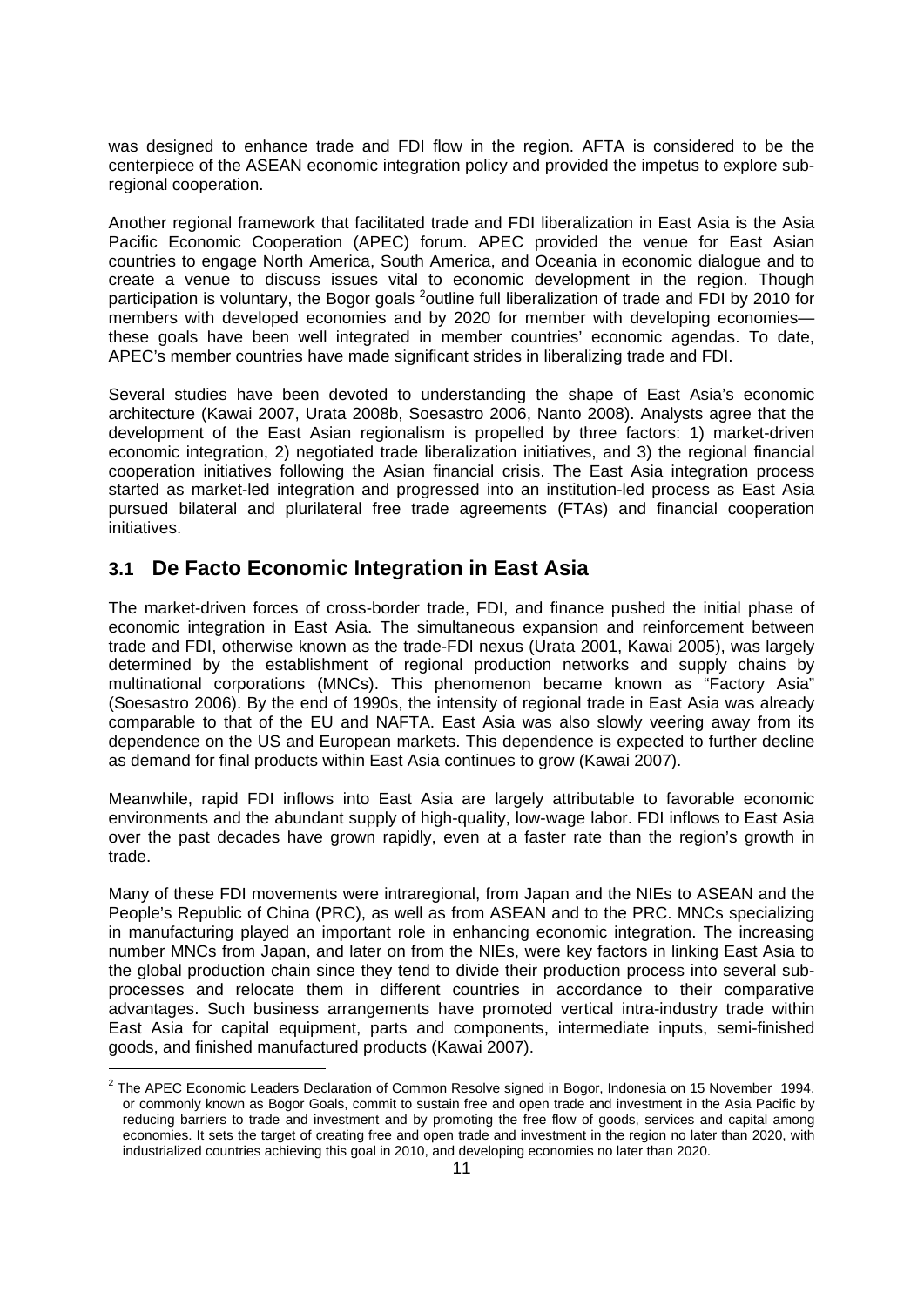was designed to enhance trade and FDI flow in the region. AFTA is considered to be the centerpiece of the ASEAN economic integration policy and provided the impetus to explore sub-regional cooperation.

Another regional framework that facilitated trade and FDI liberalization in East Asia is the Asia Pacific Economic Cooperation (APEC) forum. APEC provided the venue for East Asian countries to engage North America, South America, and Oceania in economic dialogue and to create a venue to discuss issues vital to economic development in the region. Though participation is voluntary, the Bogor goals [2]outline full liberalization of trade and FDI by 2010 for members with developed economies and by 2020 for member with developing economies—these goals have been well integrated in member countries' economic agendas. To date, APEC's member countries have made significant strides in liberalizing trade and FDI.

Several studies have been devoted to understanding the shape of East Asia's economic architecture (Kawai 2007, Urata 2008b, Soesastro 2006, Nanto 2008). Analysts agree that the development of the East Asian regionalism is propelled by three factors: 1) market-driven economic integration, 2) negotiated trade liberalization initiatives, and 3) the regional financial cooperation initiatives following the Asian financial crisis. The East Asia integration process started as market-led integration and progressed into an institution-led process as East Asia pursued bilateral and plurilateral free trade agreements (FTAs) and financial cooperation initiatives.

## 3.1 De Facto Economic Integration in East Asia

The market-driven forces of cross-border trade, FDI, and finance pushed the initial phase of economic integration in East Asia. The simultaneous expansion and reinforcement between trade and FDI, otherwise known as the trade-FDI nexus (Urata 2001, Kawai 2005), was largely determined by the establishment of regional production networks and supply chains by multinational corporations (MNCs). This phenomenon became known as "Factory Asia" (Soesastro 2006). By the end of 1990s, the intensity of regional trade in East Asia was already comparable to that of the EU and NAFTA. East Asia was also slowly veering away from its dependence on the US and European markets. This dependence is expected to further decline as demand for final products within East Asia continues to grow (Kawai 2007).

Meanwhile, rapid FDI inflows into East Asia are largely attributable to favorable economic environments and the abundant supply of high-quality, low-wage labor. FDI inflows to East Asia over the past decades have grown rapidly, even at a faster rate than the region's growth in trade.

Many of these FDI movements were intraregional, from Japan and the NIEs to ASEAN and the People's Republic of China (PRC), as well as from ASEAN and to the PRC. MNCs specializing in manufacturing played an important role in enhancing economic integration. The increasing number MNCs from Japan, and later on from the NIEs, were key factors in linking East Asia to the global production chain since they tend to divide their production process into several sub-processes and relocate them in different countries in accordance to their comparative advantages. Such business arrangements have promoted vertical intra-industry trade within East Asia for capital equipment, parts and components, intermediate inputs, semi-finished goods, and finished manufactured products (Kawai 2007).

[2] The APEC Economic Leaders Declaration of Common Resolve signed in Bogor, Indonesia on 15 November 1994, or commonly known as Bogor Goals, commit to sustain free and open trade and investment in the Asia Pacific by reducing barriers to trade and investment and by promoting the free flow of goods, services and capital among economies. It sets the target of creating free and open trade and investment in the region no later than 2020, with industrialized countries achieving this goal in 2010, and developing economies no later than 2020.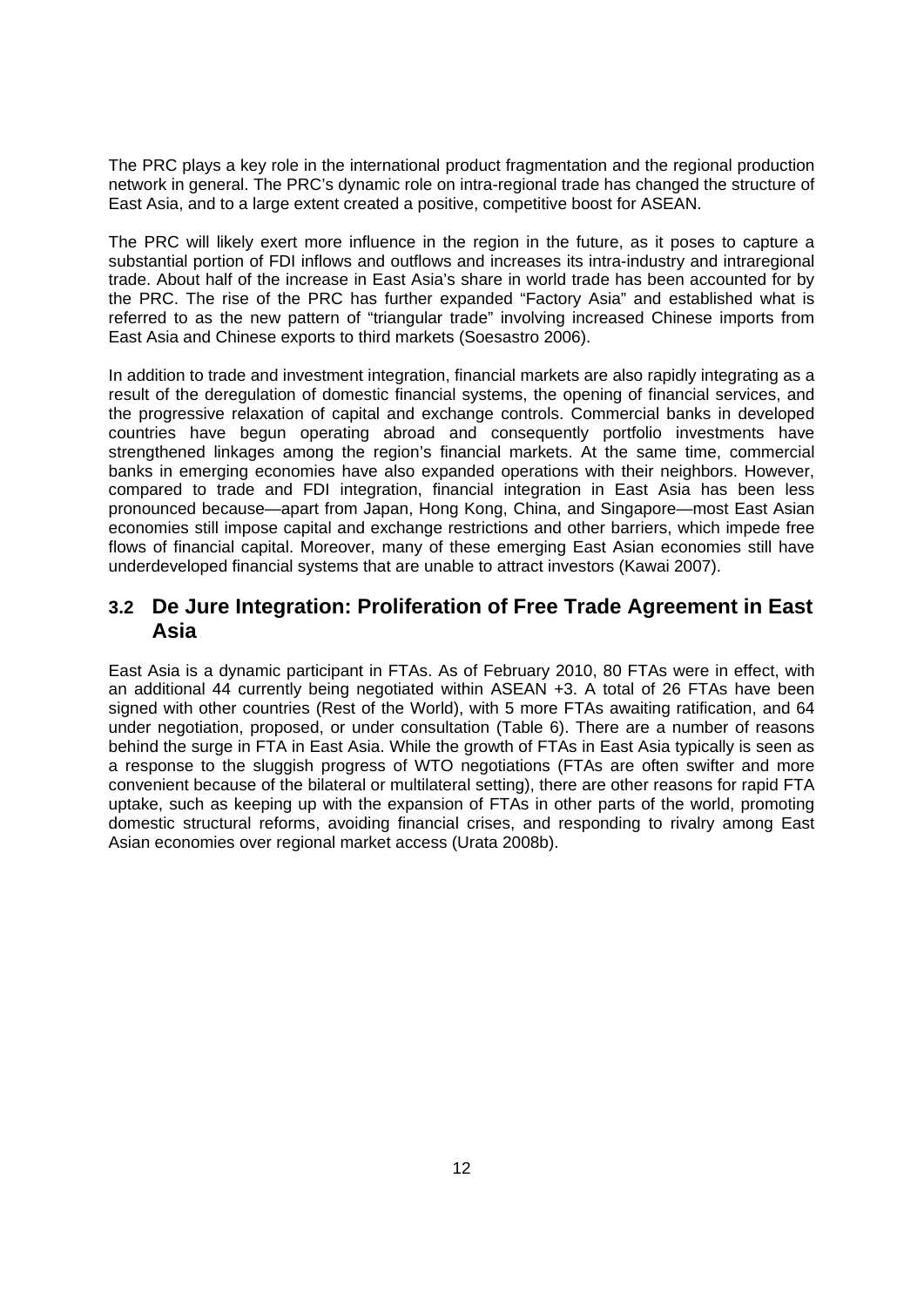The PRC plays a key role in the international product fragmentation and the regional production network in general. The PRC's dynamic role on intra-regional trade has changed the structure of East Asia, and to a large extent created a positive, competitive boost for ASEAN.

The PRC will likely exert more influence in the region in the future, as it poses to capture a substantial portion of FDI inflows and outflows and increases its intra-industry and intraregional trade. About half of the increase in East Asia's share in world trade has been accounted for by the PRC. The rise of the PRC has further expanded "Factory Asia" and established what is referred to as the new pattern of "triangular trade" involving increased Chinese imports from East Asia and Chinese exports to third markets (Soesastro 2006).

In addition to trade and investment integration, financial markets are also rapidly integrating as a result of the deregulation of domestic financial systems, the opening of financial services, and the progressive relaxation of capital and exchange controls. Commercial banks in developed countries have begun operating abroad and consequently portfolio investments have strengthened linkages among the region's financial markets. At the same time, commercial banks in emerging economies have also expanded operations with their neighbors. However, compared to trade and FDI integration, financial integration in East Asia has been less pronounced because—apart from Japan, Hong Kong, China, and Singapore—most East Asian economies still impose capital and exchange restrictions and other barriers, which impede free flows of financial capital. Moreover, many of these emerging East Asian economies still have underdeveloped financial systems that are unable to attract investors (Kawai 2007).

## 3.2 De Jure Integration: Proliferation of Free Trade Agreement in East Asia

East Asia is a dynamic participant in FTAs. As of February 2010, 80 FTAs were in effect, with an additional 44 currently being negotiated within ASEAN +3. A total of 26 FTAs have been signed with other countries (Rest of the World), with 5 more FTAs awaiting ratification, and 64 under negotiation, proposed, or under consultation (Table 6). There are a number of reasons behind the surge in FTA in East Asia. While the growth of FTAs in East Asia typically is seen as a response to the sluggish progress of WTO negotiations (FTAs are often swifter and more convenient because of the bilateral or multilateral setting), there are other reasons for rapid FTA uptake, such as keeping up with the expansion of FTAs in other parts of the world, promoting domestic structural reforms, avoiding financial crises, and responding to rivalry among East Asian economies over regional market access (Urata 2008b).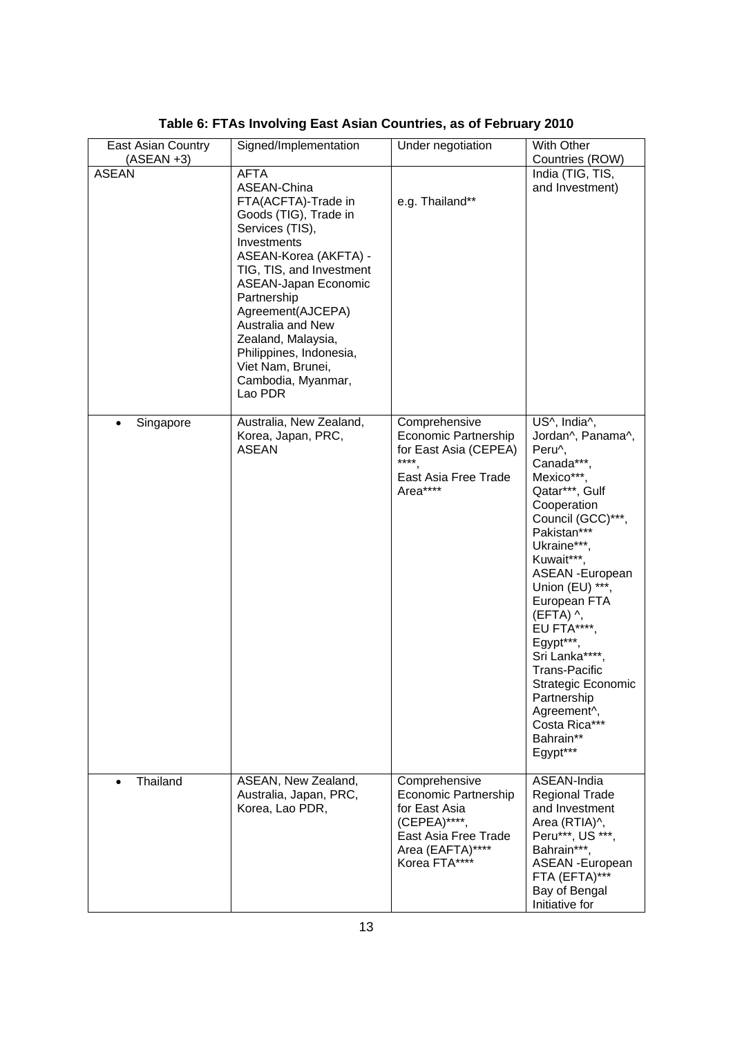**Table 6: FTAs Involving East Asian Countries, as of February 2010**

| East Asian Country (ASEAN +3) | Signed/Implementation | Under negotiation | With Other Countries (ROW) |
|---|---|---|---|
| ASEAN | AFTA<br>ASEAN-China FTA(ACFTA)-Trade in Goods (TIG), Trade in Services (TIS), Investments<br>ASEAN-Korea (AKFTA) - TIG, TIS, and Investment<br>ASEAN-Japan Economic Partnership Agreement(AJCEPA)<br>Australia and New Zealand, Malaysia, Philippines, Indonesia, Viet Nam, Brunei, Cambodia, Myanmar, Lao PDR | e.g. Thailand** | India (TIG, TIS, and Investment) |
| • Singapore | Australia, New Zealand, Korea, Japan, PRC, ASEAN | Comprehensive Economic Partnership for East Asia (CEPEA) ****,<br>East Asia Free Trade Area**** | US^, India^, Jordan^, Panama^, Peru^,<br>Canada***,<br>Mexico***,<br>Qatar***, Gulf Cooperation Council (GCC)***,<br>Pakistan***<br>Ukraine***,<br>Kuwait***,<br>ASEAN -European Union (EU) ***,<br>European FTA (EFTA) ^,<br>EU FTA****,<br>Egypt***,<br>Sri Lanka****,<br>Trans-Pacific Strategic Economic Partnership Agreement^,<br>Costa Rica***<br>Bahrain**<br>Egypt*** |
| • Thailand | ASEAN, New Zealand, Australia, Japan, PRC, Korea, Lao PDR, | Comprehensive Economic Partnership for East Asia (CEPEA)****,<br>East Asia Free Trade Area (EAFTA)****<br>Korea FTA**** | ASEAN-India Regional Trade and Investment Area (RTIA)^,<br>Peru***, US ***,<br>Bahrain***,<br>ASEAN -European FTA (EFTA)***<br>Bay of Bengal Initiative for |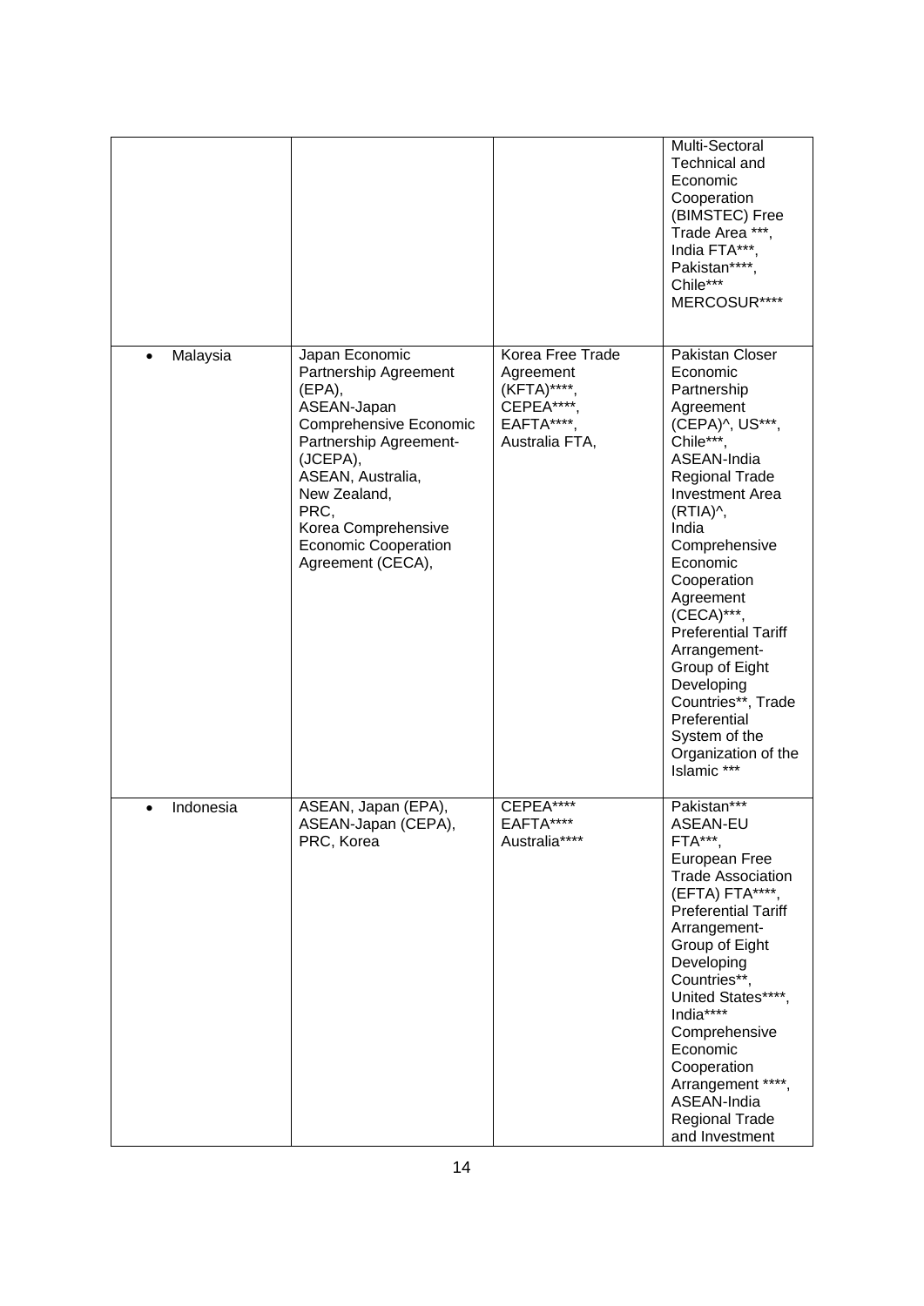| | | | |
|---|---|---|---|
| | | | Multi-Sectoral Technical and Economic Cooperation (BIMSTEC) Free Trade Area ***, India FTA***, Pakistan****, Chile*** MERCOSUR**** |
| • Malaysia | Japan Economic Partnership Agreement (EPA), ASEAN-Japan Comprehensive Economic Partnership Agreement- (JCEPA), ASEAN, Australia, New Zealand, PRC, Korea Comprehensive Economic Cooperation Agreement (CECA), | Korea Free Trade Agreement (KFTA)****, CEPEA****, EAFTA****, Australia FTA, | Pakistan Closer Economic Partnership Agreement (CEPA)^, US***, Chile***, ASEAN-India Regional Trade Investment Area (RTIA)^, India Comprehensive Economic Cooperation Agreement (CECA)***, Preferential Tariff Arrangement- Group of Eight Developing Countries**, Trade Preferential System of the Organization of the Islamic *** |
| • Indonesia | ASEAN, Japan (EPA), ASEAN-Japan (CEPA), PRC, Korea | CEPEA**** EAFTA**** Australia**** | Pakistan*** ASEAN-EU FTA***, European Free Trade Association (EFTA) FTA****, Preferential Tariff Arrangement- Group of Eight Developing Countries**, United States****, India**** Comprehensive Economic Cooperation Arrangement ****, ASEAN-India Regional Trade and Investment |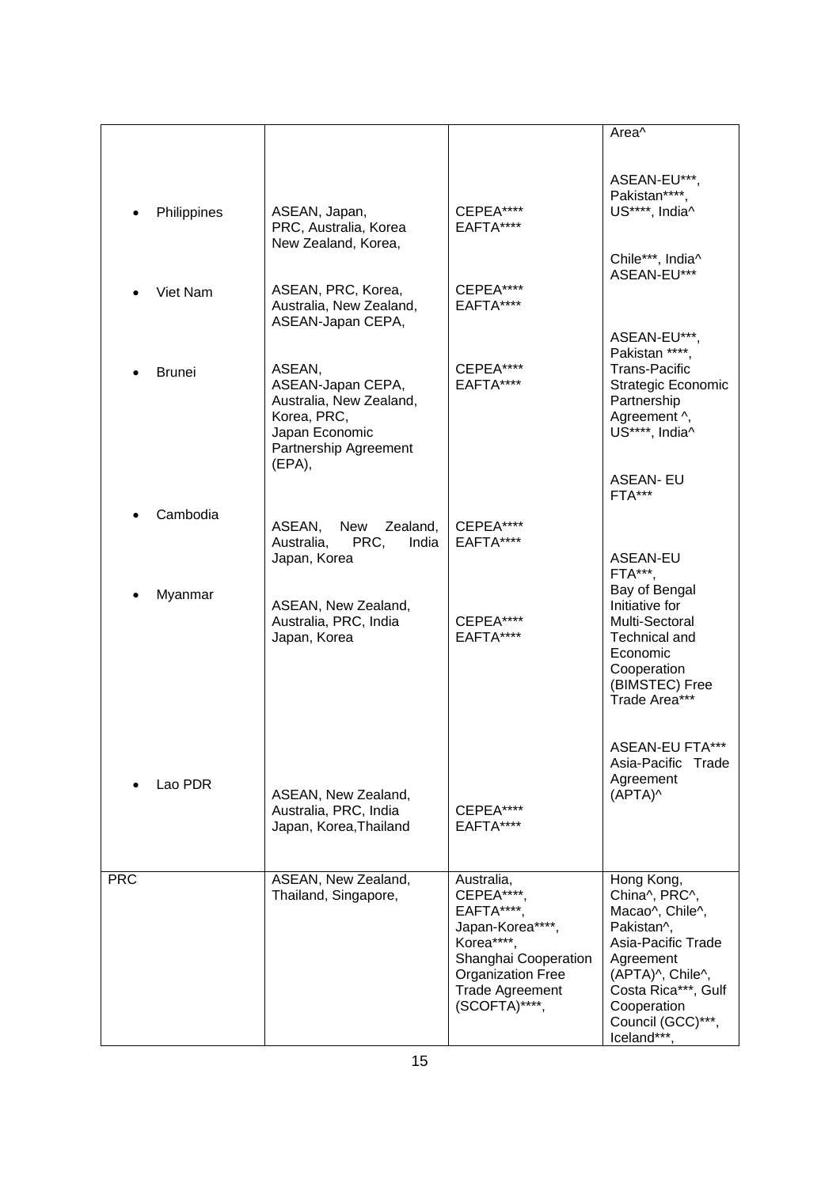| | | | |
|---|---|---|---|
| | | | Area^ |
| • Philippines | ASEAN, Japan, PRC, Australia, Korea New Zealand, Korea, | CEPEA**** EAFTA**** | ASEAN-EU***, Pakistan****, US****, India^ |
| • Viet Nam | ASEAN, PRC, Korea, Australia, New Zealand, ASEAN-Japan CEPA, | CEPEA**** EAFTA**** | Chile***, India^ ASEAN-EU*** |
| • Brunei | ASEAN, ASEAN-Japan CEPA, Australia, New Zealand, Korea, PRC, Japan Economic Partnership Agreement (EPA), | CEPEA**** EAFTA**** | ASEAN-EU***, Pakistan ****, Trans-Pacific Strategic Economic Partnership Agreement ^, US****, India^ |
| • Cambodia | ASEAN, New Zealand, Australia, PRC, India Japan, Korea | CEPEA**** EAFTA**** | ASEAN- EU FTA*** |
| • Myanmar | ASEAN, New Zealand, Australia, PRC, India Japan, Korea | CEPEA**** EAFTA**** | ASEAN-EU FTA***, Bay of Bengal Initiative for Multi-Sectoral Technical and Economic Cooperation (BIMSTEC) Free Trade Area*** |
| • Lao PDR | ASEAN, New Zealand, Australia, PRC, India Japan, Korea, Thailand | CEPEA**** EAFTA**** | ASEAN-EU FTA*** Asia-Pacific Trade Agreement (APTA)^ |
| PRC | ASEAN, New Zealand, Thailand, Singapore, | Australia, CEPEA****, EAFTA****, Japan-Korea****, Korea****, Shanghai Cooperation Organization Free Trade Agreement (SCOFTA)****, | Hong Kong, China^, PRC^, Macao^, Chile^, Pakistan^, Asia-Pacific Trade Agreement (APTA)^, Chile^, Costa Rica***, Gulf Cooperation Council (GCC)***, Iceland***, |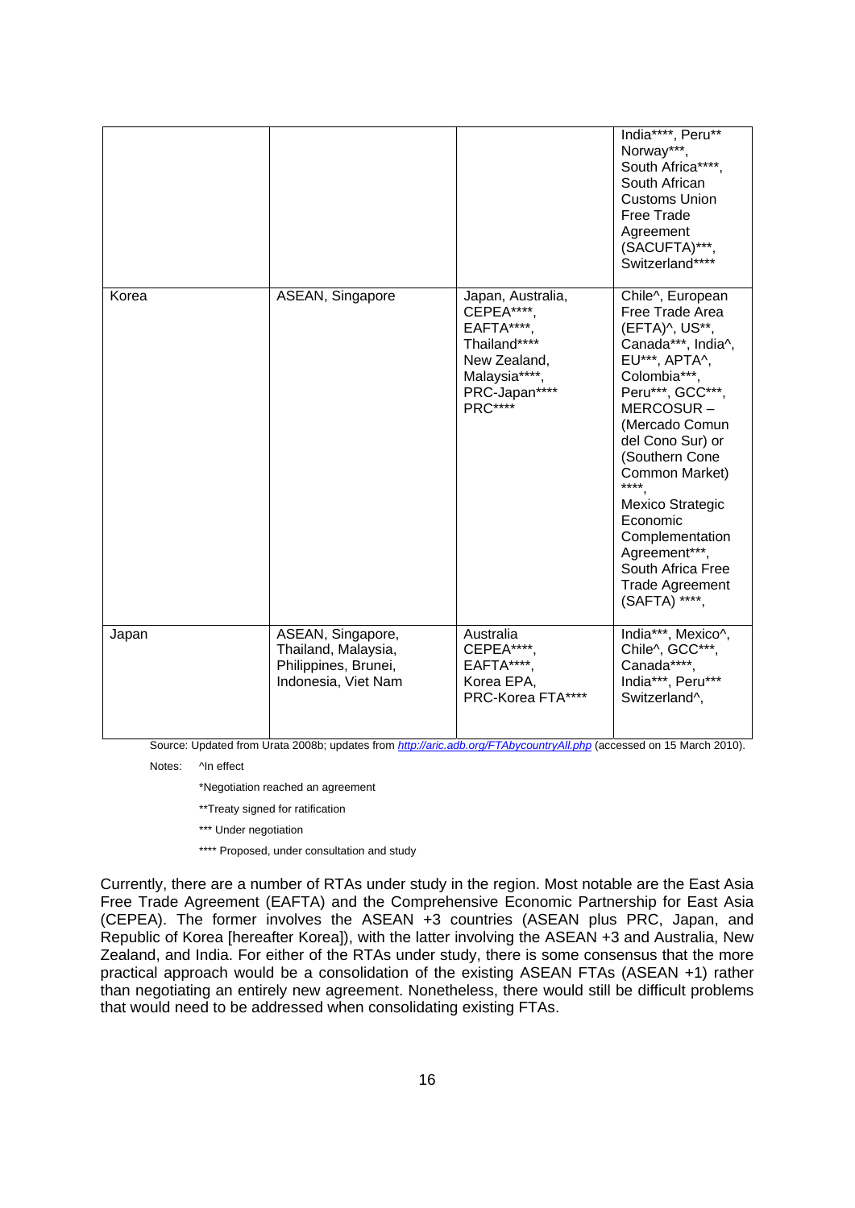| | | | |
|---|---|---|---|
| | | | India****, Peru** Norway***, South Africa****, South African Customs Union Free Trade Agreement (SACUFTA)***, Switzerland**** |
| Korea | ASEAN, Singapore | Japan, Australia, CEPEA****, EAFTA****, Thailand**** New Zealand, Malaysia****, PRC-Japan**** PRC**** | Chile^, European Free Trade Area (EFTA)^, US**, Canada***, India^, EU***, APTA^, Colombia***, Peru***, GCC***, MERCOSUR – (Mercado Comun del Cono Sur) or (Southern Cone Common Market) ****, Mexico Strategic Economic Complementation Agreement***, South Africa Free Trade Agreement (SAFTA) ****, |
| Japan | ASEAN, Singapore, Thailand, Malaysia, Philippines, Brunei, Indonesia, Viet Nam | Australia CEPEA****, EAFTA****, Korea EPA, PRC-Korea FTA**** | India***, Mexico^, Chile^, GCC***, Canada****, India***, Peru*** Switzerland^, |

Source: Updated from Urata 2008b; updates from *http://aric.adb.org/FTAbycountryAll.php* (accessed on 15 March 2010).

Notes: ^In effect

*Negotiation reached an agreement

**Treaty signed for ratification

*** Under negotiation

**** Proposed, under consultation and study

Currently, there are a number of RTAs under study in the region. Most notable are the East Asia Free Trade Agreement (EAFTA) and the Comprehensive Economic Partnership for East Asia (CEPEA). The former involves the ASEAN +3 countries (ASEAN plus PRC, Japan, and Republic of Korea [hereafter Korea]), with the latter involving the ASEAN +3 and Australia, New Zealand, and India. For either of the RTAs under study, there is some consensus that the more practical approach would be a consolidation of the existing ASEAN FTAs (ASEAN +1) rather than negotiating an entirely new agreement. Nonetheless, there would still be difficult problems that would need to be addressed when consolidating existing FTAs.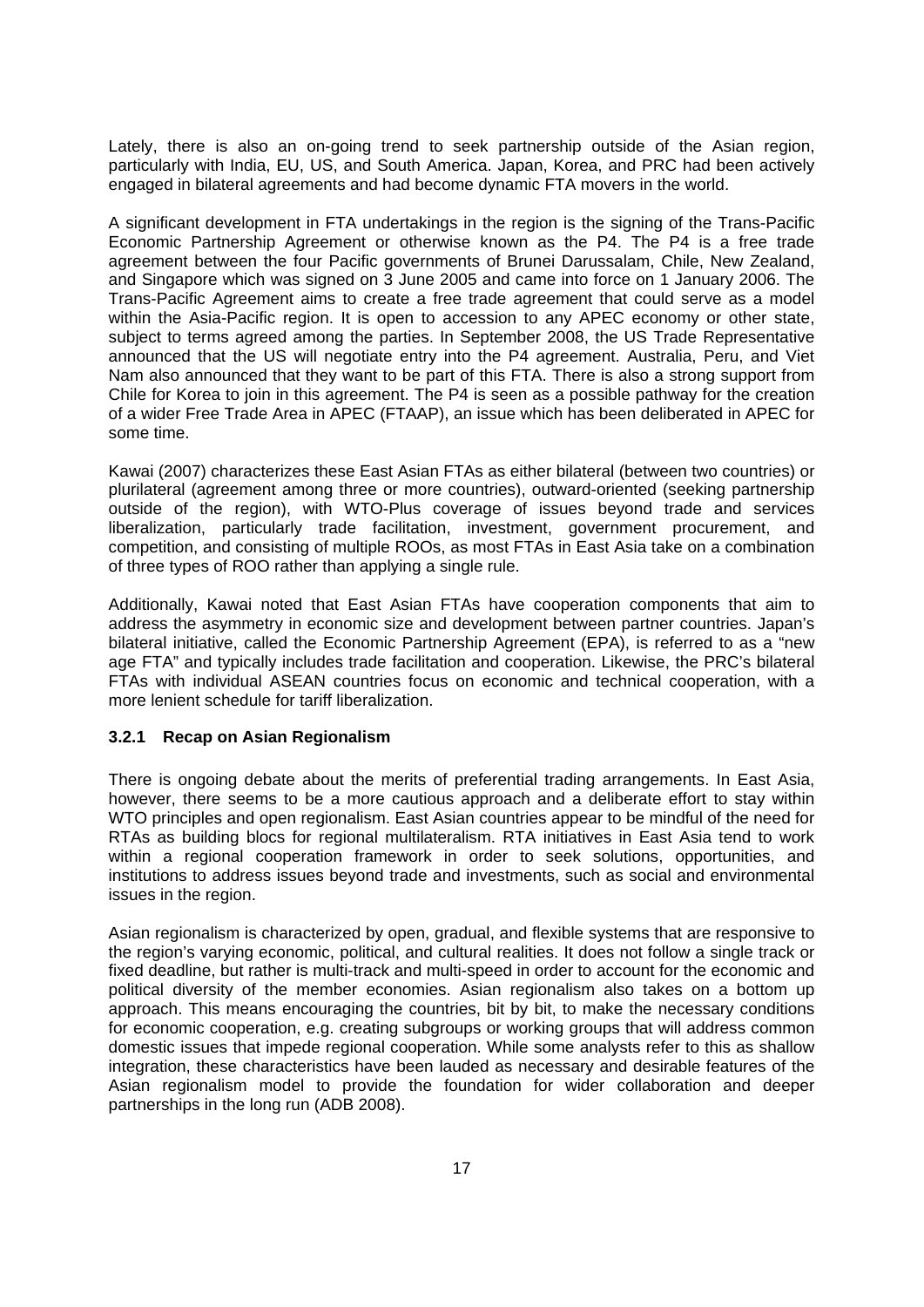Lately, there is also an on-going trend to seek partnership outside of the Asian region, particularly with India, EU, US, and South America. Japan, Korea, and PRC had been actively engaged in bilateral agreements and had become dynamic FTA movers in the world.

A significant development in FTA undertakings in the region is the signing of the Trans-Pacific Economic Partnership Agreement or otherwise known as the P4. The P4 is a free trade agreement between the four Pacific governments of Brunei Darussalam, Chile, New Zealand, and Singapore which was signed on 3 June 2005 and came into force on 1 January 2006. The Trans-Pacific Agreement aims to create a free trade agreement that could serve as a model within the Asia-Pacific region. It is open to accession to any APEC economy or other state, subject to terms agreed among the parties. In September 2008, the US Trade Representative announced that the US will negotiate entry into the P4 agreement. Australia, Peru, and Viet Nam also announced that they want to be part of this FTA. There is also a strong support from Chile for Korea to join in this agreement. The P4 is seen as a possible pathway for the creation of a wider Free Trade Area in APEC (FTAAP), an issue which has been deliberated in APEC for some time.

Kawai (2007) characterizes these East Asian FTAs as either bilateral (between two countries) or plurilateral (agreement among three or more countries), outward-oriented (seeking partnership outside of the region), with WTO-Plus coverage of issues beyond trade and services liberalization, particularly trade facilitation, investment, government procurement, and competition, and consisting of multiple ROOs, as most FTAs in East Asia take on a combination of three types of ROO rather than applying a single rule.

Additionally, Kawai noted that East Asian FTAs have cooperation components that aim to address the asymmetry in economic size and development between partner countries. Japan's bilateral initiative, called the Economic Partnership Agreement (EPA), is referred to as a "new age FTA" and typically includes trade facilitation and cooperation. Likewise, the PRC's bilateral FTAs with individual ASEAN countries focus on economic and technical cooperation, with a more lenient schedule for tariff liberalization.

### 3.2.1 Recap on Asian Regionalism

There is ongoing debate about the merits of preferential trading arrangements. In East Asia, however, there seems to be a more cautious approach and a deliberate effort to stay within WTO principles and open regionalism. East Asian countries appear to be mindful of the need for RTAs as building blocs for regional multilateralism. RTA initiatives in East Asia tend to work within a regional cooperation framework in order to seek solutions, opportunities, and institutions to address issues beyond trade and investments, such as social and environmental issues in the region.

Asian regionalism is characterized by open, gradual, and flexible systems that are responsive to the region's varying economic, political, and cultural realities. It does not follow a single track or fixed deadline, but rather is multi-track and multi-speed in order to account for the economic and political diversity of the member economies. Asian regionalism also takes on a bottom up approach. This means encouraging the countries, bit by bit, to make the necessary conditions for economic cooperation, e.g. creating subgroups or working groups that will address common domestic issues that impede regional cooperation. While some analysts refer to this as shallow integration, these characteristics have been lauded as necessary and desirable features of the Asian regionalism model to provide the foundation for wider collaboration and deeper partnerships in the long run (ADB 2008).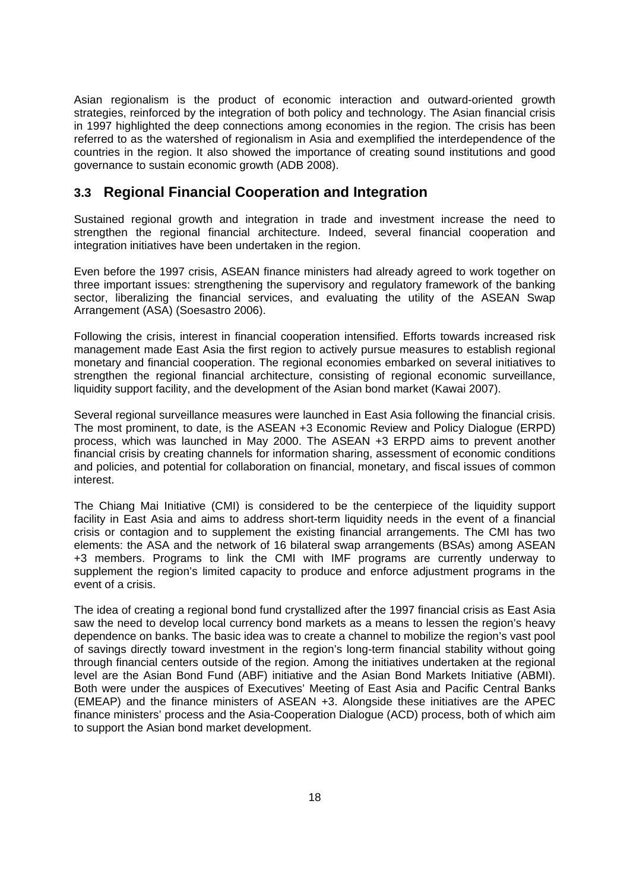Asian regionalism is the product of economic interaction and outward-oriented growth strategies, reinforced by the integration of both policy and technology. The Asian financial crisis in 1997 highlighted the deep connections among economies in the region. The crisis has been referred to as the watershed of regionalism in Asia and exemplified the interdependence of the countries in the region. It also showed the importance of creating sound institutions and good governance to sustain economic growth (ADB 2008).

## 3.3 Regional Financial Cooperation and Integration

Sustained regional growth and integration in trade and investment increase the need to strengthen the regional financial architecture. Indeed, several financial cooperation and integration initiatives have been undertaken in the region.

Even before the 1997 crisis, ASEAN finance ministers had already agreed to work together on three important issues: strengthening the supervisory and regulatory framework of the banking sector, liberalizing the financial services, and evaluating the utility of the ASEAN Swap Arrangement (ASA) (Soesastro 2006).

Following the crisis, interest in financial cooperation intensified. Efforts towards increased risk management made East Asia the first region to actively pursue measures to establish regional monetary and financial cooperation. The regional economies embarked on several initiatives to strengthen the regional financial architecture, consisting of regional economic surveillance, liquidity support facility, and the development of the Asian bond market (Kawai 2007).

Several regional surveillance measures were launched in East Asia following the financial crisis. The most prominent, to date, is the ASEAN +3 Economic Review and Policy Dialogue (ERPD) process, which was launched in May 2000. The ASEAN +3 ERPD aims to prevent another financial crisis by creating channels for information sharing, assessment of economic conditions and policies, and potential for collaboration on financial, monetary, and fiscal issues of common interest.

The Chiang Mai Initiative (CMI) is considered to be the centerpiece of the liquidity support facility in East Asia and aims to address short-term liquidity needs in the event of a financial crisis or contagion and to supplement the existing financial arrangements. The CMI has two elements: the ASA and the network of 16 bilateral swap arrangements (BSAs) among ASEAN +3 members. Programs to link the CMI with IMF programs are currently underway to supplement the region's limited capacity to produce and enforce adjustment programs in the event of a crisis.

The idea of creating a regional bond fund crystallized after the 1997 financial crisis as East Asia saw the need to develop local currency bond markets as a means to lessen the region's heavy dependence on banks. The basic idea was to create a channel to mobilize the region's vast pool of savings directly toward investment in the region's long-term financial stability without going through financial centers outside of the region. Among the initiatives undertaken at the regional level are the Asian Bond Fund (ABF) initiative and the Asian Bond Markets Initiative (ABMI). Both were under the auspices of Executives' Meeting of East Asia and Pacific Central Banks (EMEAP) and the finance ministers of ASEAN +3. Alongside these initiatives are the APEC finance ministers' process and the Asia-Cooperation Dialogue (ACD) process, both of which aim to support the Asian bond market development.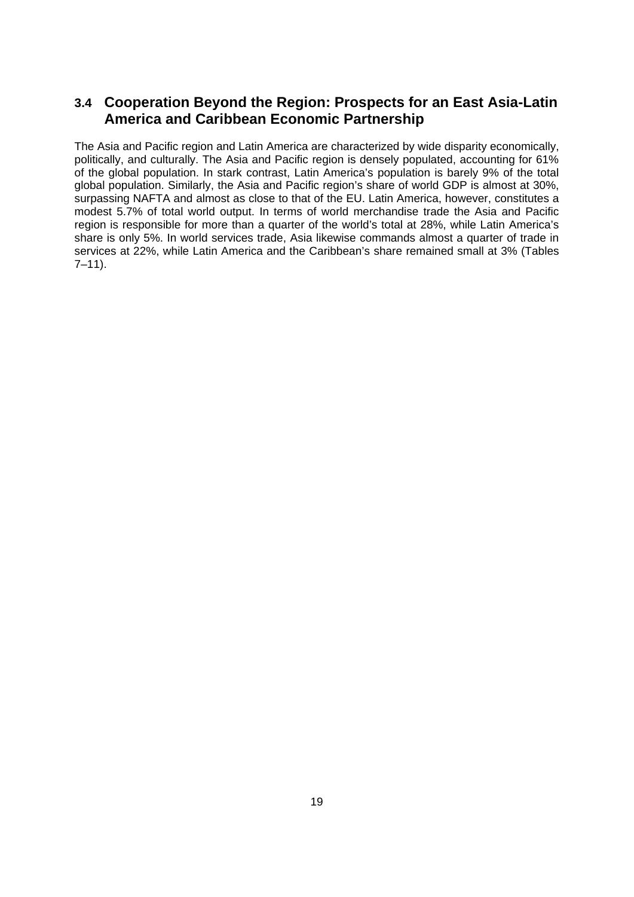## 3.4 Cooperation Beyond the Region: Prospects for an East Asia-Latin America and Caribbean Economic Partnership

The Asia and Pacific region and Latin America are characterized by wide disparity economically, politically, and culturally. The Asia and Pacific region is densely populated, accounting for 61% of the global population. In stark contrast, Latin America's population is barely 9% of the total global population. Similarly, the Asia and Pacific region's share of world GDP is almost at 30%, surpassing NAFTA and almost as close to that of the EU. Latin America, however, constitutes a modest 5.7% of total world output. In terms of world merchandise trade the Asia and Pacific region is responsible for more than a quarter of the world's total at 28%, while Latin America's share is only 5%. In world services trade, Asia likewise commands almost a quarter of trade in services at 22%, while Latin America and the Caribbean's share remained small at 3% (Tables 7–11).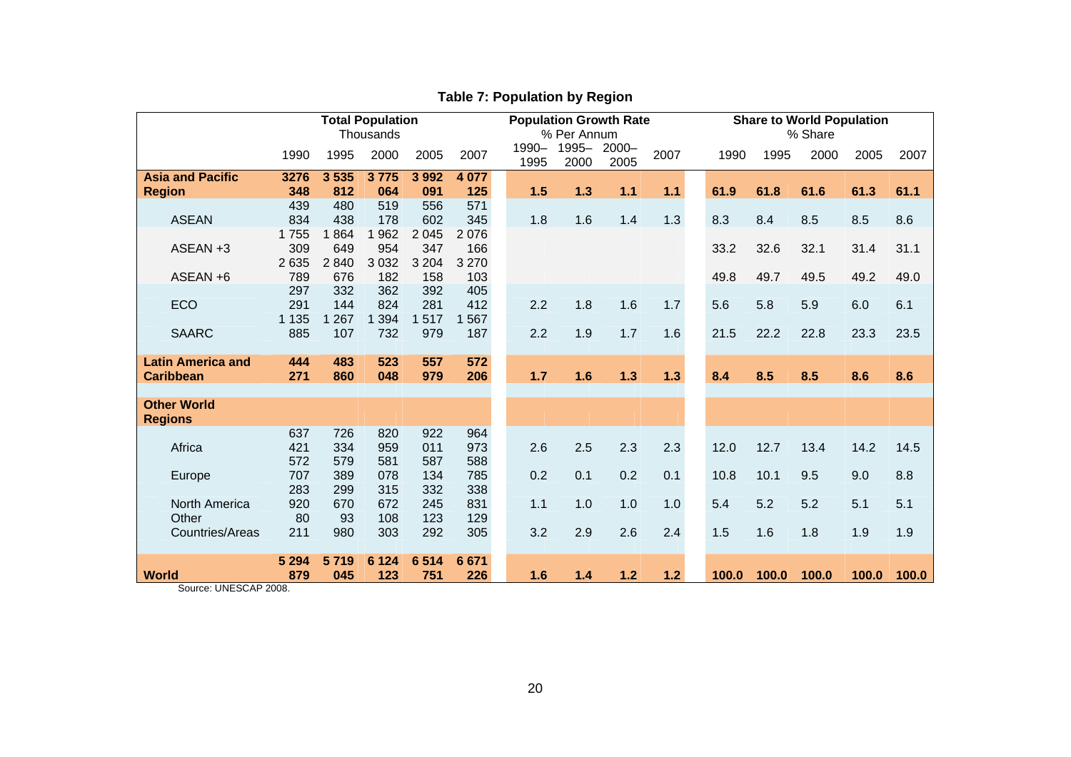**Table 7: Population by Region**

| | Total Population Thousands | | | | | Population Growth Rate % Per Annum | | | | Share to World Population % Share | | | | |
|---|---|---|---|---|---|---|---|---|---|---|---|---|---|---|
| | 1990 | 1995 | 2000 | 2005 | 2007 | 1990–1995 | 1995–2000 | 2000–2005 | 2007 | 1990 | 1995 | 2000 | 2005 | 2007 |
| **Asia and Pacific Region** | **3276 348** | **3 535 812** | **3 775 064** | **3 992 091** | **4 077 125** | **1.5** | **1.3** | **1.1** | **1.1** | **61.9** | **61.8** | **61.6** | **61.3** | **61.1** |
| ASEAN | 439 834 | 480 438 | 519 178 | 556 602 | 571 345 | 1.8 | 1.6 | 1.4 | 1.3 | 8.3 | 8.4 | 8.5 | 8.5 | 8.6 |
| ASEAN +3 | 1 755 309 | 1 864 649 | 1 962 954 | 2 045 347 | 2 076 166 | | | | | 33.2 | 32.6 | 32.1 | 31.4 | 31.1 |
| ASEAN +6 | 2 635 789 | 2 840 676 | 3 032 182 | 3 204 158 | 3 270 103 | | | | | 49.8 | 49.7 | 49.5 | 49.2 | 49.0 |
| ECO | 297 291 | 332 144 | 362 824 | 392 281 | 405 412 | 2.2 | 1.8 | 1.6 | 1.7 | 5.6 | 5.8 | 5.9 | 6.0 | 6.1 |
| SAARC | 1 135 885 | 1 267 107 | 1 394 732 | 1 517 979 | 1 567 187 | 2.2 | 1.9 | 1.7 | 1.6 | 21.5 | 22.2 | 22.8 | 23.3 | 23.5 |
| **Latin America and Caribbean** | **444 271** | **483 860** | **523 048** | **557 979** | **572 206** | **1.7** | **1.6** | **1.3** | **1.3** | **8.4** | **8.5** | **8.5** | **8.6** | **8.6** |
| **Other World Regions** | | | | | | | | | | | | | | |
| Africa | 637 421 | 726 334 | 820 959 | 922 011 | 964 973 | 2.6 | 2.5 | 2.3 | 2.3 | 12.0 | 12.7 | 13.4 | 14.2 | 14.5 |
| Europe | 572 707 | 579 389 | 581 078 | 587 134 | 588 785 | 0.2 | 0.1 | 0.2 | 0.1 | 10.8 | 10.1 | 9.5 | 9.0 | 8.8 |
| North America | 283 920 | 299 670 | 315 672 | 332 245 | 338 831 | 1.1 | 1.0 | 1.0 | 1.0 | 5.4 | 5.2 | 5.2 | 5.1 | 5.1 |
| Other Countries/Areas | 80 211 | 93 980 | 108 303 | 123 292 | 129 305 | 3.2 | 2.9 | 2.6 | 2.4 | 1.5 | 1.6 | 1.8 | 1.9 | 1.9 |
| **World** | **5 294 879** | **5 719 045** | **6 124 123** | **6 514 751** | **6 671 226** | **1.6** | **1.4** | **1.2** | **1.2** | **100.0** | **100.0** | **100.0** | **100.0** | **100.0** |

Source: UNESCAP 2008.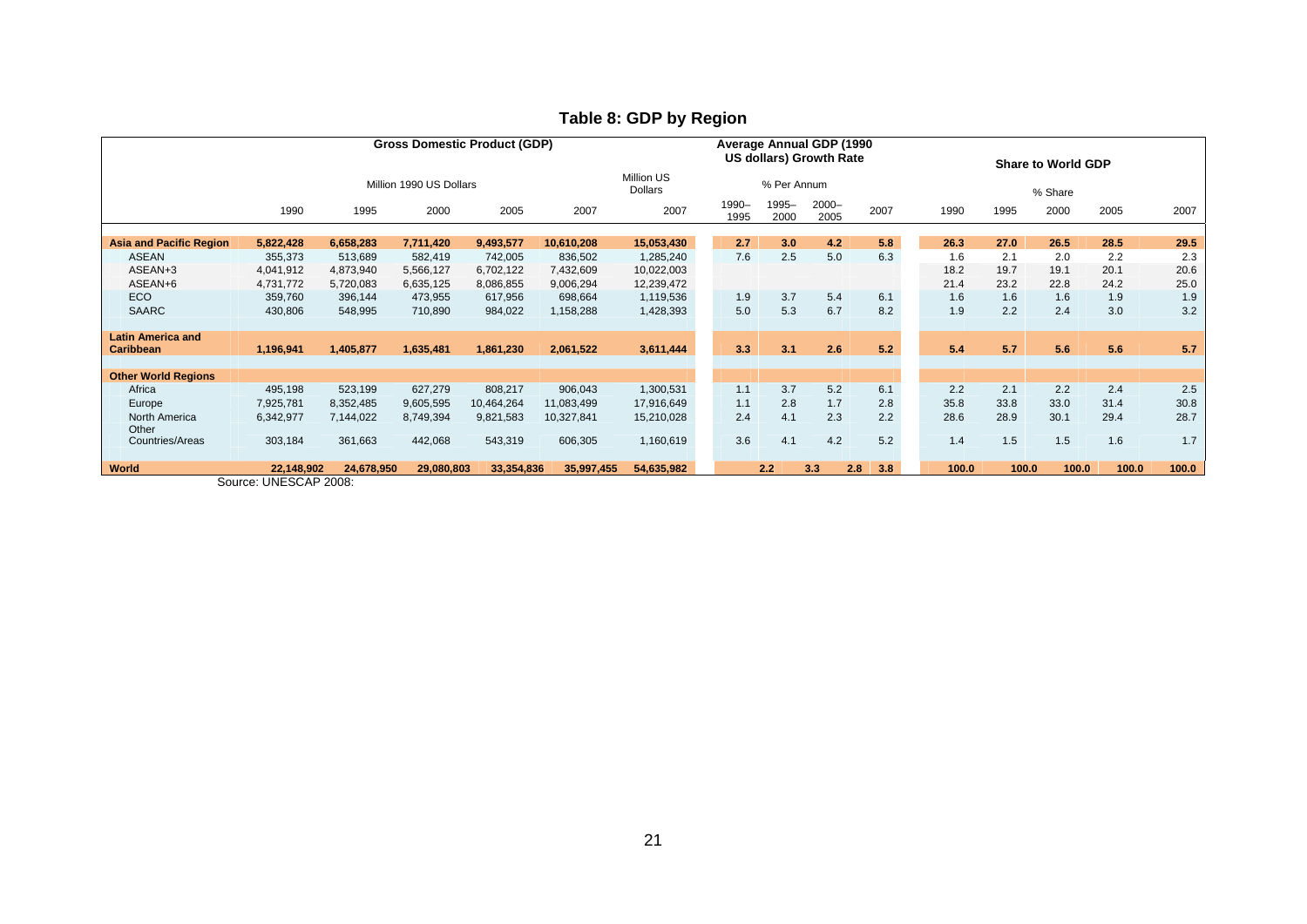# Table 8: GDP by Region

| | Gross Domestic Product (GDP) | | | | | | Average Annual GDP (1990 US dollars) Growth Rate | | | | Share to World GDP | | | | |
|---|---|---|---|---|---|---|---|---|---|---|---|---|---|---|---|
| | Million 1990 US Dollars | | | | | Million US Dollars | % Per Annum | | | | % Share | | | | |
| | 1990 | 1995 | 2000 | 2005 | 2007 | 2007 | 1990–1995 | 1995–2000 | 2000–2005 | 2007 | 1990 | 1995 | 2000 | 2005 | 2007 |
| **Asia and Pacific Region** | **5,822,428** | **6,658,283** | **7,711,420** | **9,493,577** | **10,610,208** | **15,053,430** | **2.7** | **3.0** | **4.2** | **5.8** | **26.3** | **27.0** | **26.5** | **28.5** | **29.5** |
| ASEAN | 355,373 | 513,689 | 582,419 | 742,005 | 836,502 | 1,285,240 | 7.6 | 2.5 | 5.0 | 6.3 | 1.6 | 2.1 | 2.0 | 2.2 | 2.3 |
| ASEAN+3 | 4,041,912 | 4,873,940 | 5,566,127 | 6,702,122 | 7,432,609 | 10,022,003 | | | | | 18.2 | 19.7 | 19.1 | 20.1 | 20.6 |
| ASEAN+6 | 4,731,772 | 5,720,083 | 6,635,125 | 8,086,855 | 9,006,294 | 12,239,472 | | | | | 21.4 | 23.2 | 22.8 | 24.2 | 25.0 |
| ECO | 359,760 | 396,144 | 473,955 | 617,956 | 698,664 | 1,119,536 | 1.9 | 3.7 | 5.4 | 6.1 | 1.6 | 1.6 | 1.6 | 1.9 | 1.9 |
| SAARC | 430,806 | 548,995 | 710,890 | 984,022 | 1,158,288 | 1,428,393 | 5.0 | 5.3 | 6.7 | 8.2 | 1.9 | 2.2 | 2.4 | 3.0 | 3.2 |
| **Latin America and Caribbean** | **1,196,941** | **1,405,877** | **1,635,481** | **1,861,230** | **2,061,522** | **3,611,444** | **3.3** | **3.1** | **2.6** | **5.2** | **5.4** | **5.7** | **5.6** | **5.6** | **5.7** |
| **Other World Regions** | | | | | | | | | | | | | | | |
| Africa | 495,198 | 523,199 | 627,279 | 808,217 | 906,043 | 1,300,531 | 1.1 | 3.7 | 5.2 | 6.1 | 2.2 | 2.1 | 2.2 | 2.4 | 2.5 |
| Europe | 7,925,781 | 8,352,485 | 9,605,595 | 10,464,264 | 11,083,499 | 17,916,649 | 1.1 | 2.8 | 1.7 | 2.8 | 35.8 | 33.8 | 33.0 | 31.4 | 30.8 |
| North America | 6,342,977 | 7,144,022 | 8,749,394 | 9,821,583 | 10,327,841 | 15,210,028 | 2.4 | 4.1 | 2.3 | 2.2 | 28.6 | 28.9 | 30.1 | 29.4 | 28.7 |
| Other Countries/Areas | 303,184 | 361,663 | 442,068 | 543,319 | 606,305 | 1,160,619 | 3.6 | 4.1 | 4.2 | 5.2 | 1.4 | 1.5 | 1.5 | 1.6 | 1.7 |
| **World** | **22,148,902** | **24,678,950** | **29,080,803** | **33,354,836** | **35,997,455** | **54,635,982** | **2.2** | **3.3** | **2.8** | **3.8** | **100.0** | **100.0** | **100.0** | **100.0** | **100.0** |

Source: UNESCAP 2008: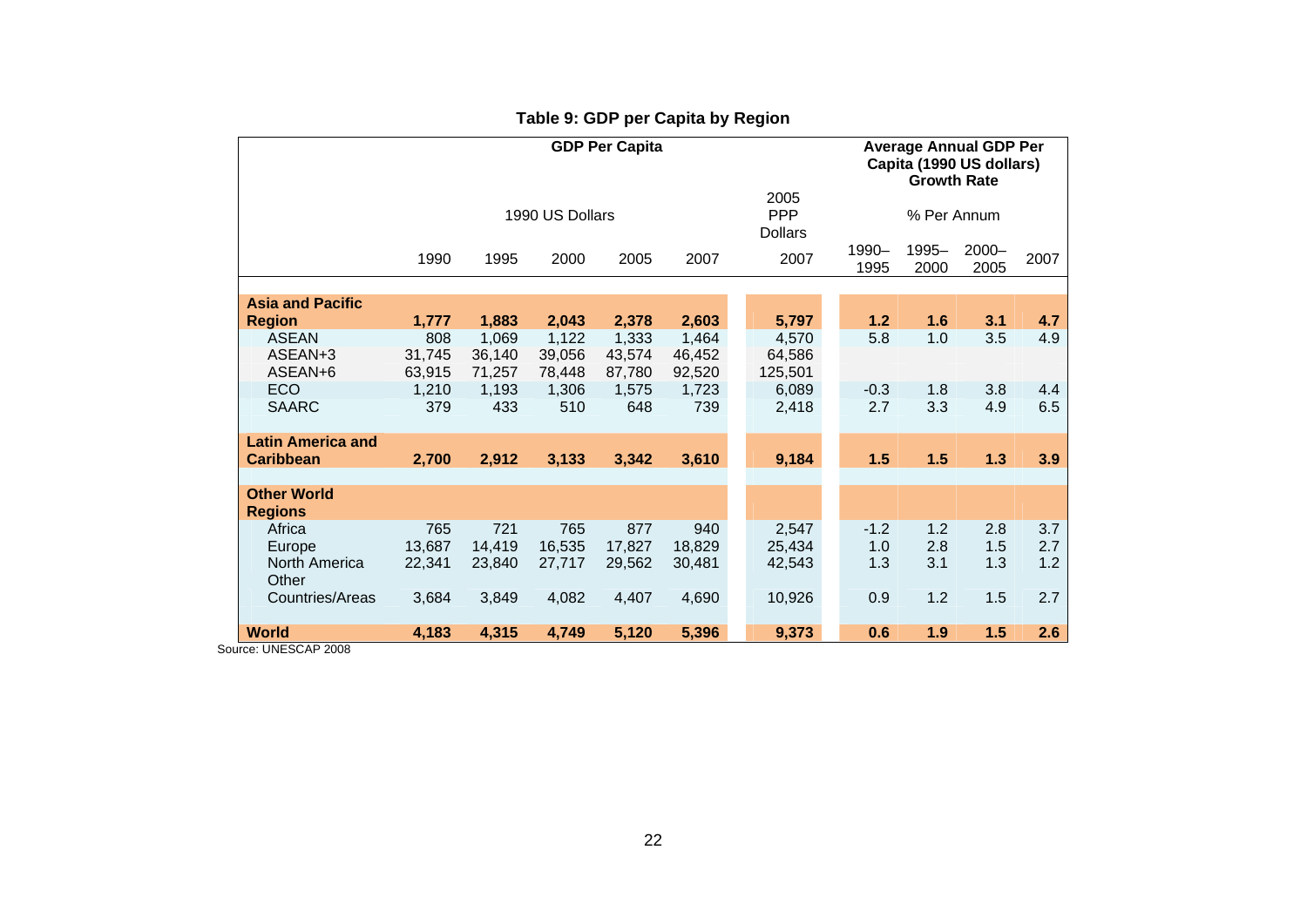**Table 9: GDP per Capita by Region**

| | GDP Per Capita | | | | | | Average Annual GDP Per Capita (1990 US dollars) Growth Rate | | | |
|---|---|---|---|---|---|---|---|---|---|---|
| | 1990 US Dollars | | | | | 2005 PPP Dollars | % Per Annum | | | |
| | 1990 | 1995 | 2000 | 2005 | 2007 | 2007 | 1990–1995 | 1995–2000 | 2000–2005 | 2007 |
| **Asia and Pacific Region** | **1,777** | **1,883** | **2,043** | **2,378** | **2,603** | **5,797** | **1.2** | **1.6** | **3.1** | **4.7** |
| ASEAN | 808 | 1,069 | 1,122 | 1,333 | 1,464 | 4,570 | 5.8 | 1.0 | 3.5 | 4.9 |
| ASEAN+3 | 31,745 | 36,140 | 39,056 | 43,574 | 46,452 | 64,586 | | | | |
| ASEAN+6 | 63,915 | 71,257 | 78,448 | 87,780 | 92,520 | 125,501 | | | | |
| ECO | 1,210 | 1,193 | 1,306 | 1,575 | 1,723 | 6,089 | -0.3 | 1.8 | 3.8 | 4.4 |
| SAARC | 379 | 433 | 510 | 648 | 739 | 2,418 | 2.7 | 3.3 | 4.9 | 6.5 |
| **Latin America and Caribbean** | **2,700** | **2,912** | **3,133** | **3,342** | **3,610** | **9,184** | **1.5** | **1.5** | **1.3** | **3.9** |
| **Other World Regions** | | | | | | | | | | |
| Africa | 765 | 721 | 765 | 877 | 940 | 2,547 | -1.2 | 1.2 | 2.8 | 3.7 |
| Europe | 13,687 | 14,419 | 16,535 | 17,827 | 18,829 | 25,434 | 1.0 | 2.8 | 1.5 | 2.7 |
| North America | 22,341 | 23,840 | 27,717 | 29,562 | 30,481 | 42,543 | 1.3 | 3.1 | 1.3 | 1.2 |
| Other Countries/Areas | 3,684 | 3,849 | 4,082 | 4,407 | 4,690 | 10,926 | 0.9 | 1.2 | 1.5 | 2.7 |
| **World** | **4,183** | **4,315** | **4,749** | **5,120** | **5,396** | **9,373** | **0.6** | **1.9** | **1.5** | **2.6** |

Source: UNESCAP 2008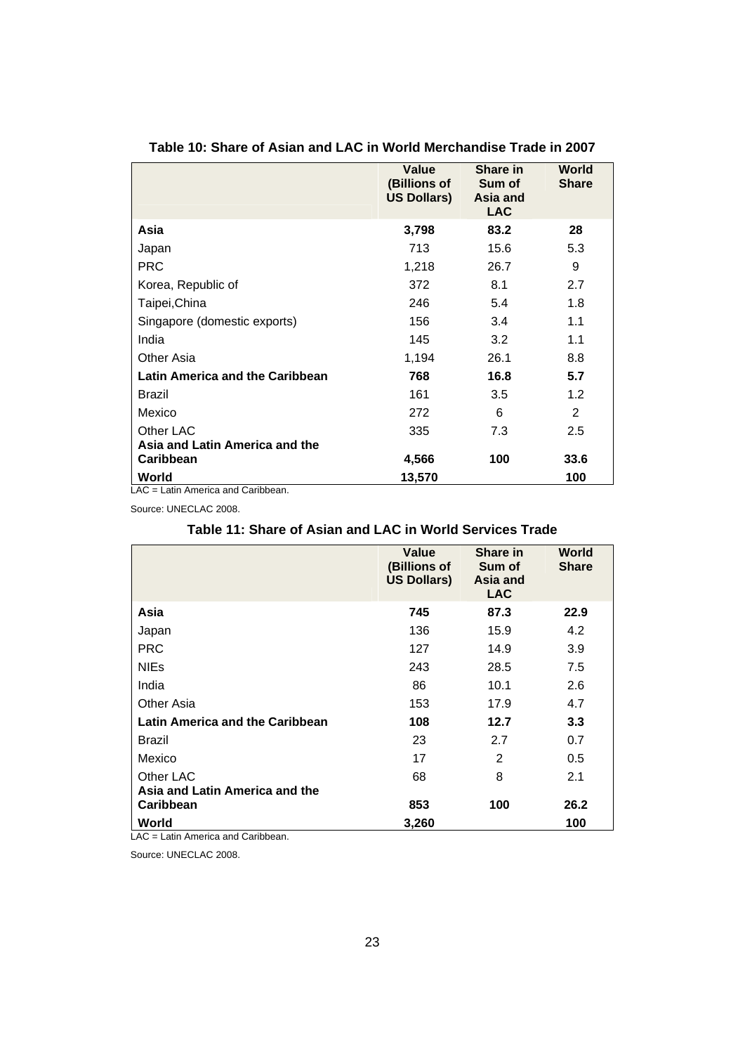**Table 10: Share of Asian and LAC in World Merchandise Trade in 2007**

| | Value (Billions of US Dollars) | Share in Sum of Asia and LAC | World Share |
|---|---|---|---|
| **Asia** | **3,798** | **83.2** | **28** |
| Japan | 713 | 15.6 | 5.3 |
| PRC | 1,218 | 26.7 | 9 |
| Korea, Republic of | 372 | 8.1 | 2.7 |
| Taipei,China | 246 | 5.4 | 1.8 |
| Singapore (domestic exports) | 156 | 3.4 | 1.1 |
| India | 145 | 3.2 | 1.1 |
| Other Asia | 1,194 | 26.1 | 8.8 |
| **Latin America and the Caribbean** | **768** | **16.8** | **5.7** |
| Brazil | 161 | 3.5 | 1.2 |
| Mexico | 272 | 6 | 2 |
| Other LAC | 335 | 7.3 | 2.5 |
| **Asia and Latin America and the Caribbean** | **4,566** | **100** | **33.6** |
| **World** | **13,570** | | **100** |

LAC = Latin America and Caribbean.

Source: UNECLAC 2008.

**Table 11: Share of Asian and LAC in World Services Trade**

| | Value (Billions of US Dollars) | Share in Sum of Asia and LAC | World Share |
|---|---|---|---|
| **Asia** | **745** | **87.3** | **22.9** |
| Japan | 136 | 15.9 | 4.2 |
| PRC | 127 | 14.9 | 3.9 |
| NIEs | 243 | 28.5 | 7.5 |
| India | 86 | 10.1 | 2.6 |
| Other Asia | 153 | 17.9 | 4.7 |
| **Latin America and the Caribbean** | **108** | **12.7** | **3.3** |
| Brazil | 23 | 2.7 | 0.7 |
| Mexico | 17 | 2 | 0.5 |
| Other LAC | 68 | 8 | 2.1 |
| **Asia and Latin America and the Caribbean** | **853** | **100** | **26.2** |
| **World** | **3,260** | | **100** |

LAC = Latin America and Caribbean.

Source: UNECLAC 2008.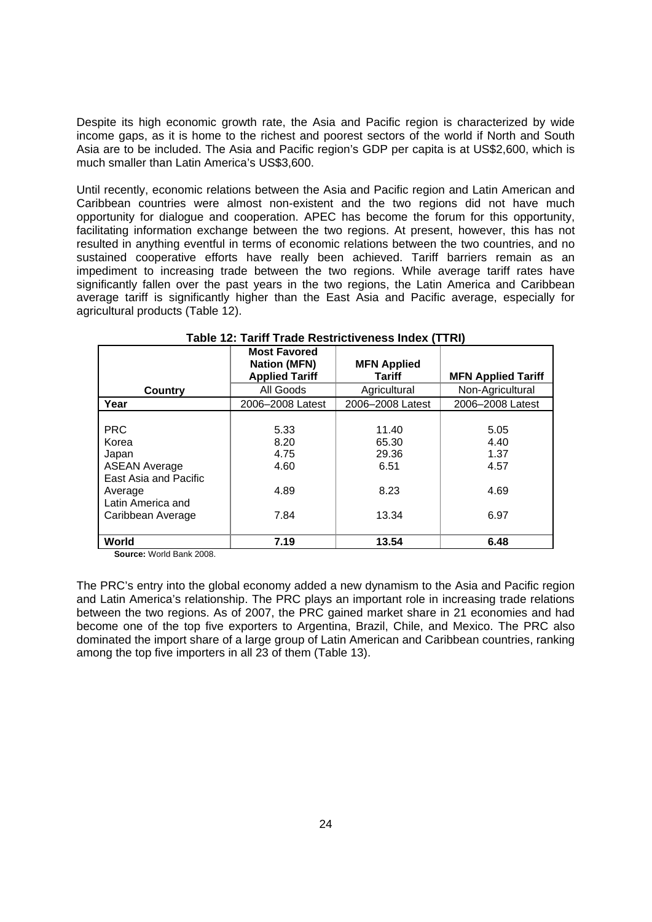Despite its high economic growth rate, the Asia and Pacific region is characterized by wide income gaps, as it is home to the richest and poorest sectors of the world if North and South Asia are to be included. The Asia and Pacific region's GDP per capita is at US$2,600, which is much smaller than Latin America's US$3,600.

Until recently, economic relations between the Asia and Pacific region and Latin American and Caribbean countries were almost non-existent and the two regions did not have much opportunity for dialogue and cooperation. APEC has become the forum for this opportunity, facilitating information exchange between the two regions. At present, however, this has not resulted in anything eventful in terms of economic relations between the two countries, and no sustained cooperative efforts have really been achieved. Tariff barriers remain as an impediment to increasing trade between the two regions. While average tariff rates have significantly fallen over the past years in the two regions, the Latin America and Caribbean average tariff is significantly higher than the East Asia and Pacific average, especially for agricultural products (Table 12).

**Table 12: Tariff Trade Restrictiveness Index (TTRI)**

| | **Most Favored Nation (MFN) Applied Tariff** | **MFN Applied Tariff** | **MFN Applied Tariff** |
|---|---|---|---|
| **Country** | All Goods | Agricultural | Non-Agricultural |
| **Year** | 2006–2008 Latest | 2006–2008 Latest | 2006–2008 Latest |
| PRC | 5.33 | 11.40 | 5.05 |
| Korea | 8.20 | 65.30 | 4.40 |
| Japan | 4.75 | 29.36 | 1.37 |
| ASEAN Average | 4.60 | 6.51 | 4.57 |
| East Asia and Pacific Average | 4.89 | 8.23 | 4.69 |
| Latin America and Caribbean Average | 7.84 | 13.34 | 6.97 |
| **World** | **7.19** | **13.54** | **6.48** |

**Source:** World Bank 2008.

The PRC's entry into the global economy added a new dynamism to the Asia and Pacific region and Latin America's relationship. The PRC plays an important role in increasing trade relations between the two regions. As of 2007, the PRC gained market share in 21 economies and had become one of the top five exporters to Argentina, Brazil, Chile, and Mexico. The PRC also dominated the import share of a large group of Latin American and Caribbean countries, ranking among the top five importers in all 23 of them (Table 13).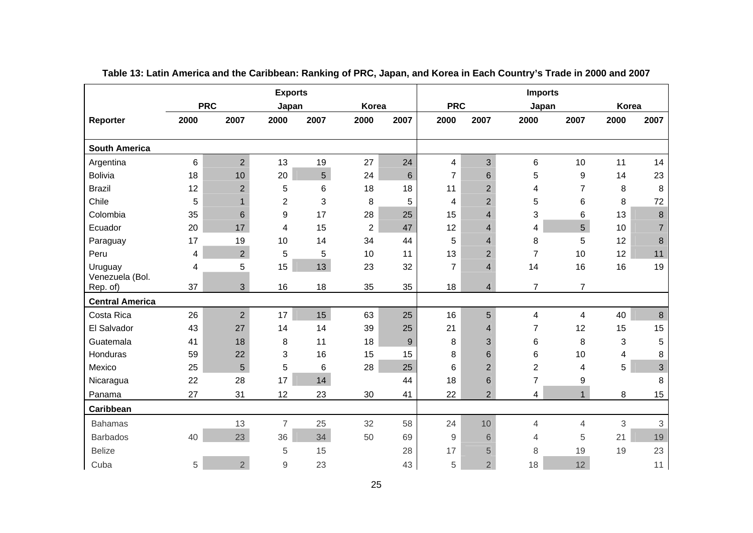**Table 13: Latin America and the Caribbean: Ranking of PRC, Japan, and Korea in Each Country's Trade in 2000 and 2007**

| | Exports | | | | | | Imports | | | | | |
|---|---|---|---|---|---|---|---|---|---|---|---|---|
| | PRC | | Japan | | Korea | | PRC | | Japan | | Korea | |
| Reporter | 2000 | 2007 | 2000 | 2007 | 2000 | 2007 | 2000 | 2007 | 2000 | 2007 | 2000 | 2007 |
| **South America** | | | | | | | | | | | | |
| Argentina | 6 | 2 | 13 | 19 | 27 | 24 | 4 | 3 | 6 | 10 | 11 | 14 |
| Bolivia | 18 | 10 | 20 | 5 | 24 | 6 | 7 | 6 | 5 | 9 | 14 | 23 |
| Brazil | 12 | 2 | 5 | 6 | 18 | 18 | 11 | 2 | 4 | 7 | 8 | 8 |
| Chile | 5 | 1 | 2 | 3 | 8 | 5 | 4 | 2 | 5 | 6 | 8 | 72 |
| Colombia | 35 | 6 | 9 | 17 | 28 | 25 | 15 | 4 | 3 | 6 | 13 | 8 |
| Ecuador | 20 | 17 | 4 | 15 | 2 | 47 | 12 | 4 | 4 | 5 | 10 | 7 |
| Paraguay | 17 | 19 | 10 | 14 | 34 | 44 | 5 | 4 | 8 | 5 | 12 | 8 |
| Peru | 4 | 2 | 5 | 5 | 10 | 11 | 13 | 2 | 7 | 10 | 12 | 11 |
| Uruguay | 4 | 5 | 15 | 13 | 23 | 32 | 7 | 4 | 14 | 16 | 16 | 19 |
| Venezuela (Bol. Rep. of) | 37 | 3 | 16 | 18 | 35 | 35 | 18 | 4 | 7 | 7 | | |
| **Central America** | | | | | | | | | | | | |
| Costa Rica | 26 | 2 | 17 | 15 | 63 | 25 | 16 | 5 | 4 | 4 | 40 | 8 |
| El Salvador | 43 | 27 | 14 | 14 | 39 | 25 | 21 | 4 | 7 | 12 | 15 | 15 |
| Guatemala | 41 | 18 | 8 | 11 | 18 | 9 | 8 | 3 | 6 | 8 | 3 | 5 |
| Honduras | 59 | 22 | 3 | 16 | 15 | 15 | 8 | 6 | 6 | 10 | 4 | 8 |
| Mexico | 25 | 5 | 5 | 6 | 28 | 25 | 6 | 2 | 2 | 4 | 5 | 3 |
| Nicaragua | 22 | 28 | 17 | 14 | | 44 | 18 | 6 | 7 | 9 | | 8 |
| Panama | 27 | 31 | 12 | 23 | 30 | 41 | 22 | 2 | 4 | 1 | 8 | 15 |
| **Caribbean** | | | | | | | | | | | | |
| Bahamas | | 13 | 7 | 25 | 32 | 58 | 24 | 10 | 4 | 4 | 3 | 3 |
| Barbados | 40 | 23 | 36 | 34 | 50 | 69 | 9 | 6 | 4 | 5 | 21 | 19 |
| Belize | | | 5 | 15 | | 28 | 17 | 5 | 8 | 19 | 19 | 23 |
| Cuba | 5 | 2 | 9 | 23 | | 43 | 5 | 2 | 18 | 12 | | 11 |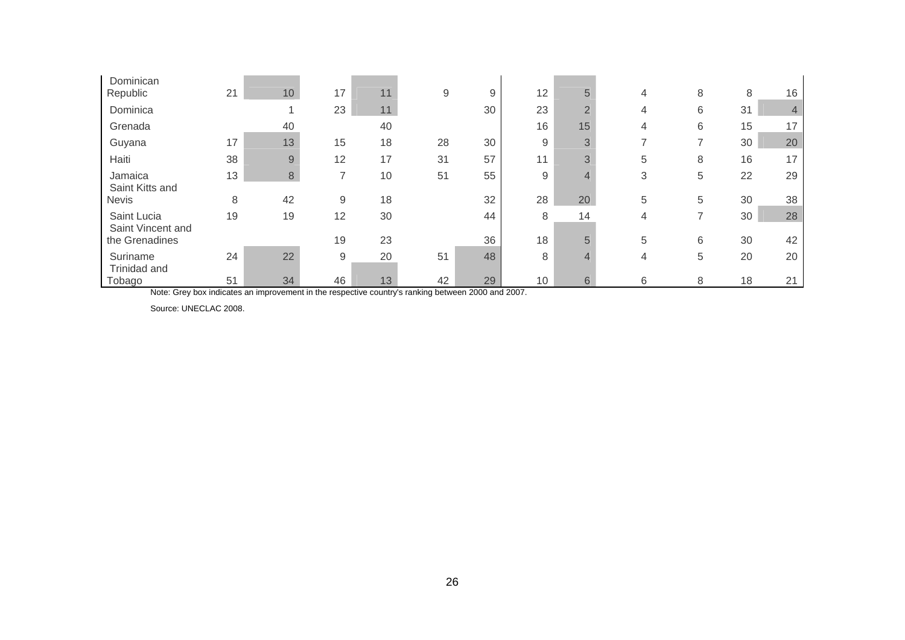| | | | | | | | | | | | | |
|---|---|---|---|---|---|---|---|---|---|---|---|---|
| Dominican Republic | 21 | 10 | 17 | 11 | 9 | 9 | 12 | 5 | 4 | 8 | 8 | 16 |
| Dominica | | 1 | 23 | 11 | | 30 | 23 | 2 | 4 | 6 | 31 | 4 |
| Grenada | | 40 | | 40 | | | 16 | 15 | 4 | 6 | 15 | 17 |
| Guyana | 17 | 13 | 15 | 18 | 28 | 30 | 9 | 3 | 7 | 7 | 30 | 20 |
| Haiti | 38 | 9 | 12 | 17 | 31 | 57 | 11 | 3 | 5 | 8 | 16 | 17 |
| Jamaica | 13 | 8 | 7 | 10 | 51 | 55 | 9 | 4 | 3 | 5 | 22 | 29 |
| Saint Kitts and Nevis | 8 | 42 | 9 | 18 | | 32 | 28 | 20 | 5 | 5 | 30 | 38 |
| Saint Lucia | 19 | 19 | 12 | 30 | | 44 | 8 | 14 | 4 | 7 | 30 | 28 |
| Saint Vincent and the Grenadines | | | 19 | 23 | | 36 | 18 | 5 | 5 | 6 | 30 | 42 |
| Suriname | 24 | 22 | 9 | 20 | 51 | 48 | 8 | 4 | 4 | 5 | 20 | 20 |
| Trinidad and Tobago | 51 | 34 | 46 | 13 | 42 | 29 | 10 | 6 | 6 | 8 | 18 | 21 |

Note: Grey box indicates an improvement in the respective country's ranking between 2000 and 2007.

Source: UNECLAC 2008.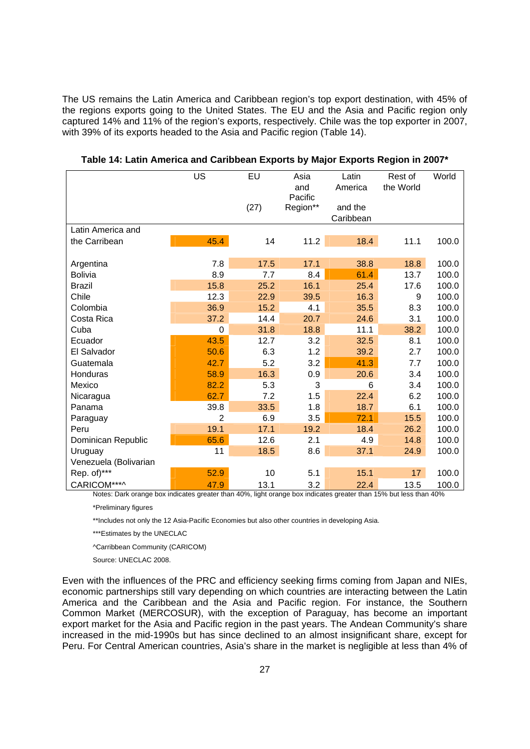The US remains the Latin America and Caribbean region's top export destination, with 45% of the regions exports going to the United States. The EU and the Asia and Pacific region only captured 14% and 11% of the region's exports, respectively. Chile was the top exporter in 2007, with 39% of its exports headed to the Asia and Pacific region (Table 14).

**Table 14: Latin America and Caribbean Exports by Major Exports Region in 2007***

| | US | EU (27) | Asia and Pacific Region** | Latin America and the Caribbean | Rest of the World | World |
|---|---|---|---|---|---|---|
| Latin America and the Carribean | 45.4 | 14 | 11.2 | 18.4 | 11.1 | 100.0 |
| Argentina | 7.8 | 17.5 | 17.1 | 38.8 | 18.8 | 100.0 |
| Bolivia | 8.9 | 7.7 | 8.4 | 61.4 | 13.7 | 100.0 |
| Brazil | 15.8 | 25.2 | 16.1 | 25.4 | 17.6 | 100.0 |
| Chile | 12.3 | 22.9 | 39.5 | 16.3 | 9 | 100.0 |
| Colombia | 36.9 | 15.2 | 4.1 | 35.5 | 8.3 | 100.0 |
| Costa Rica | 37.2 | 14.4 | 20.7 | 24.6 | 3.1 | 100.0 |
| Cuba | 0 | 31.8 | 18.8 | 11.1 | 38.2 | 100.0 |
| Ecuador | 43.5 | 12.7 | 3.2 | 32.5 | 8.1 | 100.0 |
| El Salvador | 50.6 | 6.3 | 1.2 | 39.2 | 2.7 | 100.0 |
| Guatemala | 42.7 | 5.2 | 3.2 | 41.3 | 7.7 | 100.0 |
| Honduras | 58.9 | 16.3 | 0.9 | 20.6 | 3.4 | 100.0 |
| Mexico | 82.2 | 5.3 | 3 | 6 | 3.4 | 100.0 |
| Nicaragua | 62.7 | 7.2 | 1.5 | 22.4 | 6.2 | 100.0 |
| Panama | 39.8 | 33.5 | 1.8 | 18.7 | 6.1 | 100.0 |
| Paraguay | 2 | 6.9 | 3.5 | 72.1 | 15.5 | 100.0 |
| Peru | 19.1 | 17.1 | 19.2 | 18.4 | 26.2 | 100.0 |
| Dominican Republic | 65.6 | 12.6 | 2.1 | 4.9 | 14.8 | 100.0 |
| Uruguay | 11 | 18.5 | 8.6 | 37.1 | 24.9 | 100.0 |
| Venezuela (Bolivarian Rep. of)*** | 52.9 | 10 | 5.1 | 15.1 | 17 | 100.0 |
| CARICOM***^ | 47.9 | 13.1 | 3.2 | 22.4 | 13.5 | 100.0 |

Notes: Dark orange box indicates greater than 40%, light orange box indicates greater than 15% but less than 40%

*Preliminary figures

**Includes not only the 12 Asia-Pacific Economies but also other countries in developing Asia.

***Estimates by the UNECLAC

^Carribbean Community (CARICOM)

Source: UNECLAC 2008.

Even with the influences of the PRC and efficiency seeking firms coming from Japan and NIEs, economic partnerships still vary depending on which countries are interacting between the Latin America and the Caribbean and the Asia and Pacific region. For instance, the Southern Common Market (MERCOSUR), with the exception of Paraguay, has become an important export market for the Asia and Pacific region in the past years. The Andean Community's share increased in the mid-1990s but has since declined to an almost insignificant share, except for Peru. For Central American countries, Asia's share in the market is negligible at less than 4% of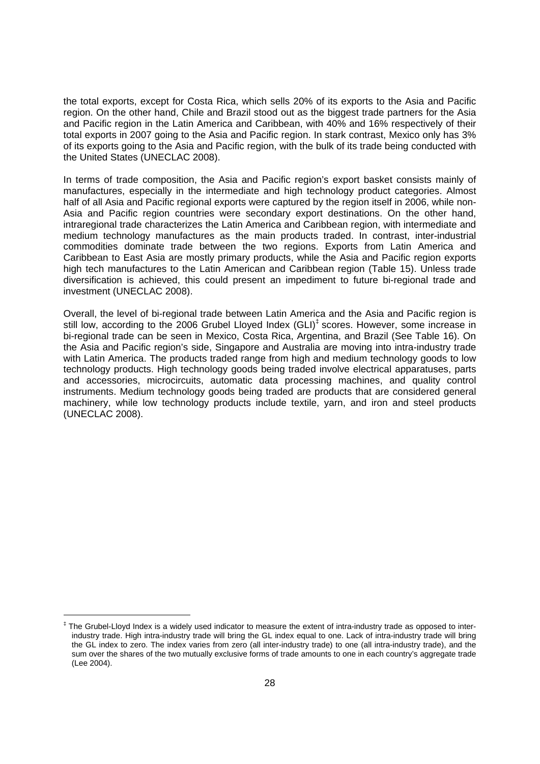the total exports, except for Costa Rica, which sells 20% of its exports to the Asia and Pacific region. On the other hand, Chile and Brazil stood out as the biggest trade partners for the Asia and Pacific region in the Latin America and Caribbean, with 40% and 16% respectively of their total exports in 2007 going to the Asia and Pacific region. In stark contrast, Mexico only has 3% of its exports going to the Asia and Pacific region, with the bulk of its trade being conducted with the United States (UNECLAC 2008).

In terms of trade composition, the Asia and Pacific region's export basket consists mainly of manufactures, especially in the intermediate and high technology product categories. Almost half of all Asia and Pacific regional exports were captured by the region itself in 2006, while non-Asia and Pacific region countries were secondary export destinations. On the other hand, intraregional trade characterizes the Latin America and Caribbean region, with intermediate and medium technology manufactures as the main products traded. In contrast, inter-industrial commodities dominate trade between the two regions. Exports from Latin America and Caribbean to East Asia are mostly primary products, while the Asia and Pacific region exports high tech manufactures to the Latin American and Caribbean region (Table 15). Unless trade diversification is achieved, this could present an impediment to future bi-regional trade and investment (UNECLAC 2008).

Overall, the level of bi-regional trade between Latin America and the Asia and Pacific region is still low, according to the 2006 Grubel Lloyed Index (GLI)[‡] scores. However, some increase in bi-regional trade can be seen in Mexico, Costa Rica, Argentina, and Brazil (See Table 16). On the Asia and Pacific region's side, Singapore and Australia are moving into intra-industry trade with Latin America. The products traded range from high and medium technology goods to low technology products. High technology goods being traded involve electrical apparatuses, parts and accessories, microcircuits, automatic data processing machines, and quality control instruments. Medium technology goods being traded are products that are considered general machinery, while low technology products include textile, yarn, and iron and steel products (UNECLAC 2008).

---

[‡] The Grubel-Lloyd Index is a widely used indicator to measure the extent of intra-industry trade as opposed to inter-industry trade. High intra-industry trade will bring the GL index equal to one. Lack of intra-industry trade will bring the GL index to zero. The index varies from zero (all inter-industry trade) to one (all intra-industry trade), and the sum over the shares of the two mutually exclusive forms of trade amounts to one in each country's aggregate trade (Lee 2004).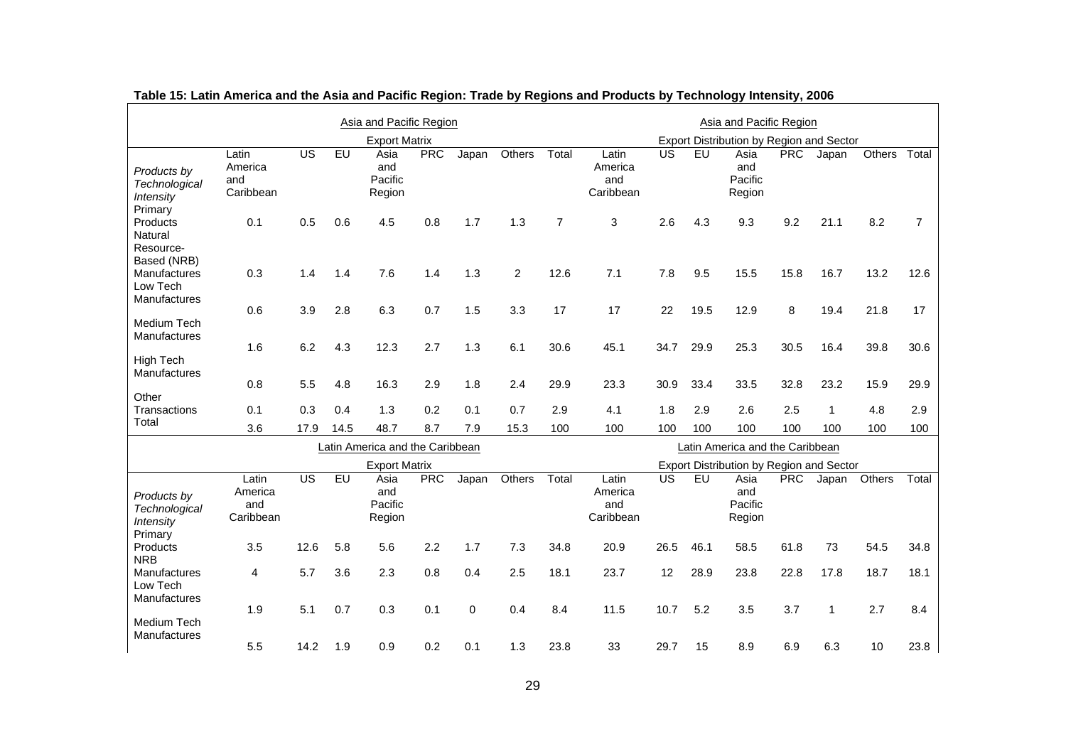**Table 15: Latin America and the Asia and Pacific Region: Trade by Regions and Products by Technology Intensity, 2006**

| | Asia and Pacific Region | | | | | | | | Asia and Pacific Region | | | | | | | |
|---|---|---|---|---|---|---|---|---|---|---|---|---|---|---|---|---|
| | Export Matrix | | | | | | | | Export Distribution by Region and Sector | | | | | | | |
| *Products by Technological Intensity* | Latin America and Caribbean | US | EU | Asia and Pacific Region | PRC | Japan | Others | Total | Latin America and Caribbean | US | EU | Asia and Pacific Region | PRC | Japan | Others | Total |
| Primary Products | 0.1 | 0.5 | 0.6 | 4.5 | 0.8 | 1.7 | 1.3 | 7 | 3 | 2.6 | 4.3 | 9.3 | 9.2 | 21.1 | 8.2 | 7 |
| Natural Resource-Based (NRB) Manufactures | 0.3 | 1.4 | 1.4 | 7.6 | 1.4 | 1.3 | 2 | 12.6 | 7.1 | 7.8 | 9.5 | 15.5 | 15.8 | 16.7 | 13.2 | 12.6 |
| Low Tech Manufactures | 0.6 | 3.9 | 2.8 | 6.3 | 0.7 | 1.5 | 3.3 | 17 | 17 | 22 | 19.5 | 12.9 | 8 | 19.4 | 21.8 | 17 |
| Medium Tech Manufactures | 1.6 | 6.2 | 4.3 | 12.3 | 2.7 | 1.3 | 6.1 | 30.6 | 45.1 | 34.7 | 29.9 | 25.3 | 30.5 | 16.4 | 39.8 | 30.6 |
| High Tech Manufactures | 0.8 | 5.5 | 4.8 | 16.3 | 2.9 | 1.8 | 2.4 | 29.9 | 23.3 | 30.9 | 33.4 | 33.5 | 32.8 | 23.2 | 15.9 | 29.9 |
| Other Transactions | 0.1 | 0.3 | 0.4 | 1.3 | 0.2 | 0.1 | 0.7 | 2.9 | 4.1 | 1.8 | 2.9 | 2.6 | 2.5 | 1 | 4.8 | 2.9 |
| Total | 3.6 | 17.9 | 14.5 | 48.7 | 8.7 | 7.9 | 15.3 | 100 | 100 | 100 | 100 | 100 | 100 | 100 | 100 | 100 |
| | Latin America and the Caribbean | | | | | | | | Latin America and the Caribbean | | | | | | | |
| | Export Matrix | | | | | | | | Export Distribution by Region and Sector | | | | | | | |
| *Products by Technological Intensity* | Latin America and Caribbean | US | EU | Asia and Pacific Region | PRC | Japan | Others | Total | Latin America and Caribbean | US | EU | Asia and Pacific Region | PRC | Japan | Others | Total |
| Primary Products | 3.5 | 12.6 | 5.8 | 5.6 | 2.2 | 1.7 | 7.3 | 34.8 | 20.9 | 26.5 | 46.1 | 58.5 | 61.8 | 73 | 54.5 | 34.8 |
| NRB Manufactures | 4 | 5.7 | 3.6 | 2.3 | 0.8 | 0.4 | 2.5 | 18.1 | 23.7 | 12 | 28.9 | 23.8 | 22.8 | 17.8 | 18.7 | 18.1 |
| Low Tech Manufactures | 1.9 | 5.1 | 0.7 | 0.3 | 0.1 | 0 | 0.4 | 8.4 | 11.5 | 10.7 | 5.2 | 3.5 | 3.7 | 1 | 2.7 | 8.4 |
| Medium Tech Manufactures | 5.5 | 14.2 | 1.9 | 0.9 | 0.2 | 0.1 | 1.3 | 23.8 | 33 | 29.7 | 15 | 8.9 | 6.9 | 6.3 | 10 | 23.8 |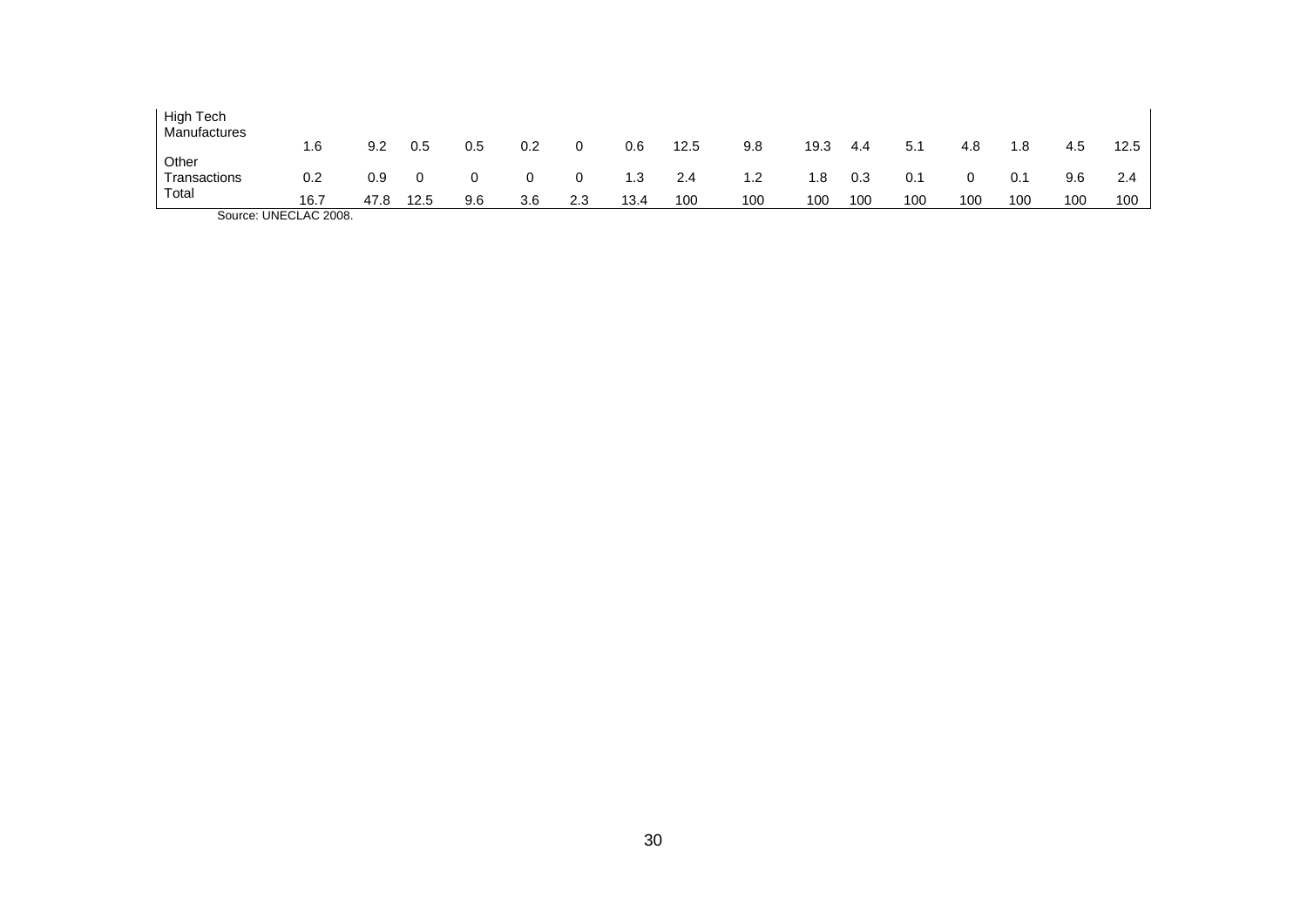| | | | | | | | | | | | | | | | | |
|---|---|---|---|---|---|---|---|---|---|---|---|---|---|---|---|---|
| High Tech Manufactures | 1.6 | 9.2 | 0.5 | 0.5 | 0.2 | 0 | 0.6 | 12.5 | 9.8 | 19.3 | 4.4 | 5.1 | 4.8 | 1.8 | 4.5 | 12.5 |
| Other Transactions | 0.2 | 0.9 | 0 | 0 | 0 | 0 | 1.3 | 2.4 | 1.2 | 1.8 | 0.3 | 0.1 | 0 | 0.1 | 9.6 | 2.4 |
| Total | 16.7 | 47.8 | 12.5 | 9.6 | 3.6 | 2.3 | 13.4 | 100 | 100 | 100 | 100 | 100 | 100 | 100 | 100 | 100 |

Source: UNECLAC 2008.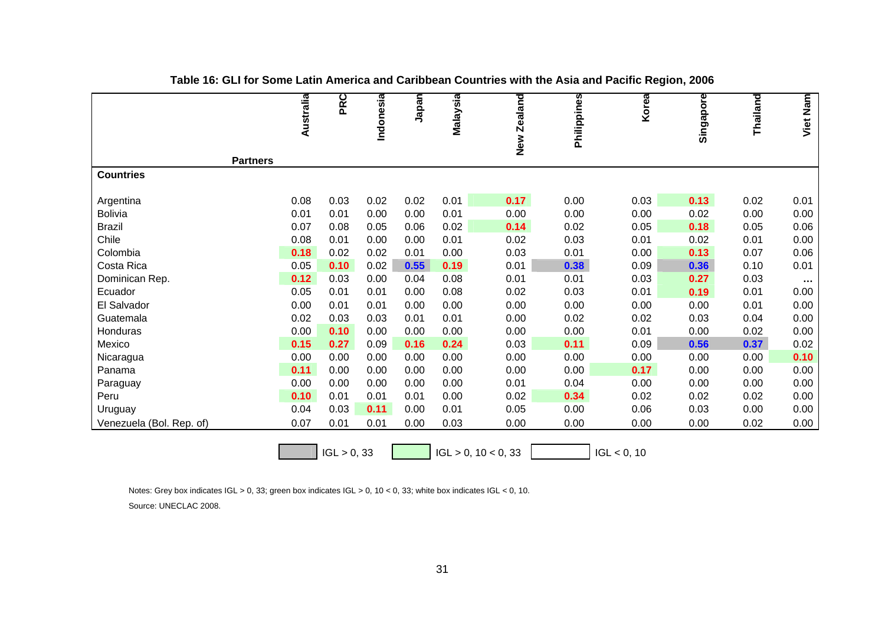**Table 16: GLI for Some Latin America and Caribbean Countries with the Asia and Pacific Region, 2006**

| Countries / Partners | Australia | PRC | Indonesia | Japan | Malaysia | New Zealand | Philippines | Korea | Singapore | Thailand | Viet Nam |
|---|---|---|---|---|---|---|---|---|---|---|---|
| Argentina | 0.08 | 0.03 | 0.02 | 0.02 | 0.01 | **0.17** | 0.00 | 0.03 | **0.13** | 0.02 | 0.01 |
| Bolivia | 0.01 | 0.01 | 0.00 | 0.00 | 0.01 | 0.00 | 0.00 | 0.00 | 0.02 | 0.00 | 0.00 |
| Brazil | 0.07 | 0.08 | 0.05 | 0.06 | 0.02 | **0.14** | 0.02 | 0.05 | **0.18** | 0.05 | 0.06 |
| Chile | 0.08 | 0.01 | 0.00 | 0.00 | 0.01 | 0.02 | 0.03 | 0.01 | 0.02 | 0.01 | 0.00 |
| Colombia | **0.18** | 0.02 | 0.02 | 0.01 | 0.00 | 0.03 | 0.01 | 0.00 | **0.13** | 0.07 | 0.06 |
| Costa Rica | 0.05 | **0.10** | 0.02 | **0.55** | **0.19** | 0.01 | **0.38** | 0.09 | **0.36** | 0.10 | 0.01 |
| Dominican Rep. | **0.12** | 0.03 | 0.00 | 0.04 | 0.08 | 0.01 | 0.01 | 0.03 | **0.27** | 0.03 | ... |
| Ecuador | 0.05 | 0.01 | 0.01 | 0.00 | 0.08 | 0.02 | 0.03 | 0.01 | **0.19** | 0.01 | 0.00 |
| El Salvador | 0.00 | 0.01 | 0.01 | 0.00 | 0.00 | 0.00 | 0.00 | 0.00 | 0.00 | 0.01 | 0.00 |
| Guatemala | 0.02 | 0.03 | 0.03 | 0.01 | 0.01 | 0.00 | 0.02 | 0.02 | 0.03 | 0.04 | 0.00 |
| Honduras | 0.00 | **0.10** | 0.00 | 0.00 | 0.00 | 0.00 | 0.00 | 0.01 | 0.00 | 0.02 | 0.00 |
| Mexico | **0.15** | **0.27** | 0.09 | **0.16** | **0.24** | 0.03 | **0.11** | 0.09 | **0.56** | **0.37** | 0.02 |
| Nicaragua | 0.00 | 0.00 | 0.00 | 0.00 | 0.00 | 0.00 | 0.00 | 0.00 | 0.00 | 0.00 | **0.10** |
| Panama | **0.11** | 0.00 | 0.00 | 0.00 | 0.00 | 0.00 | 0.00 | **0.17** | 0.00 | 0.00 | 0.00 |
| Paraguay | 0.00 | 0.00 | 0.00 | 0.00 | 0.00 | 0.01 | 0.04 | 0.00 | 0.00 | 0.00 | 0.00 |
| Peru | **0.10** | 0.01 | 0.01 | 0.01 | 0.00 | 0.02 | **0.34** | 0.02 | 0.02 | 0.02 | 0.00 |
| Uruguay | 0.04 | 0.03 | **0.11** | 0.00 | 0.01 | 0.05 | 0.00 | 0.06 | 0.03 | 0.00 | 0.00 |
| Venezuela (Bol. Rep. of) | 0.07 | 0.01 | 0.01 | 0.00 | 0.03 | 0.00 | 0.00 | 0.00 | 0.00 | 0.02 | 0.00 |

Legend: IGL > 0, 33 (grey); IGL > 0, 10 < 0, 33 (green); IGL < 0, 10 (white)

Notes: Grey box indicates IGL > 0, 33; green box indicates IGL > 0, 10 < 0, 33; white box indicates IGL < 0, 10.

Source: UNECLAC 2008.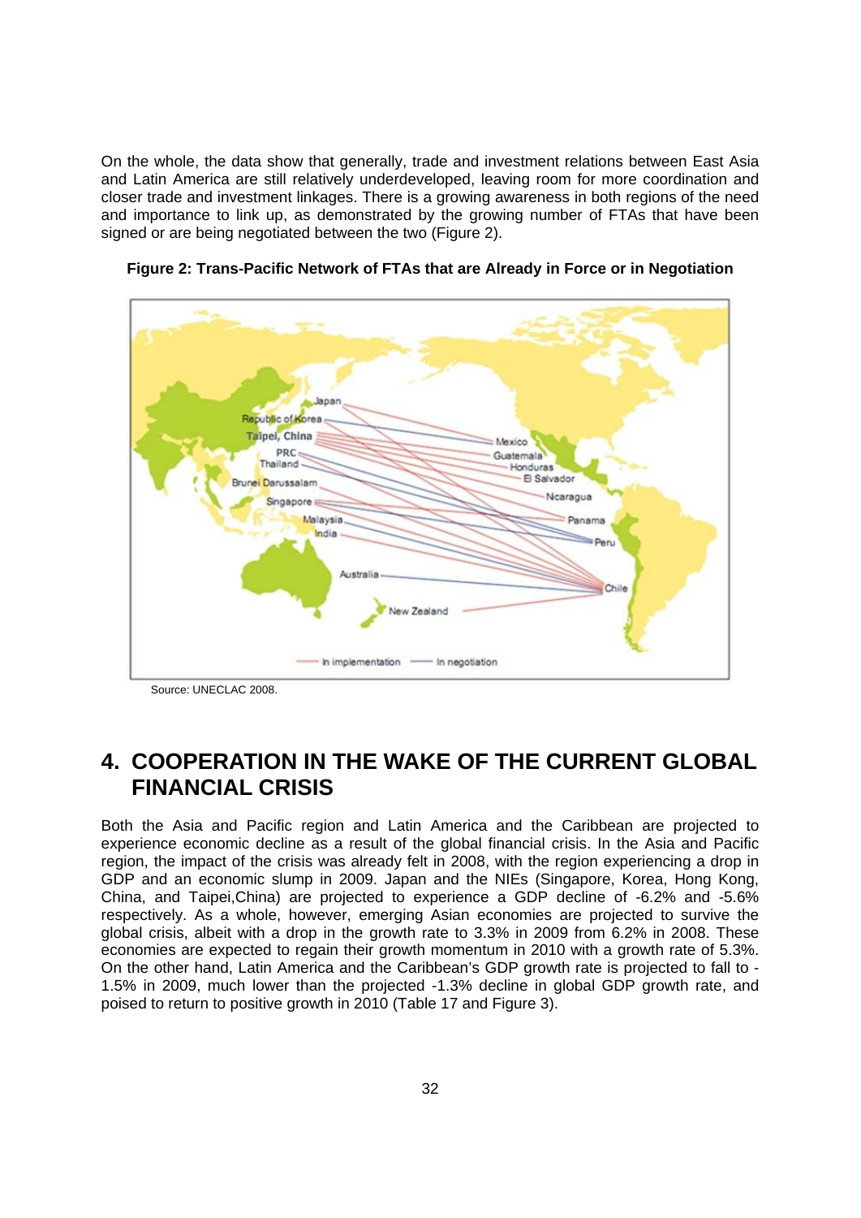On the whole, the data show that generally, trade and investment relations between East Asia and Latin America are still relatively underdeveloped, leaving room for more coordination and closer trade and investment linkages. There is a growing awareness in both regions of the need and importance to link up, as demonstrated by the growing number of FTAs that have been signed or are being negotiated between the two (Figure 2).

**Figure 2: Trans-Pacific Network of FTAs that are Already in Force or in Negotiation**

Source: UNECLAC 2008.

# 4. COOPERATION IN THE WAKE OF THE CURRENT GLOBAL FINANCIAL CRISIS

Both the Asia and Pacific region and Latin America and the Caribbean are projected to experience economic decline as a result of the global financial crisis. In the Asia and Pacific region, the impact of the crisis was already felt in 2008, with the region experiencing a drop in GDP and an economic slump in 2009. Japan and the NIEs (Singapore, Korea, Hong Kong, China, and Taipei,China) are projected to experience a GDP decline of -6.2% and -5.6% respectively. As a whole, however, emerging Asian economies are projected to survive the global crisis, albeit with a drop in the growth rate to 3.3% in 2009 from 6.2% in 2008. These economies are expected to regain their growth momentum in 2010 with a growth rate of 5.3%. On the other hand, Latin America and the Caribbean's GDP growth rate is projected to fall to -1.5% in 2009, much lower than the projected -1.3% decline in global GDP growth rate, and poised to return to positive growth in 2010 (Table 17 and Figure 3).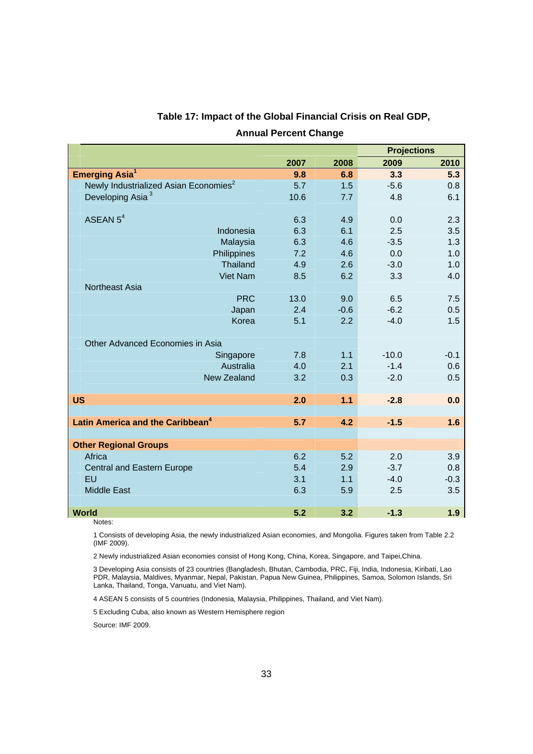**Table 17: Impact of the Global Financial Crisis on Real GDP,**

**Annual Percent Change**

| | | | Projections | |
|---|---|---|---|---|
| | 2007 | 2008 | 2009 | 2010 |
| **Emerging Asia[1]** | **9.8** | **6.8** | **3.3** | **5.3** |
| Newly Industrialized Asian Economies[2] | 5.7 | 1.5 | -5.6 | 0.8 |
| Developing Asia[3] | 10.6 | 7.7 | 4.8 | 6.1 |
| | | | | |
| ASEAN 5[4] | 6.3 | 4.9 | 0.0 | 2.3 |
| Indonesia | 6.3 | 6.1 | 2.5 | 3.5 |
| Malaysia | 6.3 | 4.6 | -3.5 | 1.3 |
| Philippines | 7.2 | 4.6 | 0.0 | 1.0 |
| Thailand | 4.9 | 2.6 | -3.0 | 1.0 |
| Viet Nam | 8.5 | 6.2 | 3.3 | 4.0 |
| Northeast Asia | | | | |
| PRC | 13.0 | 9.0 | 6.5 | 7.5 |
| Japan | 2.4 | -0.6 | -6.2 | 0.5 |
| Korea | 5.1 | 2.2 | -4.0 | 1.5 |
| | | | | |
| Other Advanced Economies in Asia | | | | |
| Singapore | 7.8 | 1.1 | -10.0 | -0.1 |
| Australia | 4.0 | 2.1 | -1.4 | 0.6 |
| New Zealand | 3.2 | 0.3 | -2.0 | 0.5 |
| | | | | |
| **US** | **2.0** | **1.1** | **-2.8** | **0.0** |
| | | | | |
| **Latin America and the Caribbean[4]** | **5.7** | **4.2** | **-1.5** | **1.6** |
| | | | | |
| **Other Regional Groups** | | | | |
| Africa | 6.2 | 5.2 | 2.0 | 3.9 |
| Central and Eastern Europe | 5.4 | 2.9 | -3.7 | 0.8 |
| EU | 3.1 | 1.1 | -4.0 | -0.3 |
| Middle East | 6.3 | 5.9 | 2.5 | 3.5 |
| | | | | |
| **World** | **5.2** | **3.2** | **-1.3** | **1.9** |

Notes:

1 Consists of developing Asia, the newly industrialized Asian economies, and Mongolia. Figures taken from Table 2.2 (IMF 2009).

2 Newly industrialized Asian economies consist of Hong Kong, China, Korea, Singapore, and Taipei,China.

3 Developing Asia consists of 23 countries (Bangladesh, Bhutan, Cambodia, PRC, Fiji, India, Indonesia, Kiribati, Lao PDR, Malaysia, Maldives, Myanmar, Nepal, Pakistan, Papua New Guinea, Philippines, Samoa, Solomon Islands, Sri Lanka, Thailand, Tonga, Vanuatu, and Viet Nam).

4 ASEAN 5 consists of 5 countries (Indonesia, Malaysia, Philippines, Thailand, and Viet Nam).

5 Excluding Cuba, also known as Western Hemisphere region

Source: IMF 2009.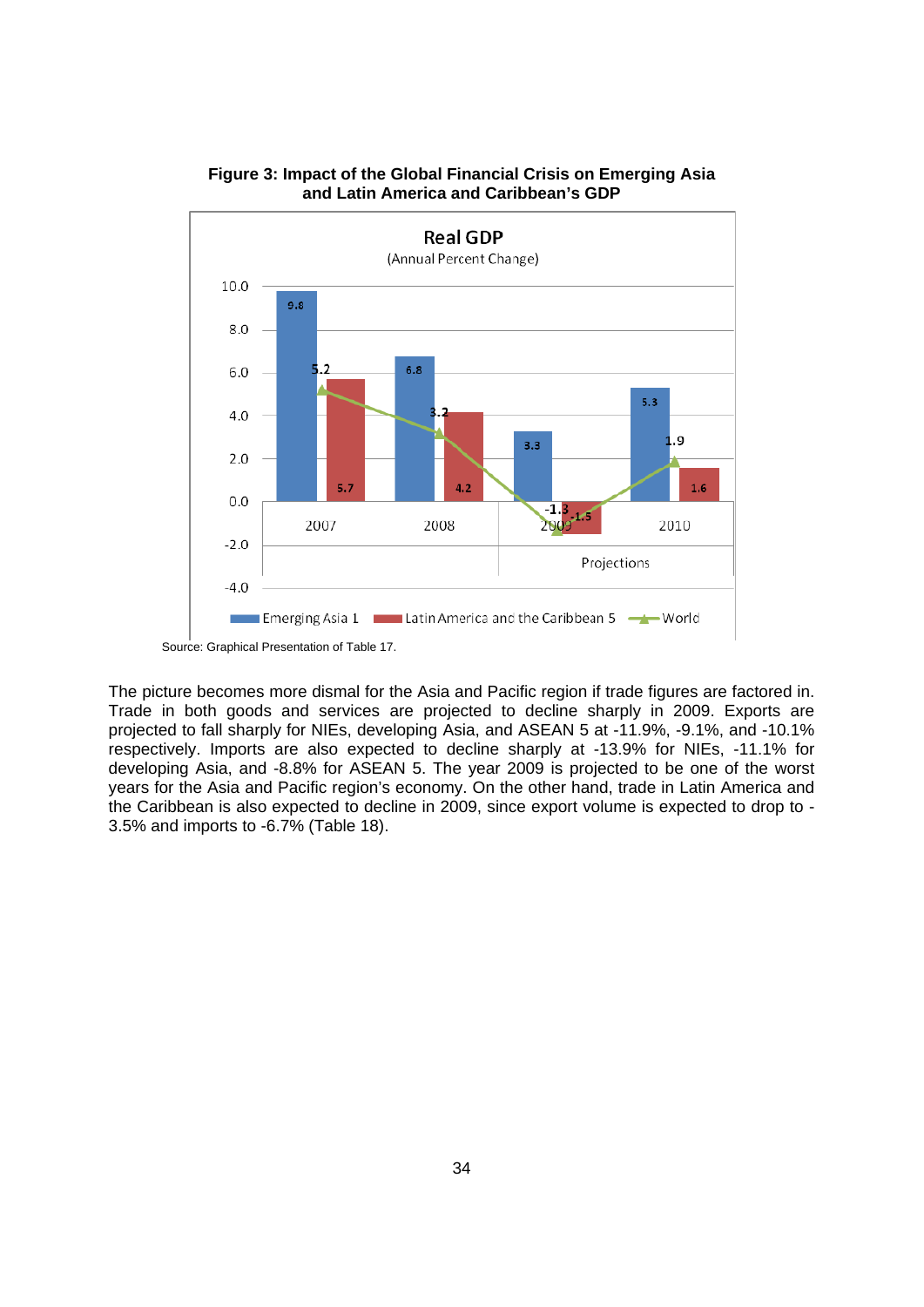**Figure 3: Impact of the Global Financial Crisis on Emerging Asia and Latin America and Caribbean's GDP**

Real GDP

(Annual Percent Change)

| | 2007 | 2008 | 2009 | 2010 |
|---|---|---|---|---|
| Emerging Asia 1 | 9.8 | 6.8 | 3.3 | 5.3 |
| Latin America and the Caribbean 5 | 5.7 | 4.2 | -1.5 | 1.6 |
| World | 5.2 | 3.2 | -1.3 | 1.9 |

Projections: 2009, 2010

Source: Graphical Presentation of Table 17.

The picture becomes more dismal for the Asia and Pacific region if trade figures are factored in. Trade in both goods and services are projected to decline sharply in 2009. Exports are projected to fall sharply for NIEs, developing Asia, and ASEAN 5 at -11.9%, -9.1%, and -10.1% respectively. Imports are also expected to decline sharply at -13.9% for NIEs, -11.1% for developing Asia, and -8.8% for ASEAN 5. The year 2009 is projected to be one of the worst years for the Asia and Pacific region's economy. On the other hand, trade in Latin America and the Caribbean is also expected to decline in 2009, since export volume is expected to drop to -3.5% and imports to -6.7% (Table 18).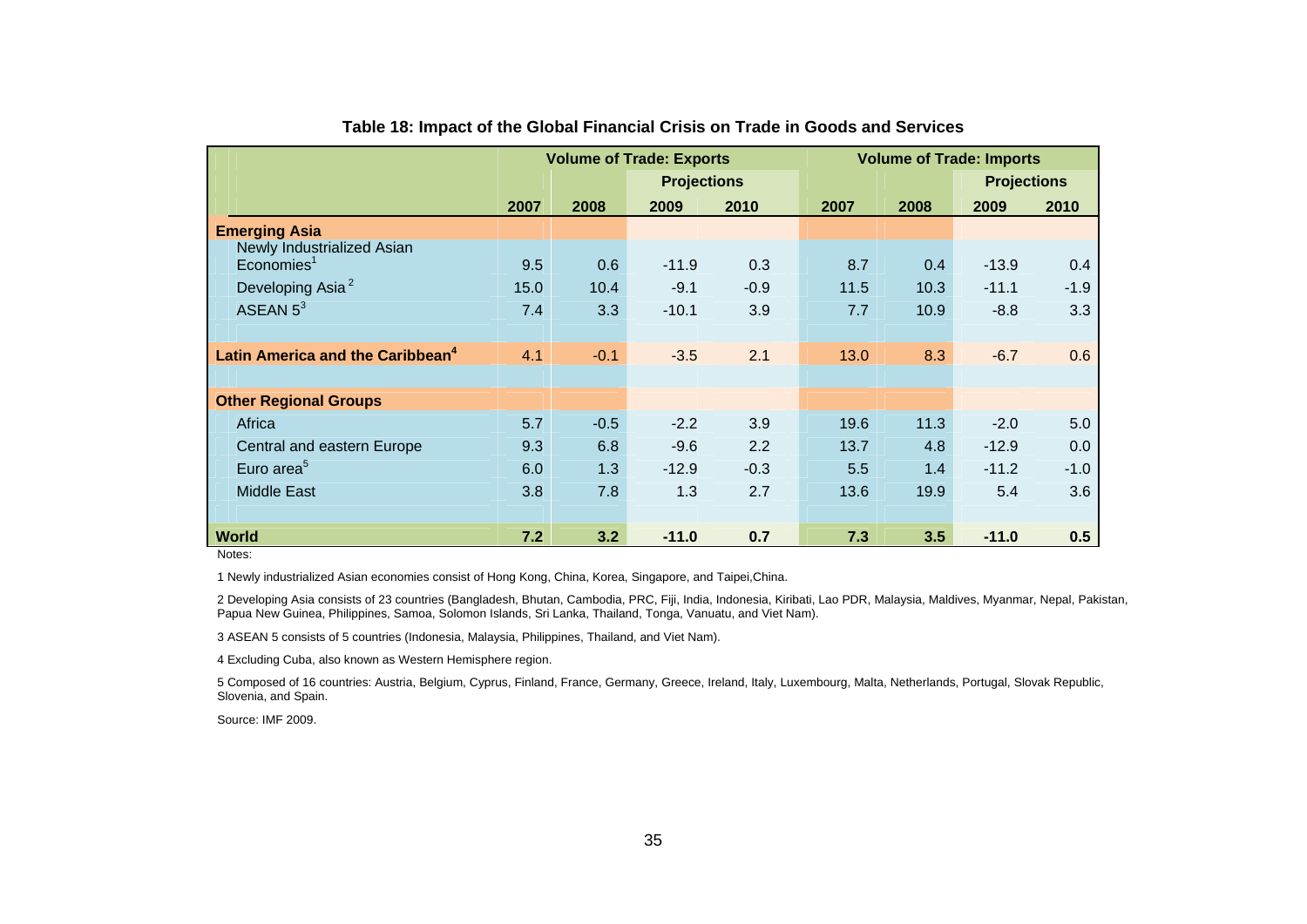**Table 18: Impact of the Global Financial Crisis on Trade in Goods and Services**

| | Volume of Trade: Exports | | | | Volume of Trade: Imports | | | |
|---|---|---|---|---|---|---|---|---|
| | | | Projections | | | | Projections | |
| | 2007 | 2008 | 2009 | 2010 | 2007 | 2008 | 2009 | 2010 |
| **Emerging Asia** | | | | | | | | |
| Newly Industrialized Asian Economies[1] | 9.5 | 0.6 | -11.9 | 0.3 | 8.7 | 0.4 | -13.9 | 0.4 |
| Developing Asia[2] | 15.0 | 10.4 | -9.1 | -0.9 | 11.5 | 10.3 | -11.1 | -1.9 |
| ASEAN 5[3] | 7.4 | 3.3 | -10.1 | 3.9 | 7.7 | 10.9 | -8.8 | 3.3 |
| **Latin America and the Caribbean[4]** | 4.1 | -0.1 | -3.5 | 2.1 | 13.0 | 8.3 | -6.7 | 0.6 |
| **Other Regional Groups** | | | | | | | | |
| Africa | 5.7 | -0.5 | -2.2 | 3.9 | 19.6 | 11.3 | -2.0 | 5.0 |
| Central and eastern Europe | 9.3 | 6.8 | -9.6 | 2.2 | 13.7 | 4.8 | -12.9 | 0.0 |
| Euro area[5] | 6.0 | 1.3 | -12.9 | -0.3 | 5.5 | 1.4 | -11.2 | -1.0 |
| Middle East | 3.8 | 7.8 | 1.3 | 2.7 | 13.6 | 19.9 | 5.4 | 3.6 |
| **World** | **7.2** | **3.2** | **-11.0** | **0.7** | **7.3** | **3.5** | **-11.0** | **0.5** |

Notes:

1 Newly industrialized Asian economies consist of Hong Kong, China, Korea, Singapore, and Taipei,China.

2 Developing Asia consists of 23 countries (Bangladesh, Bhutan, Cambodia, PRC, Fiji, India, Indonesia, Kiribati, Lao PDR, Malaysia, Maldives, Myanmar, Nepal, Pakistan, Papua New Guinea, Philippines, Samoa, Solomon Islands, Sri Lanka, Thailand, Tonga, Vanuatu, and Viet Nam).

3 ASEAN 5 consists of 5 countries (Indonesia, Malaysia, Philippines, Thailand, and Viet Nam).

4 Excluding Cuba, also known as Western Hemisphere region.

5 Composed of 16 countries: Austria, Belgium, Cyprus, Finland, France, Germany, Greece, Ireland, Italy, Luxembourg, Malta, Netherlands, Portugal, Slovak Republic, Slovenia, and Spain.

Source: IMF 2009.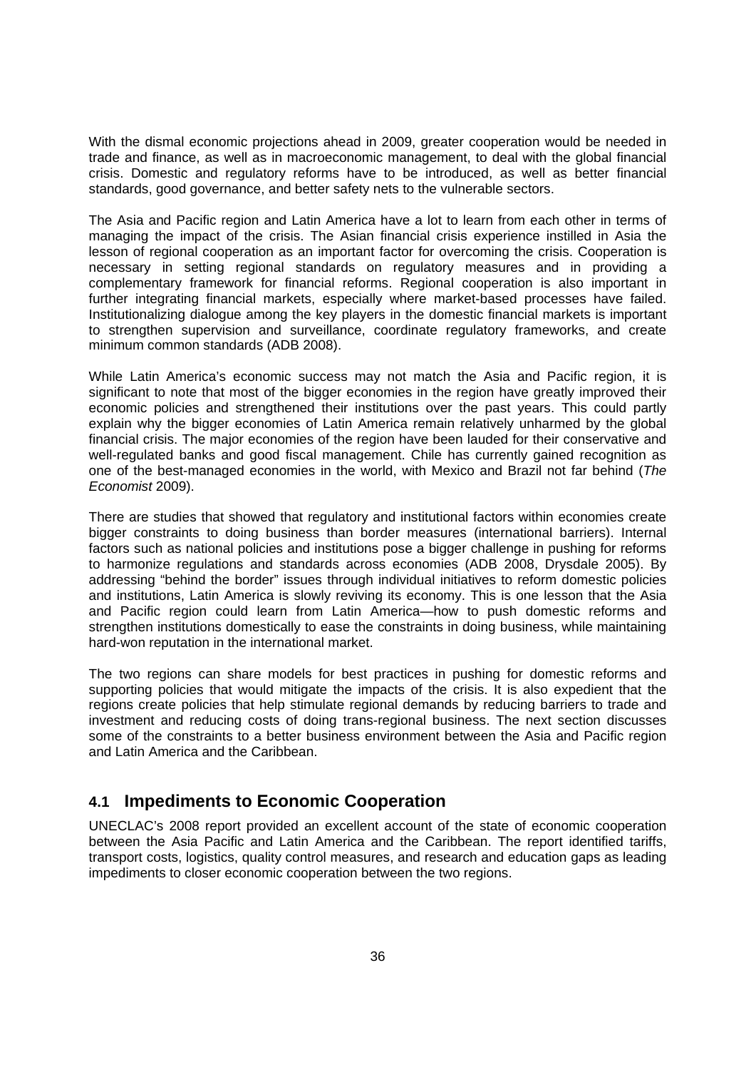With the dismal economic projections ahead in 2009, greater cooperation would be needed in trade and finance, as well as in macroeconomic management, to deal with the global financial crisis. Domestic and regulatory reforms have to be introduced, as well as better financial standards, good governance, and better safety nets to the vulnerable sectors.

The Asia and Pacific region and Latin America have a lot to learn from each other in terms of managing the impact of the crisis. The Asian financial crisis experience instilled in Asia the lesson of regional cooperation as an important factor for overcoming the crisis. Cooperation is necessary in setting regional standards on regulatory measures and in providing a complementary framework for financial reforms. Regional cooperation is also important in further integrating financial markets, especially where market-based processes have failed. Institutionalizing dialogue among the key players in the domestic financial markets is important to strengthen supervision and surveillance, coordinate regulatory frameworks, and create minimum common standards (ADB 2008).

While Latin America's economic success may not match the Asia and Pacific region, it is significant to note that most of the bigger economies in the region have greatly improved their economic policies and strengthened their institutions over the past years. This could partly explain why the bigger economies of Latin America remain relatively unharmed by the global financial crisis. The major economies of the region have been lauded for their conservative and well-regulated banks and good fiscal management. Chile has currently gained recognition as one of the best-managed economies in the world, with Mexico and Brazil not far behind (*The Economist* 2009).

There are studies that showed that regulatory and institutional factors within economies create bigger constraints to doing business than border measures (international barriers). Internal factors such as national policies and institutions pose a bigger challenge in pushing for reforms to harmonize regulations and standards across economies (ADB 2008, Drysdale 2005). By addressing "behind the border" issues through individual initiatives to reform domestic policies and institutions, Latin America is slowly reviving its economy. This is one lesson that the Asia and Pacific region could learn from Latin America—how to push domestic reforms and strengthen institutions domestically to ease the constraints in doing business, while maintaining hard-won reputation in the international market.

The two regions can share models for best practices in pushing for domestic reforms and supporting policies that would mitigate the impacts of the crisis. It is also expedient that the regions create policies that help stimulate regional demands by reducing barriers to trade and investment and reducing costs of doing trans-regional business. The next section discusses some of the constraints to a better business environment between the Asia and Pacific region and Latin America and the Caribbean.

## 4.1 Impediments to Economic Cooperation

UNECLAC's 2008 report provided an excellent account of the state of economic cooperation between the Asia Pacific and Latin America and the Caribbean. The report identified tariffs, transport costs, logistics, quality control measures, and research and education gaps as leading impediments to closer economic cooperation between the two regions.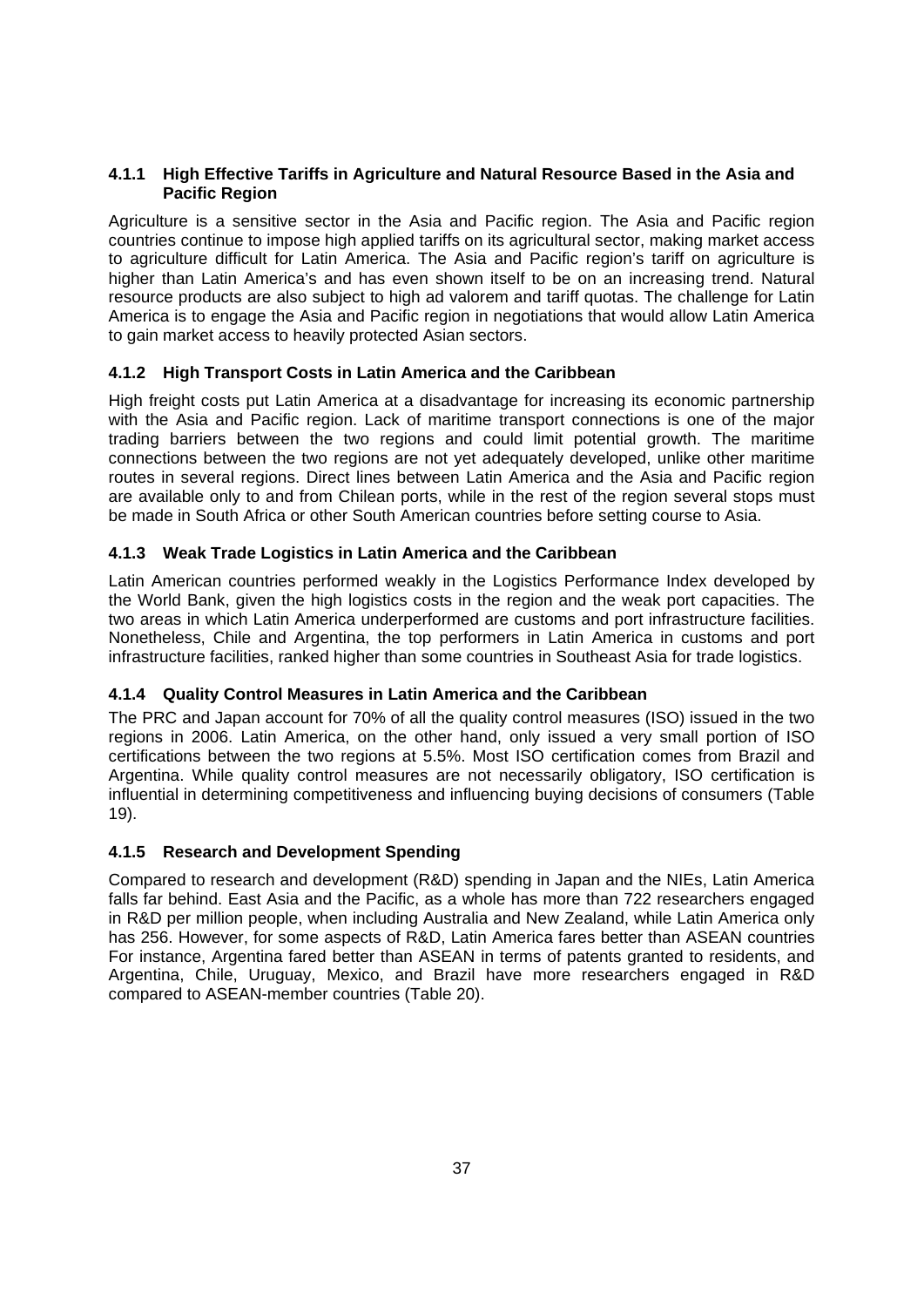#### 4.1.1 High Effective Tariffs in Agriculture and Natural Resource Based in the Asia and Pacific Region

Agriculture is a sensitive sector in the Asia and Pacific region. The Asia and Pacific region countries continue to impose high applied tariffs on its agricultural sector, making market access to agriculture difficult for Latin America. The Asia and Pacific region's tariff on agriculture is higher than Latin America's and has even shown itself to be on an increasing trend. Natural resource products are also subject to high ad valorem and tariff quotas. The challenge for Latin America is to engage the Asia and Pacific region in negotiations that would allow Latin America to gain market access to heavily protected Asian sectors.

#### 4.1.2 High Transport Costs in Latin America and the Caribbean

High freight costs put Latin America at a disadvantage for increasing its economic partnership with the Asia and Pacific region. Lack of maritime transport connections is one of the major trading barriers between the two regions and could limit potential growth. The maritime connections between the two regions are not yet adequately developed, unlike other maritime routes in several regions. Direct lines between Latin America and the Asia and Pacific region are available only to and from Chilean ports, while in the rest of the region several stops must be made in South Africa or other South American countries before setting course to Asia.

#### 4.1.3 Weak Trade Logistics in Latin America and the Caribbean

Latin American countries performed weakly in the Logistics Performance Index developed by the World Bank, given the high logistics costs in the region and the weak port capacities. The two areas in which Latin America underperformed are customs and port infrastructure facilities. Nonetheless, Chile and Argentina, the top performers in Latin America in customs and port infrastructure facilities, ranked higher than some countries in Southeast Asia for trade logistics.

#### 4.1.4 Quality Control Measures in Latin America and the Caribbean

The PRC and Japan account for 70% of all the quality control measures (ISO) issued in the two regions in 2006. Latin America, on the other hand, only issued a very small portion of ISO certifications between the two regions at 5.5%. Most ISO certification comes from Brazil and Argentina. While quality control measures are not necessarily obligatory, ISO certification is influential in determining competitiveness and influencing buying decisions of consumers (Table 19).

#### 4.1.5 Research and Development Spending

Compared to research and development (R&D) spending in Japan and the NIEs, Latin America falls far behind. East Asia and the Pacific, as a whole has more than 722 researchers engaged in R&D per million people, when including Australia and New Zealand, while Latin America only has 256. However, for some aspects of R&D, Latin America fares better than ASEAN countries For instance, Argentina fared better than ASEAN in terms of patents granted to residents, and Argentina, Chile, Uruguay, Mexico, and Brazil have more researchers engaged in R&D compared to ASEAN-member countries (Table 20).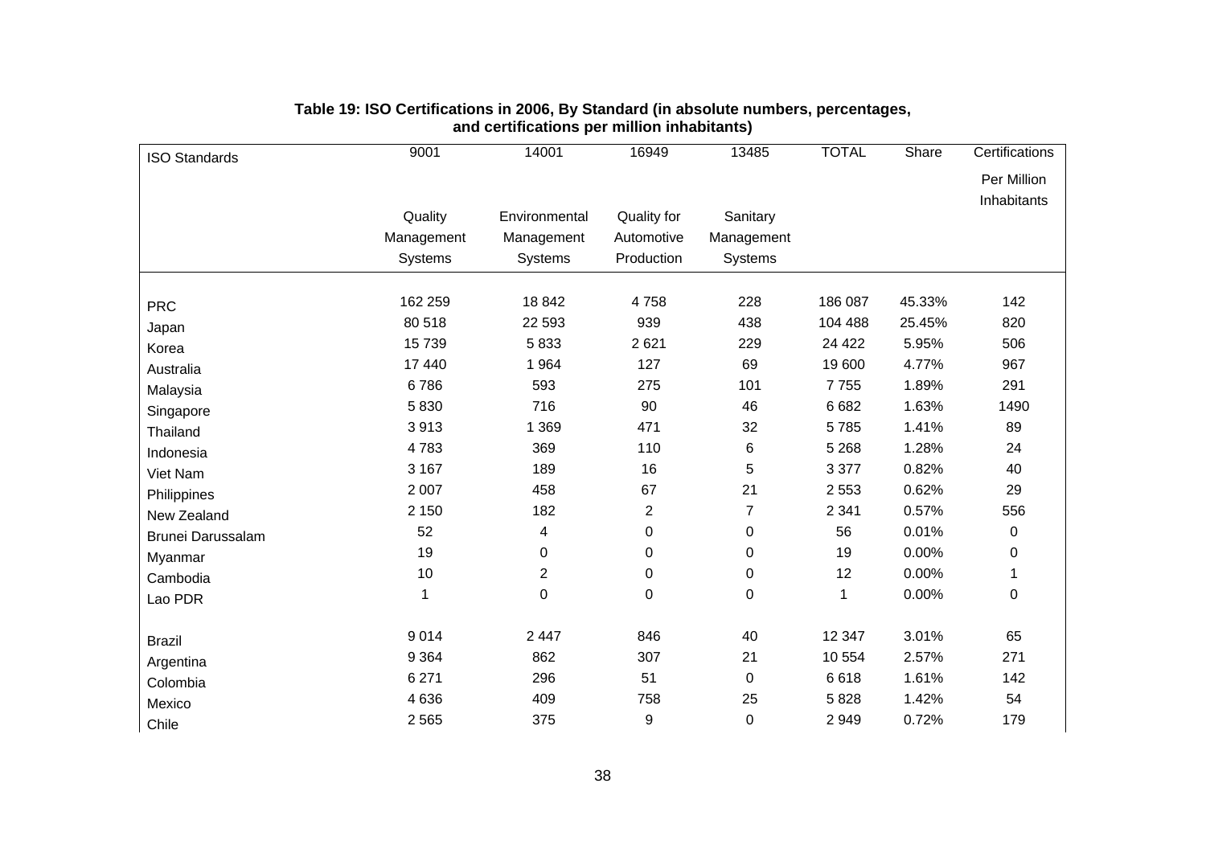**Table 19: ISO Certifications in 2006, By Standard (in absolute numbers, percentages, and certifications per million inhabitants)**

| ISO Standards | 9001 Quality Management Systems | 14001 Environmental Management Systems | 16949 Quality for Automotive Production | 13485 Sanitary Management Systems | TOTAL | Share | Certifications Per Million Inhabitants |
|---|---|---|---|---|---|---|---|
| PRC | 162 259 | 18 842 | 4 758 | 228 | 186 087 | 45.33% | 142 |
| Japan | 80 518 | 22 593 | 939 | 438 | 104 488 | 25.45% | 820 |
| Korea | 15 739 | 5 833 | 2 621 | 229 | 24 422 | 5.95% | 506 |
| Australia | 17 440 | 1 964 | 127 | 69 | 19 600 | 4.77% | 967 |
| Malaysia | 6 786 | 593 | 275 | 101 | 7 755 | 1.89% | 291 |
| Singapore | 5 830 | 716 | 90 | 46 | 6 682 | 1.63% | 1490 |
| Thailand | 3 913 | 1 369 | 471 | 32 | 5 785 | 1.41% | 89 |
| Indonesia | 4 783 | 369 | 110 | 6 | 5 268 | 1.28% | 24 |
| Viet Nam | 3 167 | 189 | 16 | 5 | 3 377 | 0.82% | 40 |
| Philippines | 2 007 | 458 | 67 | 21 | 2 553 | 0.62% | 29 |
| New Zealand | 2 150 | 182 | 2 | 7 | 2 341 | 0.57% | 556 |
| Brunei Darussalam | 52 | 4 | 0 | 0 | 56 | 0.01% | 0 |
| Myanmar | 19 | 0 | 0 | 0 | 19 | 0.00% | 0 |
| Cambodia | 10 | 2 | 0 | 0 | 12 | 0.00% | 1 |
| Lao PDR | 1 | 0 | 0 | 0 | 1 | 0.00% | 0 |
| Brazil | 9 014 | 2 447 | 846 | 40 | 12 347 | 3.01% | 65 |
| Argentina | 9 364 | 862 | 307 | 21 | 10 554 | 2.57% | 271 |
| Colombia | 6 271 | 296 | 51 | 0 | 6 618 | 1.61% | 142 |
| Mexico | 4 636 | 409 | 758 | 25 | 5 828 | 1.42% | 54 |
| Chile | 2 565 | 375 | 9 | 0 | 2 949 | 0.72% | 179 |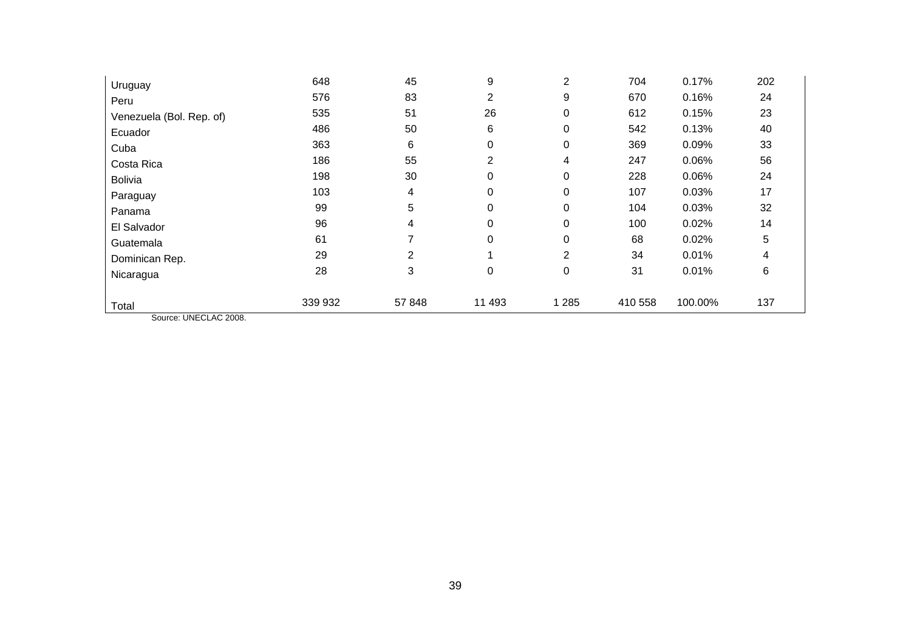| | | | | | | | |
|---|---|---|---|---|---|---|---|
| Uruguay | 648 | 45 | 9 | 2 | 704 | 0.17% | 202 |
| Peru | 576 | 83 | 2 | 9 | 670 | 0.16% | 24 |
| Venezuela (Bol. Rep. of) | 535 | 51 | 26 | 0 | 612 | 0.15% | 23 |
| Ecuador | 486 | 50 | 6 | 0 | 542 | 0.13% | 40 |
| Cuba | 363 | 6 | 0 | 0 | 369 | 0.09% | 33 |
| Costa Rica | 186 | 55 | 2 | 4 | 247 | 0.06% | 56 |
| Bolivia | 198 | 30 | 0 | 0 | 228 | 0.06% | 24 |
| Paraguay | 103 | 4 | 0 | 0 | 107 | 0.03% | 17 |
| Panama | 99 | 5 | 0 | 0 | 104 | 0.03% | 32 |
| El Salvador | 96 | 4 | 0 | 0 | 100 | 0.02% | 14 |
| Guatemala | 61 | 7 | 0 | 0 | 68 | 0.02% | 5 |
| Dominican Rep. | 29 | 2 | 1 | 2 | 34 | 0.01% | 4 |
| Nicaragua | 28 | 3 | 0 | 0 | 31 | 0.01% | 6 |
| Total | 339 932 | 57 848 | 11 493 | 1 285 | 410 558 | 100.00% | 137 |

Source: UNECLAC 2008.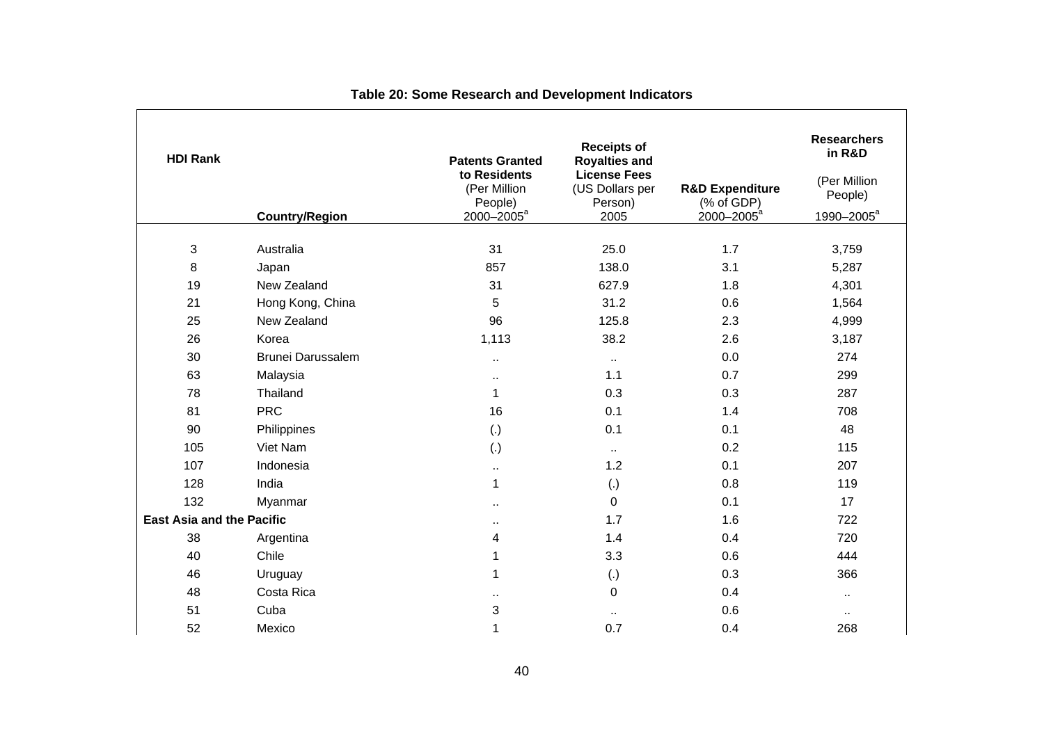**Table 20: Some Research and Development Indicators**

| HDI Rank | Country/Region | Patents Granted to Residents (Per Million People) 2000–2005[a] | Receipts of Royalties and License Fees (US Dollars per Person) 2005 | R&D Expenditure (% of GDP) 2000–2005[a] | Researchers in R&D (Per Million People) 1990–2005[a] |
|---|---|---|---|---|---|
| 3 | Australia | 31 | 25.0 | 1.7 | 3,759 |
| 8 | Japan | 857 | 138.0 | 3.1 | 5,287 |
| 19 | New Zealand | 31 | 627.9 | 1.8 | 4,301 |
| 21 | Hong Kong, China | 5 | 31.2 | 0.6 | 1,564 |
| 25 | New Zealand | 96 | 125.8 | 2.3 | 4,999 |
| 26 | Korea | 1,113 | 38.2 | 2.6 | 3,187 |
| 30 | Brunei Darussalem | .. | .. | 0.0 | 274 |
| 63 | Malaysia | .. | 1.1 | 0.7 | 299 |
| 78 | Thailand | 1 | 0.3 | 0.3 | 287 |
| 81 | PRC | 16 | 0.1 | 1.4 | 708 |
| 90 | Philippines | (.) | 0.1 | 0.1 | 48 |
| 105 | Viet Nam | (.) | .. | 0.2 | 115 |
| 107 | Indonesia | .. | 1.2 | 0.1 | 207 |
| 128 | India | 1 | (.) | 0.8 | 119 |
| 132 | Myanmar | .. | 0 | 0.1 | 17 |
| **East Asia and the Pacific** | | .. | 1.7 | 1.6 | 722 |
| 38 | Argentina | 4 | 1.4 | 0.4 | 720 |
| 40 | Chile | 1 | 3.3 | 0.6 | 444 |
| 46 | Uruguay | 1 | (.) | 0.3 | 366 |
| 48 | Costa Rica | .. | 0 | 0.4 | .. |
| 51 | Cuba | 3 | .. | 0.6 | .. |
| 52 | Mexico | 1 | 0.7 | 0.4 | 268 |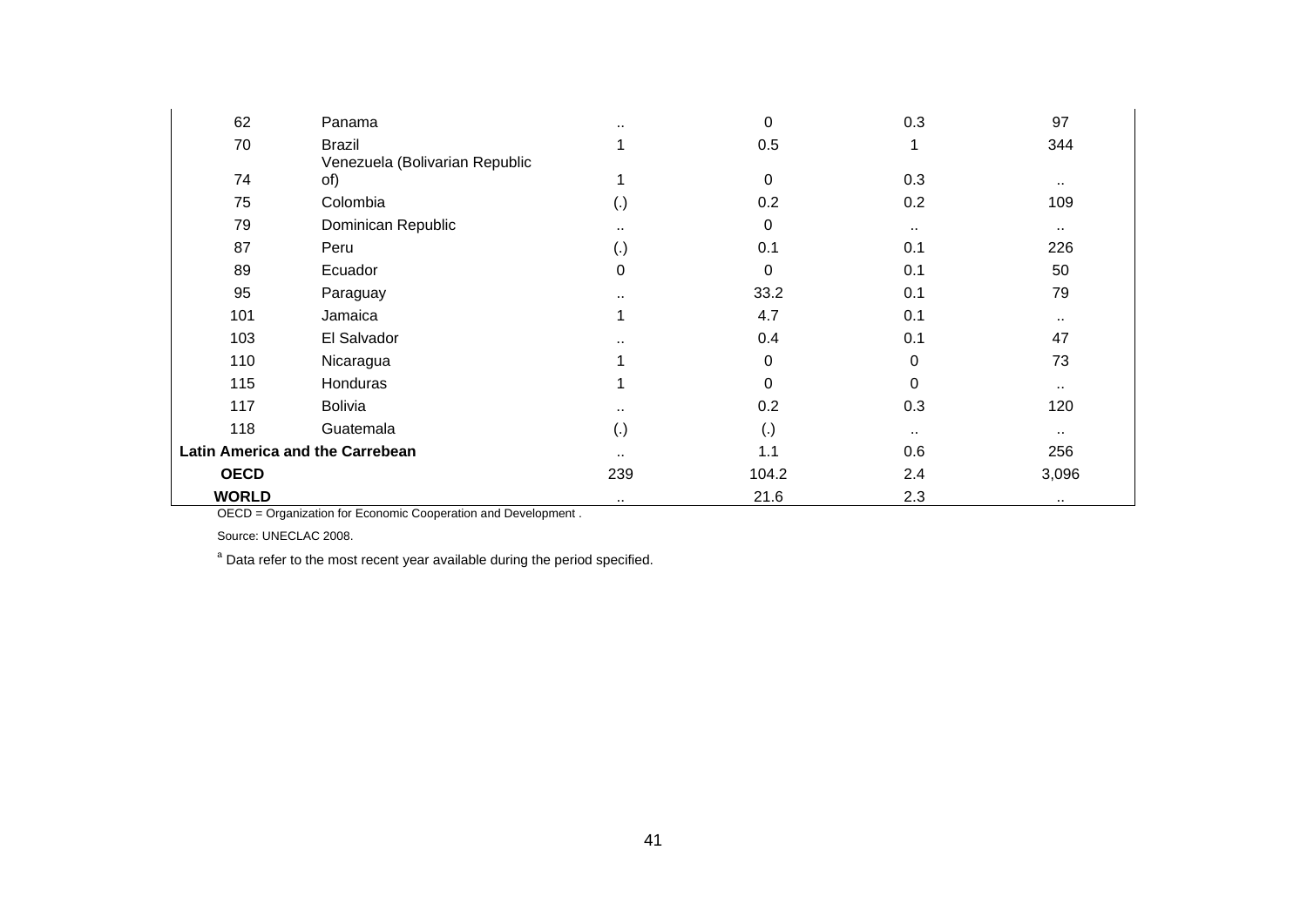| | | | | | |
|---|---|---|---|---|---|
| 62 | Panama | .. | 0 | 0.3 | 97 |
| 70 | Brazil | 1 | 0.5 | 1 | 344 |
| 74 | Venezuela (Bolivarian Republic of) | 1 | 0 | 0.3 | .. |
| 75 | Colombia | (.) | 0.2 | 0.2 | 109 |
| 79 | Dominican Republic | .. | 0 | .. | .. |
| 87 | Peru | (.) | 0.1 | 0.1 | 226 |
| 89 | Ecuador | 0 | 0 | 0.1 | 50 |
| 95 | Paraguay | .. | 33.2 | 0.1 | 79 |
| 101 | Jamaica | 1 | 4.7 | 0.1 | .. |
| 103 | El Salvador | .. | 0.4 | 0.1 | 47 |
| 110 | Nicaragua | 1 | 0 | 0 | 73 |
| 115 | Honduras | 1 | 0 | 0 | .. |
| 117 | Bolivia | .. | 0.2 | 0.3 | 120 |
| 118 | Guatemala | (.) | (.) | .. | .. |
| **Latin America and the Carrebean** | | .. | 1.1 | 0.6 | 256 |
| **OECD** | | 239 | 104.2 | 2.4 | 3,096 |
| **WORLD** | | .. | 21.6 | 2.3 | .. |

OECD = Organization for Economic Cooperation and Development .

Source: UNECLAC 2008.

[a] Data refer to the most recent year available during the period specified.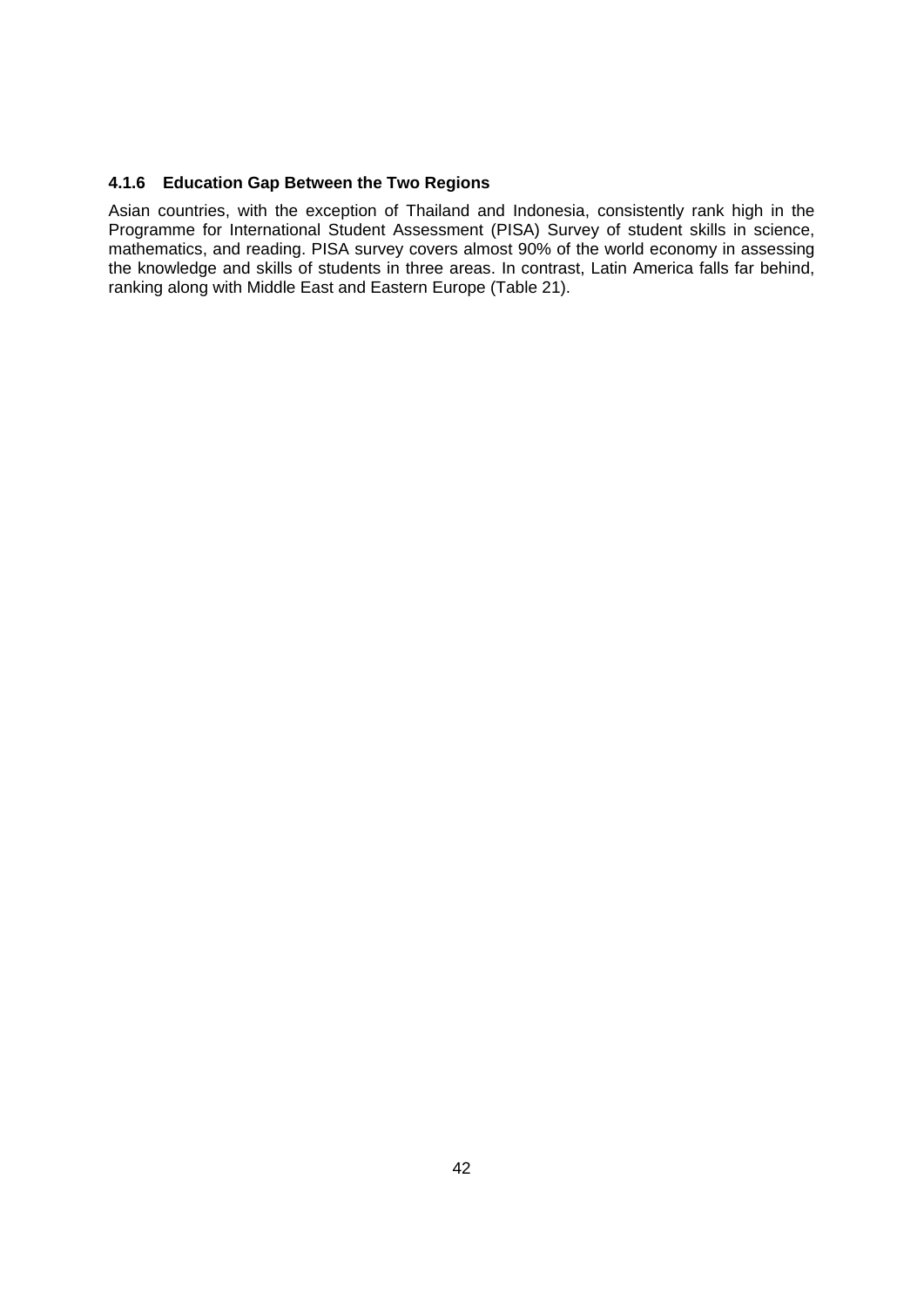#### 4.1.6 Education Gap Between the Two Regions

Asian countries, with the exception of Thailand and Indonesia, consistently rank high in the Programme for International Student Assessment (PISA) Survey of student skills in science, mathematics, and reading. PISA survey covers almost 90% of the world economy in assessing the knowledge and skills of students in three areas. In contrast, Latin America falls far behind, ranking along with Middle East and Eastern Europe (Table 21).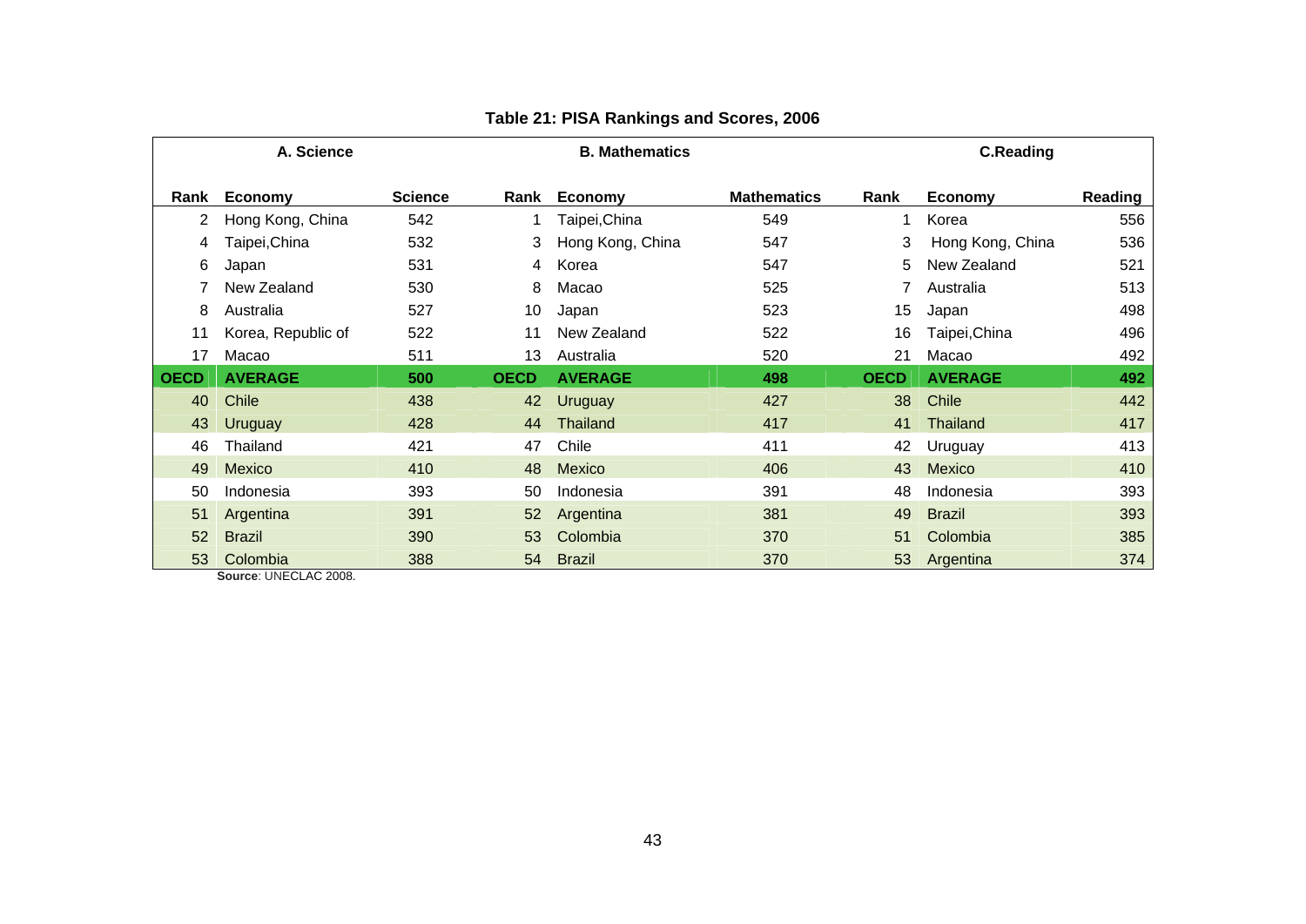**Table 21: PISA Rankings and Scores, 2006**

| A. Science | | | B. Mathematics | | | C.Reading | | |
|---|---|---|---|---|---|---|---|---|
| **Rank** | **Economy** | **Science** | **Rank** | **Economy** | **Mathematics** | **Rank** | **Economy** | **Reading** |
| 2 | Hong Kong, China | 542 | 1 | Taipei,China | 549 | 1 | Korea | 556 |
| 4 | Taipei,China | 532 | 3 | Hong Kong, China | 547 | 3 | Hong Kong, China | 536 |
| 6 | Japan | 531 | 4 | Korea | 547 | 5 | New Zealand | 521 |
| 7 | New Zealand | 530 | 8 | Macao | 525 | 7 | Australia | 513 |
| 8 | Australia | 527 | 10 | Japan | 523 | 15 | Japan | 498 |
| 11 | Korea, Republic of | 522 | 11 | New Zealand | 522 | 16 | Taipei,China | 496 |
| 17 | Macao | 511 | 13 | Australia | 520 | 21 | Macao | 492 |
| **OECD** | **AVERAGE** | **500** | **OECD** | **AVERAGE** | **498** | **OECD** | **AVERAGE** | **492** |
| 40 | Chile | 438 | 42 | Uruguay | 427 | 38 | Chile | 442 |
| 43 | Uruguay | 428 | 44 | Thailand | 417 | 41 | Thailand | 417 |
| 46 | Thailand | 421 | 47 | Chile | 411 | 42 | Uruguay | 413 |
| 49 | Mexico | 410 | 48 | Mexico | 406 | 43 | Mexico | 410 |
| 50 | Indonesia | 393 | 50 | Indonesia | 391 | 48 | Indonesia | 393 |
| 51 | Argentina | 391 | 52 | Argentina | 381 | 49 | Brazil | 393 |
| 52 | Brazil | 390 | 53 | Colombia | 370 | 51 | Colombia | 385 |
| 53 | Colombia | 388 | 54 | Brazil | 370 | 53 | Argentina | 374 |

**Source**: UNECLAC 2008.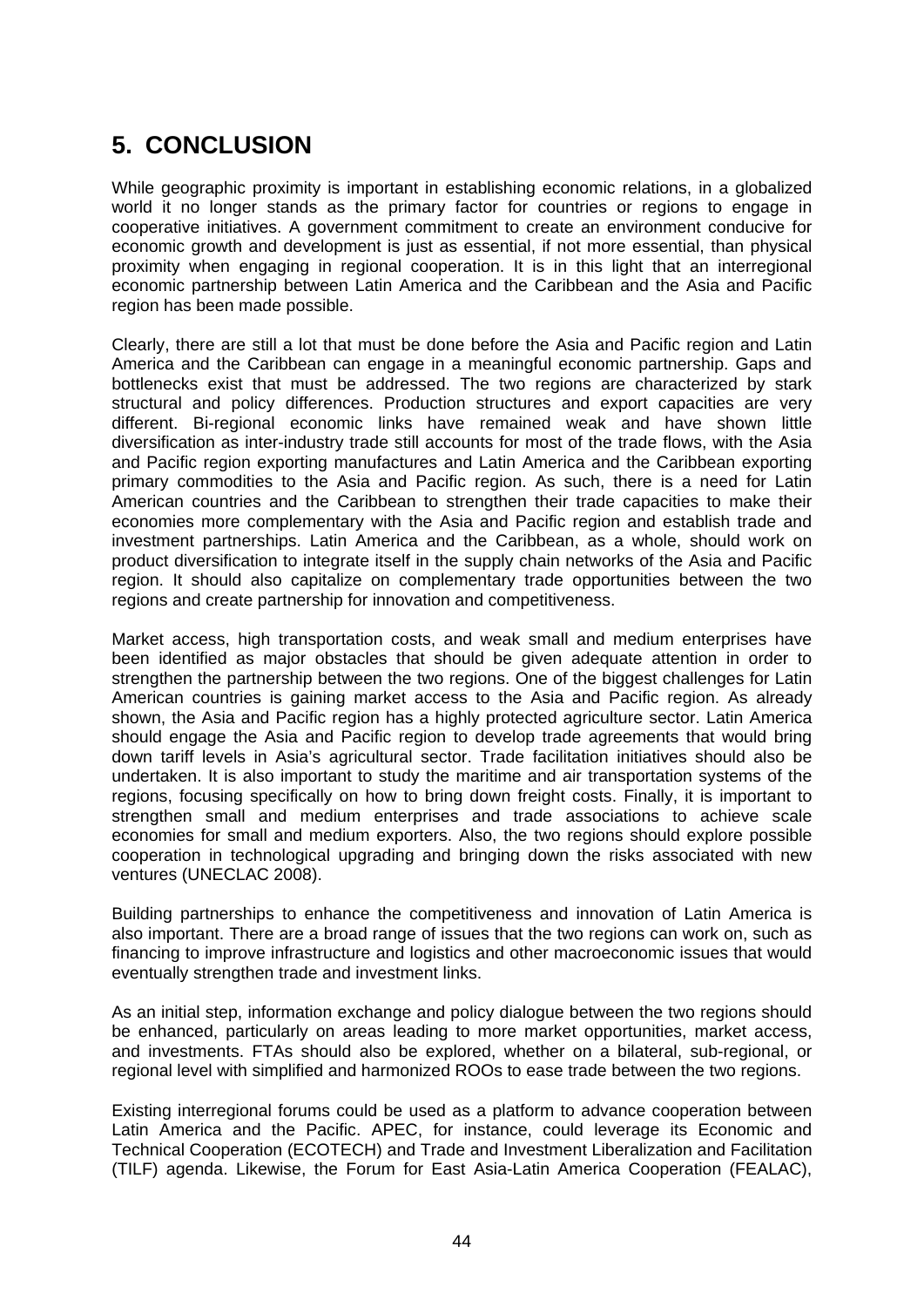# 5. CONCLUSION

While geographic proximity is important in establishing economic relations, in a globalized world it no longer stands as the primary factor for countries or regions to engage in cooperative initiatives. A government commitment to create an environment conducive for economic growth and development is just as essential, if not more essential, than physical proximity when engaging in regional cooperation. It is in this light that an interregional economic partnership between Latin America and the Caribbean and the Asia and Pacific region has been made possible.

Clearly, there are still a lot that must be done before the Asia and Pacific region and Latin America and the Caribbean can engage in a meaningful economic partnership. Gaps and bottlenecks exist that must be addressed. The two regions are characterized by stark structural and policy differences. Production structures and export capacities are very different. Bi-regional economic links have remained weak and have shown little diversification as inter-industry trade still accounts for most of the trade flows, with the Asia and Pacific region exporting manufactures and Latin America and the Caribbean exporting primary commodities to the Asia and Pacific region. As such, there is a need for Latin American countries and the Caribbean to strengthen their trade capacities to make their economies more complementary with the Asia and Pacific region and establish trade and investment partnerships. Latin America and the Caribbean, as a whole, should work on product diversification to integrate itself in the supply chain networks of the Asia and Pacific region. It should also capitalize on complementary trade opportunities between the two regions and create partnership for innovation and competitiveness.

Market access, high transportation costs, and weak small and medium enterprises have been identified as major obstacles that should be given adequate attention in order to strengthen the partnership between the two regions. One of the biggest challenges for Latin American countries is gaining market access to the Asia and Pacific region. As already shown, the Asia and Pacific region has a highly protected agriculture sector. Latin America should engage the Asia and Pacific region to develop trade agreements that would bring down tariff levels in Asia's agricultural sector. Trade facilitation initiatives should also be undertaken. It is also important to study the maritime and air transportation systems of the regions, focusing specifically on how to bring down freight costs. Finally, it is important to strengthen small and medium enterprises and trade associations to achieve scale economies for small and medium exporters. Also, the two regions should explore possible cooperation in technological upgrading and bringing down the risks associated with new ventures (UNECLAC 2008).

Building partnerships to enhance the competitiveness and innovation of Latin America is also important. There are a broad range of issues that the two regions can work on, such as financing to improve infrastructure and logistics and other macroeconomic issues that would eventually strengthen trade and investment links.

As an initial step, information exchange and policy dialogue between the two regions should be enhanced, particularly on areas leading to more market opportunities, market access, and investments. FTAs should also be explored, whether on a bilateral, sub-regional, or regional level with simplified and harmonized ROOs to ease trade between the two regions.

Existing interregional forums could be used as a platform to advance cooperation between Latin America and the Pacific. APEC, for instance, could leverage its Economic and Technical Cooperation (ECOTECH) and Trade and Investment Liberalization and Facilitation (TILF) agenda. Likewise, the Forum for East Asia-Latin America Cooperation (FEALAC),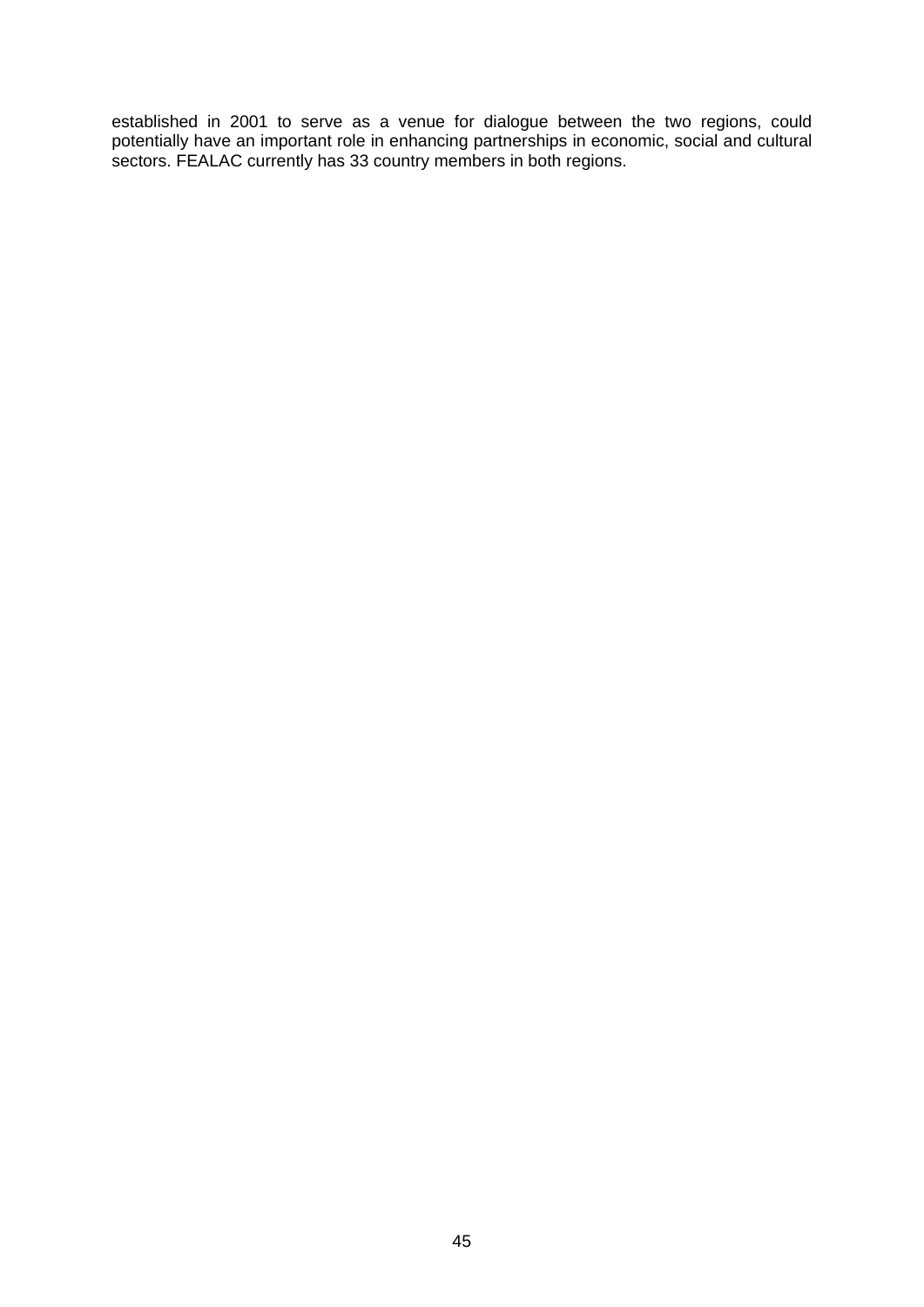established in 2001 to serve as a venue for dialogue between the two regions, could potentially have an important role in enhancing partnerships in economic, social and cultural sectors. FEALAC currently has 33 country members in both regions.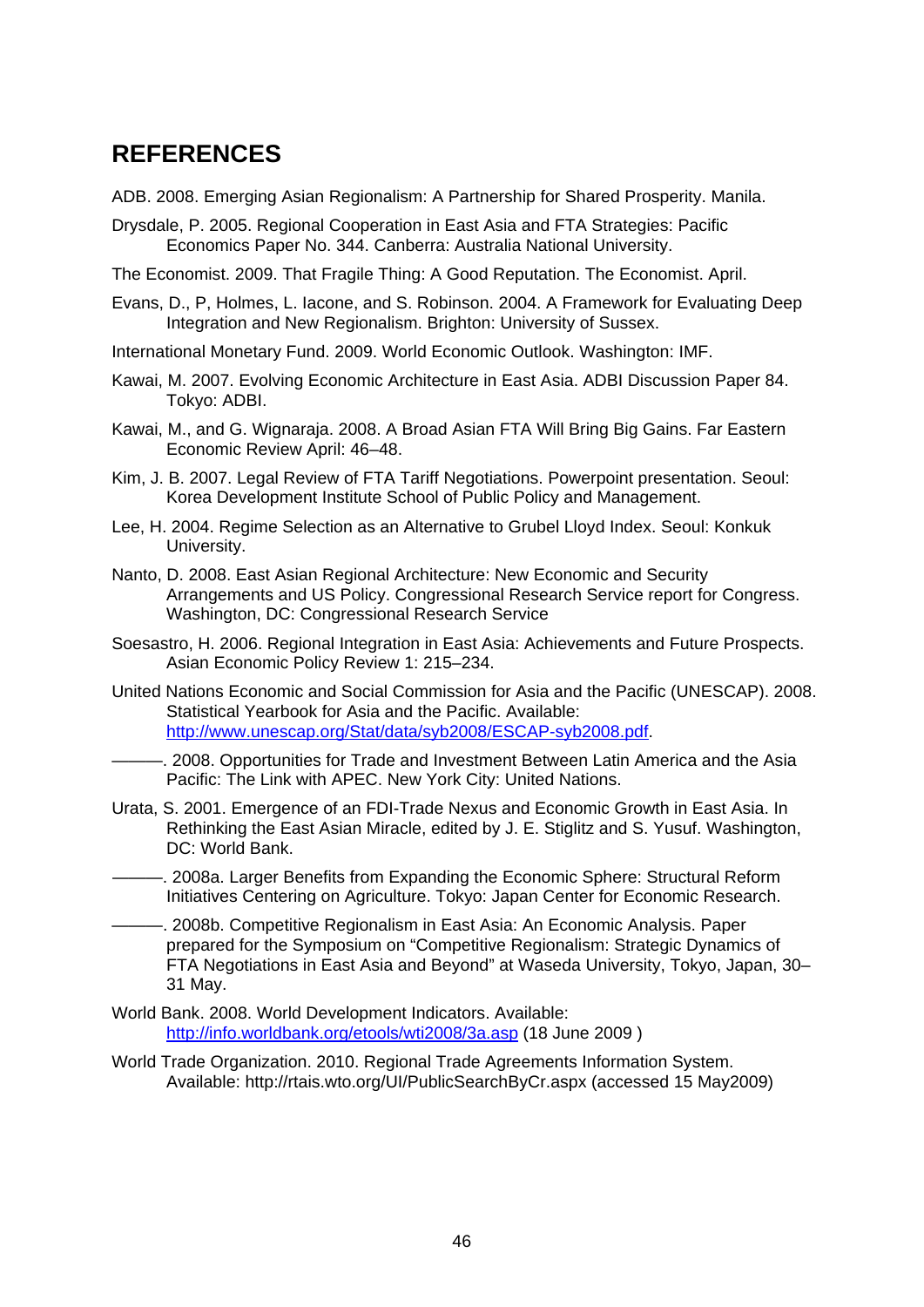## REFERENCES

ADB. 2008. Emerging Asian Regionalism: A Partnership for Shared Prosperity. Manila.

Drysdale, P. 2005. Regional Cooperation in East Asia and FTA Strategies: Pacific Economics Paper No. 344. Canberra: Australia National University.

The Economist. 2009. That Fragile Thing: A Good Reputation. The Economist. April.

Evans, D., P, Holmes, L. Iacone, and S. Robinson. 2004. A Framework for Evaluating Deep Integration and New Regionalism. Brighton: University of Sussex.

International Monetary Fund. 2009. World Economic Outlook. Washington: IMF.

Kawai, M. 2007. Evolving Economic Architecture in East Asia. ADBI Discussion Paper 84. Tokyo: ADBI.

Kawai, M., and G. Wignaraja. 2008. A Broad Asian FTA Will Bring Big Gains. Far Eastern Economic Review April: 46–48.

Kim, J. B. 2007. Legal Review of FTA Tariff Negotiations. Powerpoint presentation. Seoul: Korea Development Institute School of Public Policy and Management.

Lee, H. 2004. Regime Selection as an Alternative to Grubel Lloyd Index. Seoul: Konkuk University.

Nanto, D. 2008. East Asian Regional Architecture: New Economic and Security Arrangements and US Policy. Congressional Research Service report for Congress. Washington, DC: Congressional Research Service

Soesastro, H. 2006. Regional Integration in East Asia: Achievements and Future Prospects. Asian Economic Policy Review 1: 215–234.

United Nations Economic and Social Commission for Asia and the Pacific (UNESCAP). 2008. Statistical Yearbook for Asia and the Pacific. Available: http://www.unescap.org/Stat/data/syb2008/ESCAP-syb2008.pdf.

———. 2008. Opportunities for Trade and Investment Between Latin America and the Asia Pacific: The Link with APEC. New York City: United Nations.

Urata, S. 2001. Emergence of an FDI-Trade Nexus and Economic Growth in East Asia. In Rethinking the East Asian Miracle, edited by J. E. Stiglitz and S. Yusuf. Washington, DC: World Bank.

———. 2008a. Larger Benefits from Expanding the Economic Sphere: Structural Reform Initiatives Centering on Agriculture. Tokyo: Japan Center for Economic Research.

———. 2008b. Competitive Regionalism in East Asia: An Economic Analysis. Paper prepared for the Symposium on "Competitive Regionalism: Strategic Dynamics of FTA Negotiations in East Asia and Beyond" at Waseda University, Tokyo, Japan, 30–31 May.

World Bank. 2008. World Development Indicators. Available: http://info.worldbank.org/etools/wti2008/3a.asp (18 June 2009 )

World Trade Organization. 2010. Regional Trade Agreements Information System. Available: http://rtais.wto.org/UI/PublicSearchByCr.aspx (accessed 15 May2009)